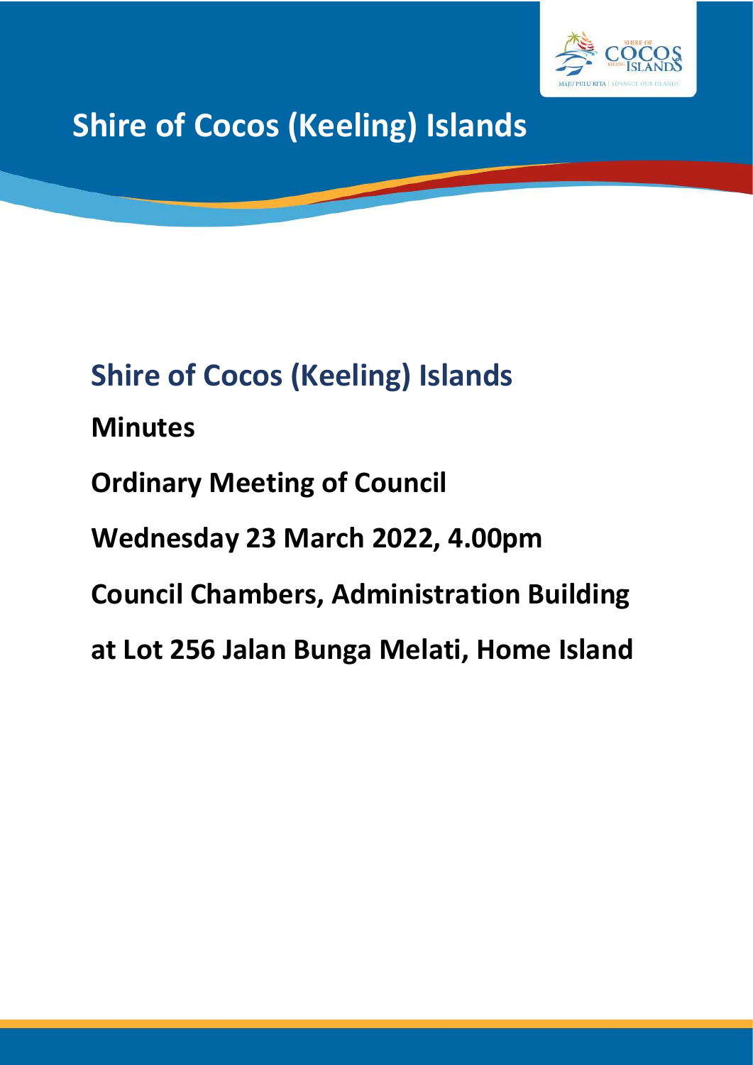# Shire of Cocos (Keeling) Islands

## Shire of Cocos (Keeling) Islands

**Minutes**

**Ordinary Meeting of Council**

**Wednesday 23 March 2022, 4.00pm**

**Council Chambers, Administration Building**

**at Lot 256 Jalan Bunga Melati, Home Island**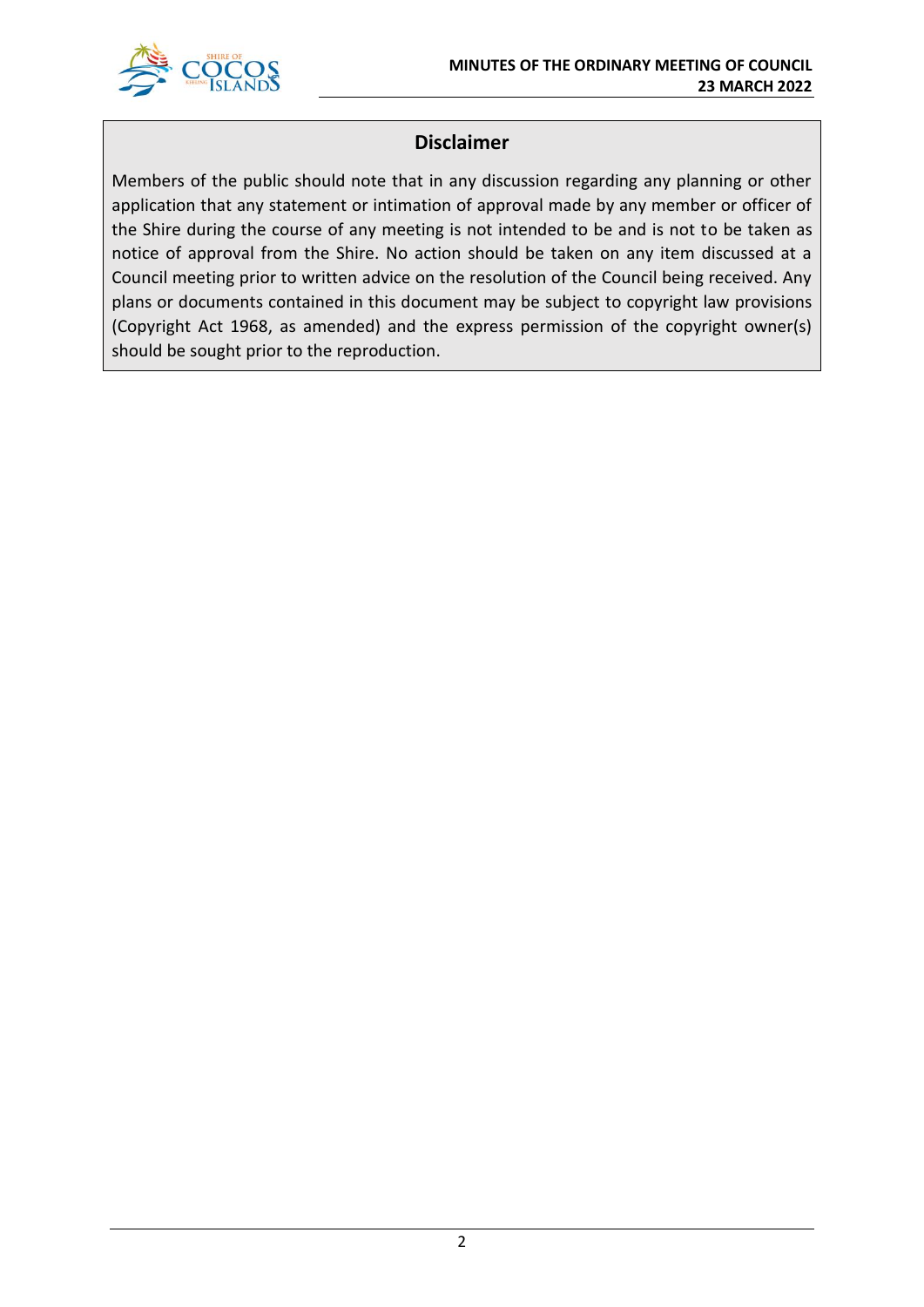## Disclaimer

Members of the public should note that in any discussion regarding any planning or other application that any statement or intimation of approval made by any member or officer of the Shire during the course of any meeting is not intended to be and is not to be taken as notice of approval from the Shire. No action should be taken on any item discussed at a Council meeting prior to written advice on the resolution of the Council being received. Any plans or documents contained in this document may be subject to copyright law provisions (Copyright Act 1968, as amended) and the express permission of the copyright owner(s) should be sought prior to the reproduction.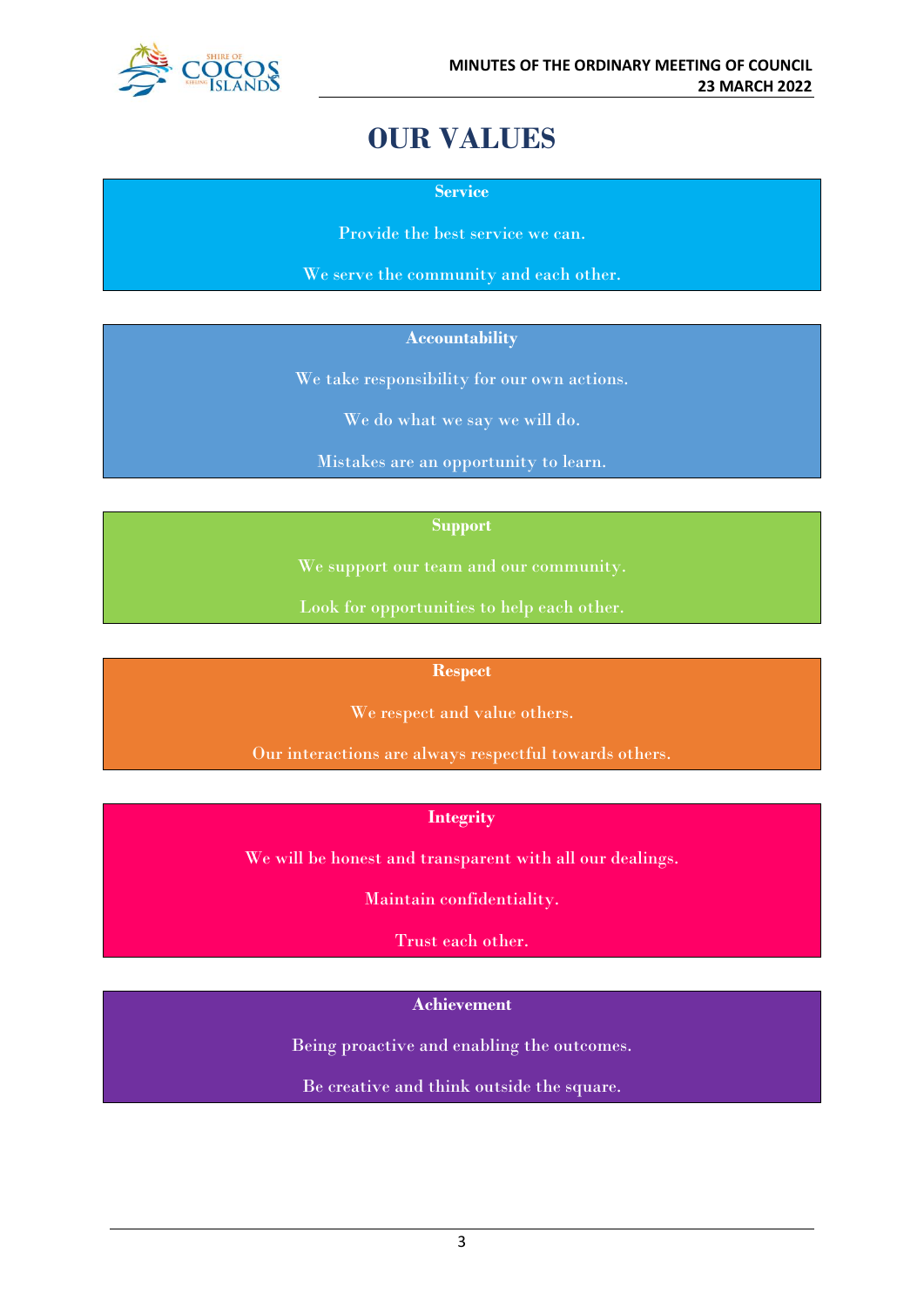# OUR VALUES

**Service**

Provide the best service we can.

We serve the community and each other.

**Accountability**

We take responsibility for our own actions.

We do what we say we will do.

Mistakes are an opportunity to learn.

**Support**

We support our team and our community.

Look for opportunities to help each other.

**Respect**

We respect and value others.

Our interactions are always respectful towards others.

**Integrity**

We will be honest and transparent with all our dealings.

Maintain confidentiality.

Trust each other.

**Achievement**

Being proactive and enabling the outcomes.

Be creative and think outside the square.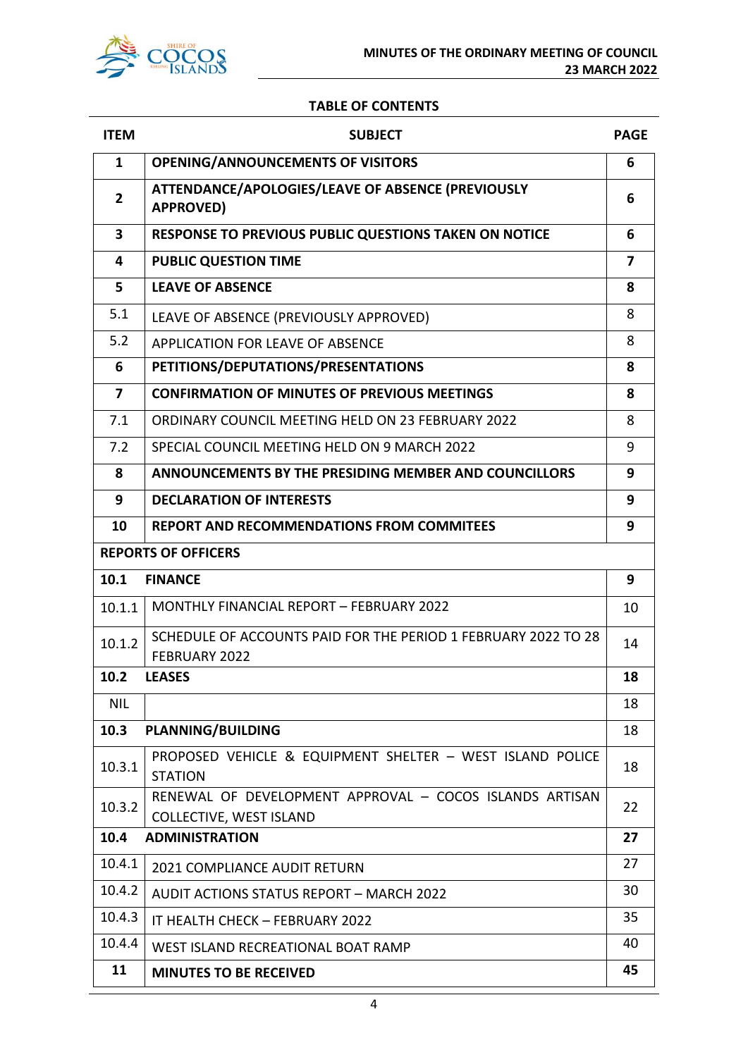**TABLE OF CONTENTS**

| ITEM | SUBJECT | PAGE |
|---|---|---|
| **1** | **OPENING/ANNOUNCEMENTS OF VISITORS** | **6** |
| **2** | **ATTENDANCE/APOLOGIES/LEAVE OF ABSENCE (PREVIOUSLY APPROVED)** | **6** |
| **3** | **RESPONSE TO PREVIOUS PUBLIC QUESTIONS TAKEN ON NOTICE** | **6** |
| **4** | **PUBLIC QUESTION TIME** | **7** |
| **5** | **LEAVE OF ABSENCE** | **8** |
| 5.1 | LEAVE OF ABSENCE (PREVIOUSLY APPROVED) | 8 |
| 5.2 | APPLICATION FOR LEAVE OF ABSENCE | 8 |
| **6** | **PETITIONS/DEPUTATIONS/PRESENTATIONS** | **8** |
| **7** | **CONFIRMATION OF MINUTES OF PREVIOUS MEETINGS** | **8** |
| 7.1 | ORDINARY COUNCIL MEETING HELD ON 23 FEBRUARY 2022 | 8 |
| 7.2 | SPECIAL COUNCIL MEETING HELD ON 9 MARCH 2022 | 9 |
| **8** | **ANNOUNCEMENTS BY THE PRESIDING MEMBER AND COUNCILLORS** | **9** |
| **9** | **DECLARATION OF INTERESTS** | **9** |
| **10** | **REPORT AND RECOMMENDATIONS FROM COMMITEES** | **9** |
| **REPORTS OF OFFICERS** | | |
| **10.1** | **FINANCE** | **9** |
| 10.1.1 | MONTHLY FINANCIAL REPORT – FEBRUARY 2022 | 10 |
| 10.1.2 | SCHEDULE OF ACCOUNTS PAID FOR THE PERIOD 1 FEBRUARY 2022 TO 28 FEBRUARY 2022 | 14 |
| **10.2** | **LEASES** | **18** |
| NIL | | 18 |
| **10.3** | **PLANNING/BUILDING** | 18 |
| 10.3.1 | PROPOSED VEHICLE & EQUIPMENT SHELTER – WEST ISLAND POLICE STATION | 18 |
| 10.3.2 | RENEWAL OF DEVELOPMENT APPROVAL – COCOS ISLANDS ARTISAN COLLECTIVE, WEST ISLAND | 22 |
| **10.4** | **ADMINISTRATION** | **27** |
| 10.4.1 | 2021 COMPLIANCE AUDIT RETURN | 27 |
| 10.4.2 | AUDIT ACTIONS STATUS REPORT – MARCH 2022 | 30 |
| 10.4.3 | IT HEALTH CHECK – FEBRUARY 2022 | 35 |
| 10.4.4 | WEST ISLAND RECREATIONAL BOAT RAMP | 40 |
| **11** | **MINUTES TO BE RECEIVED** | **45** |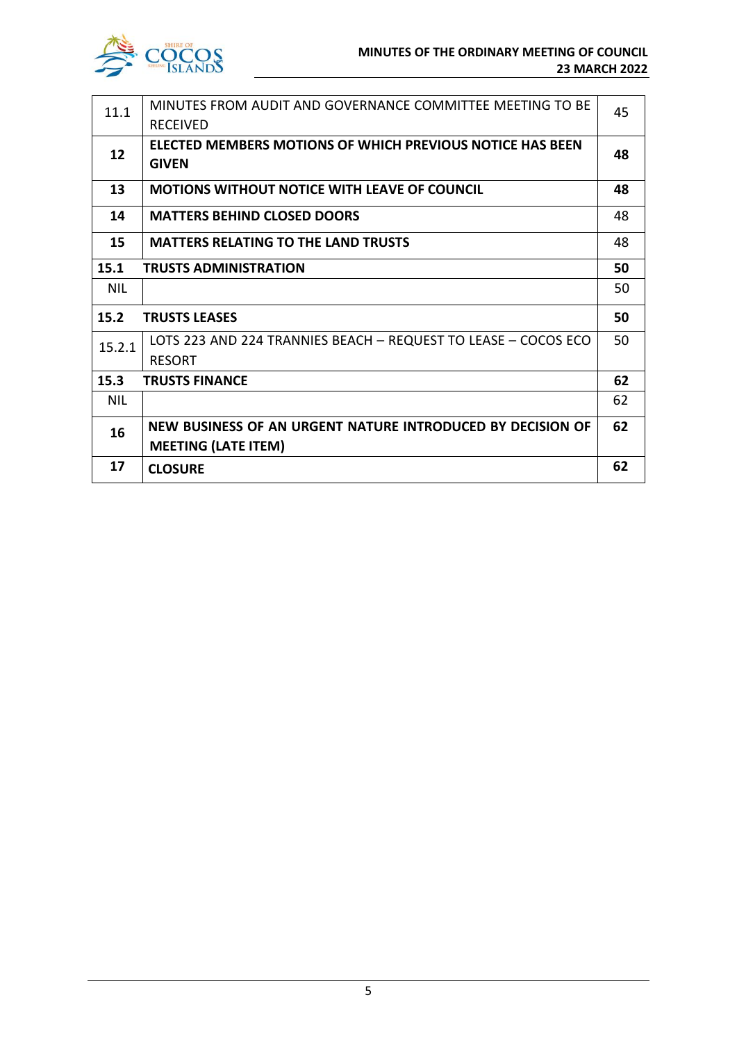| | | |
|---|---|---|
| 11.1 | MINUTES FROM AUDIT AND GOVERNANCE COMMITTEE MEETING TO BE RECEIVED | 45 |
| **12** | **ELECTED MEMBERS MOTIONS OF WHICH PREVIOUS NOTICE HAS BEEN GIVEN** | **48** |
| **13** | **MOTIONS WITHOUT NOTICE WITH LEAVE OF COUNCIL** | **48** |
| **14** | **MATTERS BEHIND CLOSED DOORS** | 48 |
| **15** | **MATTERS RELATING TO THE LAND TRUSTS** | 48 |
| **15.1** | **TRUSTS ADMINISTRATION** | **50** |
| NIL | | 50 |
| **15.2** | **TRUSTS LEASES** | **50** |
| 15.2.1 | LOTS 223 AND 224 TRANNIES BEACH – REQUEST TO LEASE – COCOS ECO RESORT | 50 |
| **15.3** | **TRUSTS FINANCE** | **62** |
| NIL | | 62 |
| **16** | **NEW BUSINESS OF AN URGENT NATURE INTRODUCED BY DECISION OF MEETING (LATE ITEM)** | **62** |
| **17** | **CLOSURE** | **62** |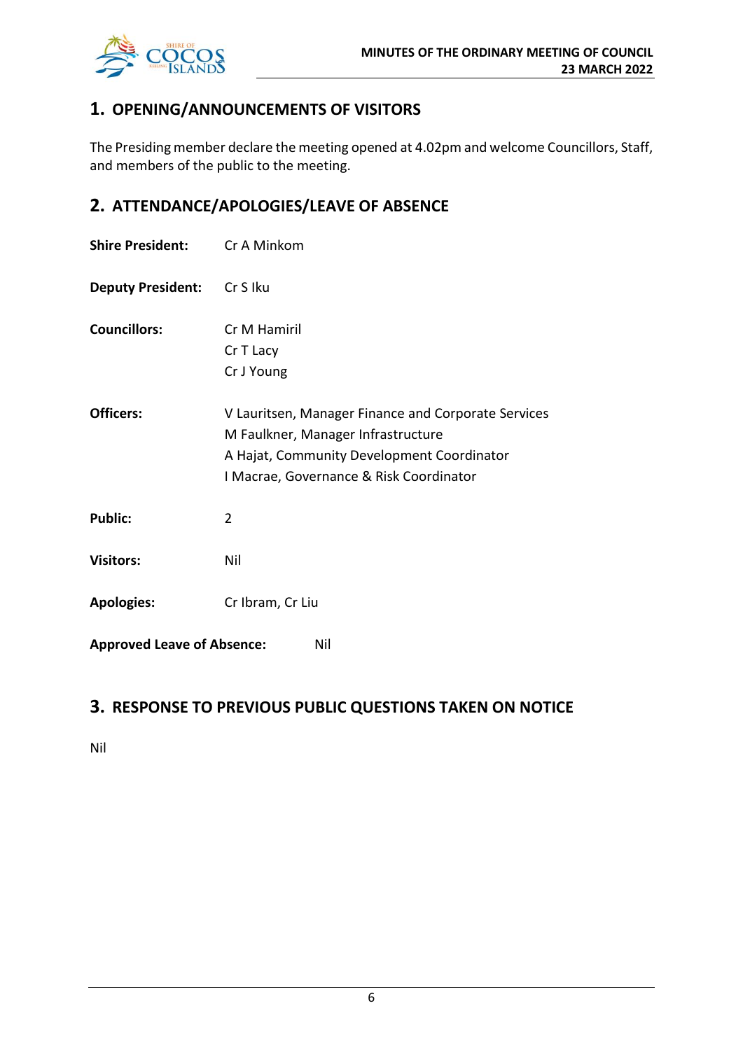## 1. OPENING/ANNOUNCEMENTS OF VISITORS

The Presiding member declare the meeting opened at 4.02pm and welcome Councillors, Staff, and members of the public to the meeting.

## 2. ATTENDANCE/APOLOGIES/LEAVE OF ABSENCE

**Shire President:** Cr A Minkom

**Deputy President:** Cr S Iku

**Councillors:** Cr M Hamiril
Cr T Lacy
Cr J Young

**Officers:** V Lauritsen, Manager Finance and Corporate Services
M Faulkner, Manager Infrastructure
A Hajat, Community Development Coordinator
I Macrae, Governance & Risk Coordinator

**Public:** 2

**Visitors:** Nil

**Apologies:** Cr Ibram, Cr Liu

**Approved Leave of Absence:** Nil

## 3. RESPONSE TO PREVIOUS PUBLIC QUESTIONS TAKEN ON NOTICE

Nil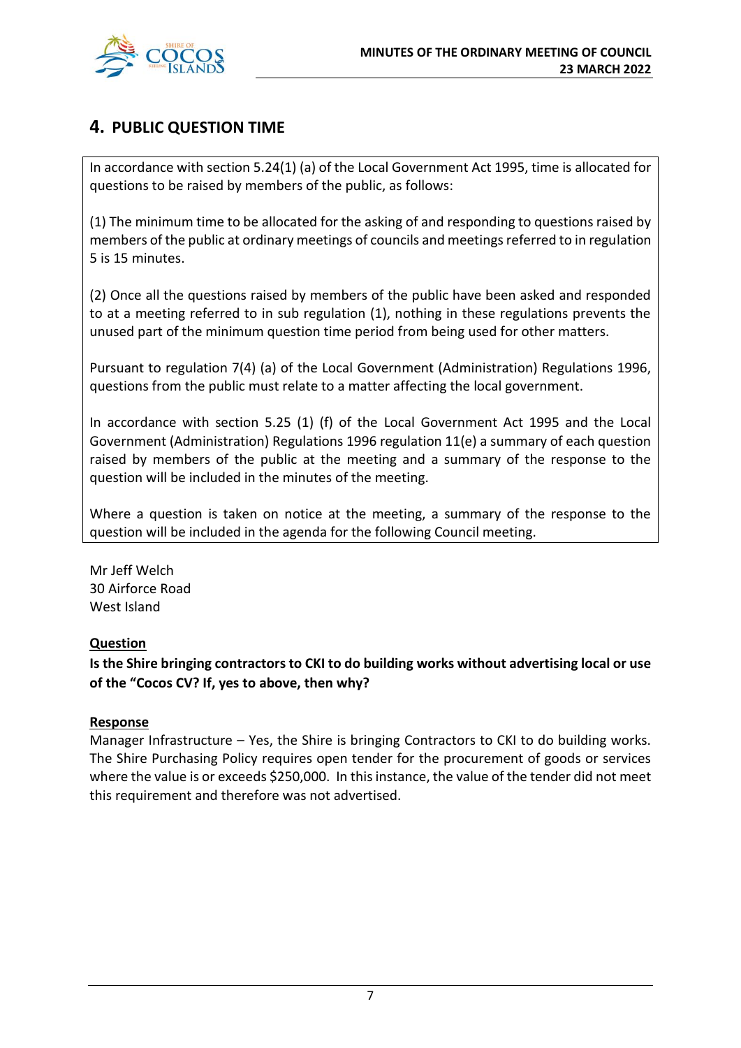## 4. PUBLIC QUESTION TIME

In accordance with section 5.24(1) (a) of the Local Government Act 1995, time is allocated for questions to be raised by members of the public, as follows:

(1) The minimum time to be allocated for the asking of and responding to questions raised by members of the public at ordinary meetings of councils and meetings referred to in regulation 5 is 15 minutes.

(2) Once all the questions raised by members of the public have been asked and responded to at a meeting referred to in sub regulation (1), nothing in these regulations prevents the unused part of the minimum question time period from being used for other matters.

Pursuant to regulation 7(4) (a) of the Local Government (Administration) Regulations 1996, questions from the public must relate to a matter affecting the local government.

In accordance with section 5.25 (1) (f) of the Local Government Act 1995 and the Local Government (Administration) Regulations 1996 regulation 11(e) a summary of each question raised by members of the public at the meeting and a summary of the response to the question will be included in the minutes of the meeting.

Where a question is taken on notice at the meeting, a summary of the response to the question will be included in the agenda for the following Council meeting.

Mr Jeff Welch
30 Airforce Road
West Island

**Question**

**Is the Shire bringing contractors to CKI to do building works without advertising local or use of the "Cocos CV? If, yes to above, then why?**

**Response**

Manager Infrastructure – Yes, the Shire is bringing Contractors to CKI to do building works. The Shire Purchasing Policy requires open tender for the procurement of goods or services where the value is or exceeds $250,000. In this instance, the value of the tender did not meet this requirement and therefore was not advertised.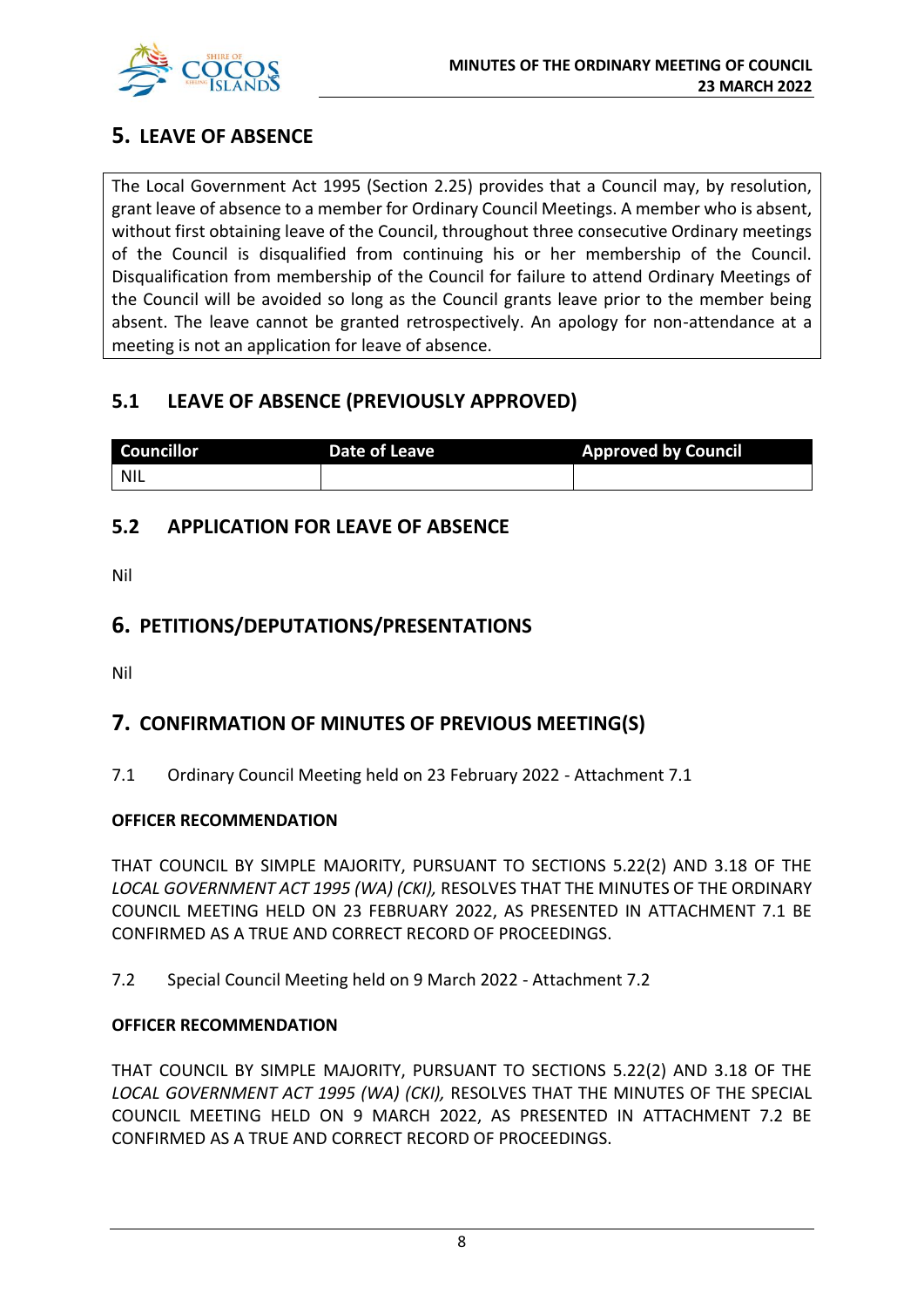## 5. LEAVE OF ABSENCE

The Local Government Act 1995 (Section 2.25) provides that a Council may, by resolution, grant leave of absence to a member for Ordinary Council Meetings. A member who is absent, without first obtaining leave of the Council, throughout three consecutive Ordinary meetings of the Council is disqualified from continuing his or her membership of the Council. Disqualification from membership of the Council for failure to attend Ordinary Meetings of the Council will be avoided so long as the Council grants leave prior to the member being absent. The leave cannot be granted retrospectively. An apology for non-attendance at a meeting is not an application for leave of absence.

### 5.1 LEAVE OF ABSENCE (PREVIOUSLY APPROVED)

| Councillor | Date of Leave | Approved by Council |
|---|---|---|
| NIL | | |

### 5.2 APPLICATION FOR LEAVE OF ABSENCE

Nil

## 6. PETITIONS/DEPUTATIONS/PRESENTATIONS

Nil

## 7. CONFIRMATION OF MINUTES OF PREVIOUS MEETING(S)

7.1 Ordinary Council Meeting held on 23 February 2022 - Attachment 7.1

**OFFICER RECOMMENDATION**

THAT COUNCIL BY SIMPLE MAJORITY, PURSUANT TO SECTIONS 5.22(2) AND 3.18 OF THE *LOCAL GOVERNMENT ACT 1995 (WA) (CKI),* RESOLVES THAT THE MINUTES OF THE ORDINARY COUNCIL MEETING HELD ON 23 FEBRUARY 2022, AS PRESENTED IN ATTACHMENT 7.1 BE CONFIRMED AS A TRUE AND CORRECT RECORD OF PROCEEDINGS.

7.2 Special Council Meeting held on 9 March 2022 - Attachment 7.2

**OFFICER RECOMMENDATION**

THAT COUNCIL BY SIMPLE MAJORITY, PURSUANT TO SECTIONS 5.22(2) AND 3.18 OF THE *LOCAL GOVERNMENT ACT 1995 (WA) (CKI),* RESOLVES THAT THE MINUTES OF THE SPECIAL COUNCIL MEETING HELD ON 9 MARCH 2022, AS PRESENTED IN ATTACHMENT 7.2 BE CONFIRMED AS A TRUE AND CORRECT RECORD OF PROCEEDINGS.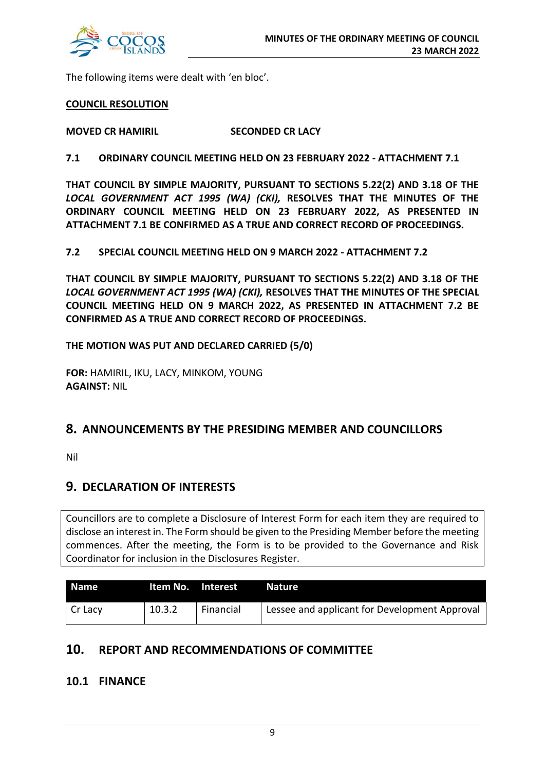The following items were dealt with 'en bloc'.

**COUNCIL RESOLUTION**

**MOVED CR HAMIRIL** **SECONDED CR LACY**

**7.1 ORDINARY COUNCIL MEETING HELD ON 23 FEBRUARY 2022 - ATTACHMENT 7.1**

**THAT COUNCIL BY SIMPLE MAJORITY, PURSUANT TO SECTIONS 5.22(2) AND 3.18 OF THE *LOCAL GOVERNMENT ACT 1995 (WA) (CKI),* RESOLVES THAT THE MINUTES OF THE ORDINARY COUNCIL MEETING HELD ON 23 FEBRUARY 2022, AS PRESENTED IN ATTACHMENT 7.1 BE CONFIRMED AS A TRUE AND CORRECT RECORD OF PROCEEDINGS.**

**7.2 SPECIAL COUNCIL MEETING HELD ON 9 MARCH 2022 - ATTACHMENT 7.2**

**THAT COUNCIL BY SIMPLE MAJORITY, PURSUANT TO SECTIONS 5.22(2) AND 3.18 OF THE *LOCAL GOVERNMENT ACT 1995 (WA) (CKI),* RESOLVES THAT THE MINUTES OF THE SPECIAL COUNCIL MEETING HELD ON 9 MARCH 2022, AS PRESENTED IN ATTACHMENT 7.2 BE CONFIRMED AS A TRUE AND CORRECT RECORD OF PROCEEDINGS.**

**THE MOTION WAS PUT AND DECLARED CARRIED (5/0)**

**FOR:** HAMIRIL, IKU, LACY, MINKOM, YOUNG
**AGAINST:** NIL

## 8. ANNOUNCEMENTS BY THE PRESIDING MEMBER AND COUNCILLORS

Nil

## 9. DECLARATION OF INTERESTS

Councillors are to complete a Disclosure of Interest Form for each item they are required to disclose an interest in. The Form should be given to the Presiding Member before the meeting commences. After the meeting, the Form is to be provided to the Governance and Risk Coordinator for inclusion in the Disclosures Register.

| Name | Item No. | Interest | Nature |
|---|---|---|---|
| Cr Lacy | 10.3.2 | Financial | Lessee and applicant for Development Approval |

## 10. REPORT AND RECOMMENDATIONS OF COMMITTEE

### 10.1 FINANCE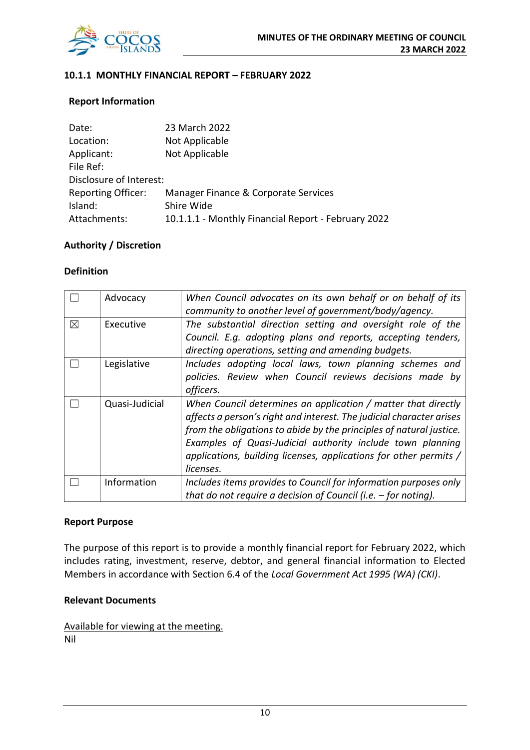## 10.1.1 MONTHLY FINANCIAL REPORT – FEBRUARY 2022

### Report Information

Date: 23 March 2022
Location: Not Applicable
Applicant: Not Applicable
File Ref:
Disclosure of Interest:
Reporting Officer: Manager Finance & Corporate Services
Island: Shire Wide
Attachments: 10.1.1.1 - Monthly Financial Report - February 2022

### Authority / Discretion

### Definition

| | | |
|---|---|---|
| ☐ | Advocacy | *When Council advocates on its own behalf or on behalf of its community to another level of government/body/agency.* |
| ☒ | Executive | *The substantial direction setting and oversight role of the Council. E.g. adopting plans and reports, accepting tenders, directing operations, setting and amending budgets.* |
| ☐ | Legislative | *Includes adopting local laws, town planning schemes and policies. Review when Council reviews decisions made by officers.* |
| ☐ | Quasi-Judicial | *When Council determines an application / matter that directly affects a person's right and interest. The judicial character arises from the obligations to abide by the principles of natural justice. Examples of Quasi-Judicial authority include town planning applications, building licenses, applications for other permits / licenses.* |
| ☐ | Information | *Includes items provides to Council for information purposes only that do not require a decision of Council (i.e. – for noting).* |

### Report Purpose

The purpose of this report is to provide a monthly financial report for February 2022, which includes rating, investment, reserve, debtor, and general financial information to Elected Members in accordance with Section 6.4 of the *Local Government Act 1995 (WA) (CKI)*.

### Relevant Documents

Available for viewing at the meeting.
Nil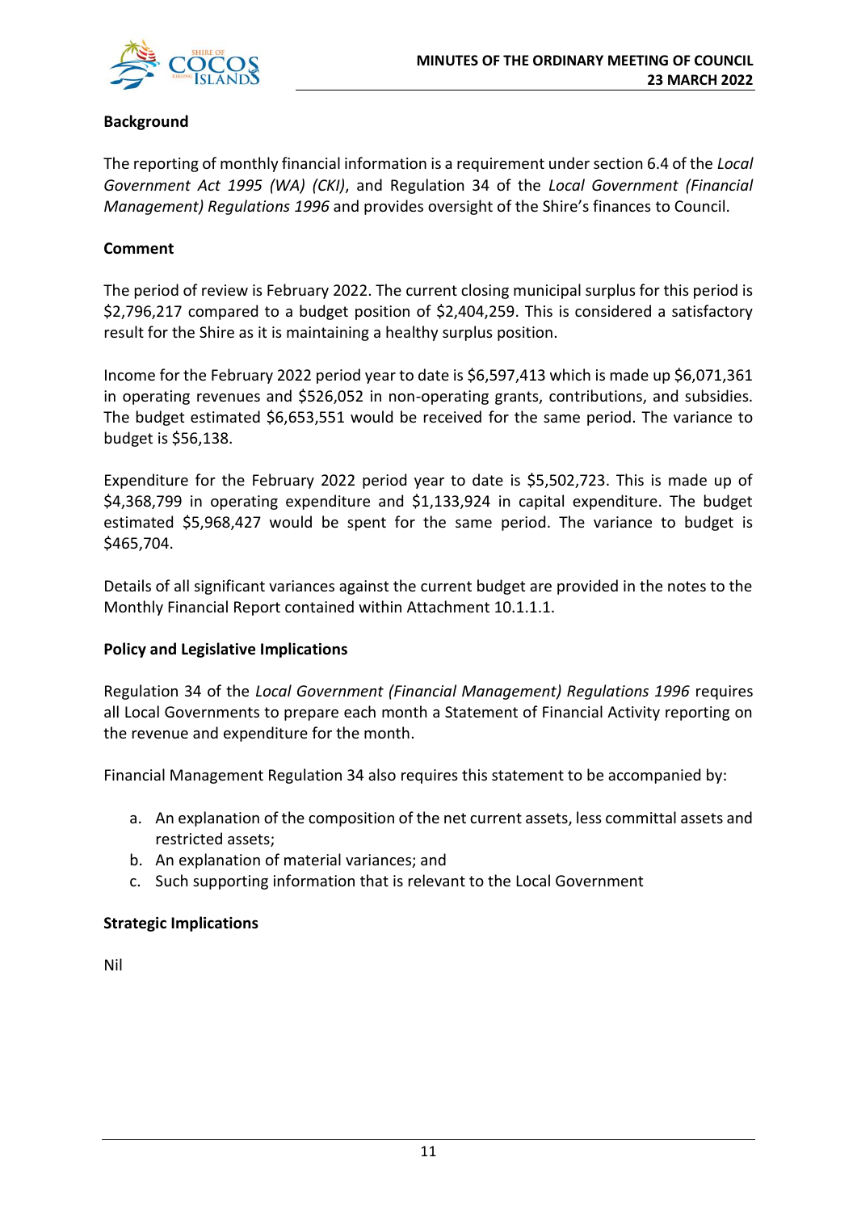**Background**

The reporting of monthly financial information is a requirement under section 6.4 of the *Local Government Act 1995 (WA) (CKI)*, and Regulation 34 of the *Local Government (Financial Management) Regulations 1996* and provides oversight of the Shire's finances to Council.

**Comment**

The period of review is February 2022. The current closing municipal surplus for this period is $2,796,217 compared to a budget position of $2,404,259. This is considered a satisfactory result for the Shire as it is maintaining a healthy surplus position.

Income for the February 2022 period year to date is $6,597,413 which is made up $6,071,361 in operating revenues and $526,052 in non-operating grants, contributions, and subsidies. The budget estimated $6,653,551 would be received for the same period. The variance to budget is $56,138.

Expenditure for the February 2022 period year to date is $5,502,723. This is made up of $4,368,799 in operating expenditure and $1,133,924 in capital expenditure. The budget estimated $5,968,427 would be spent for the same period. The variance to budget is $465,704.

Details of all significant variances against the current budget are provided in the notes to the Monthly Financial Report contained within Attachment 10.1.1.1.

**Policy and Legislative Implications**

Regulation 34 of the *Local Government (Financial Management) Regulations 1996* requires all Local Governments to prepare each month a Statement of Financial Activity reporting on the revenue and expenditure for the month.

Financial Management Regulation 34 also requires this statement to be accompanied by:

a. An explanation of the composition of the net current assets, less committal assets and restricted assets;
b. An explanation of material variances; and
c. Such supporting information that is relevant to the Local Government

**Strategic Implications**

Nil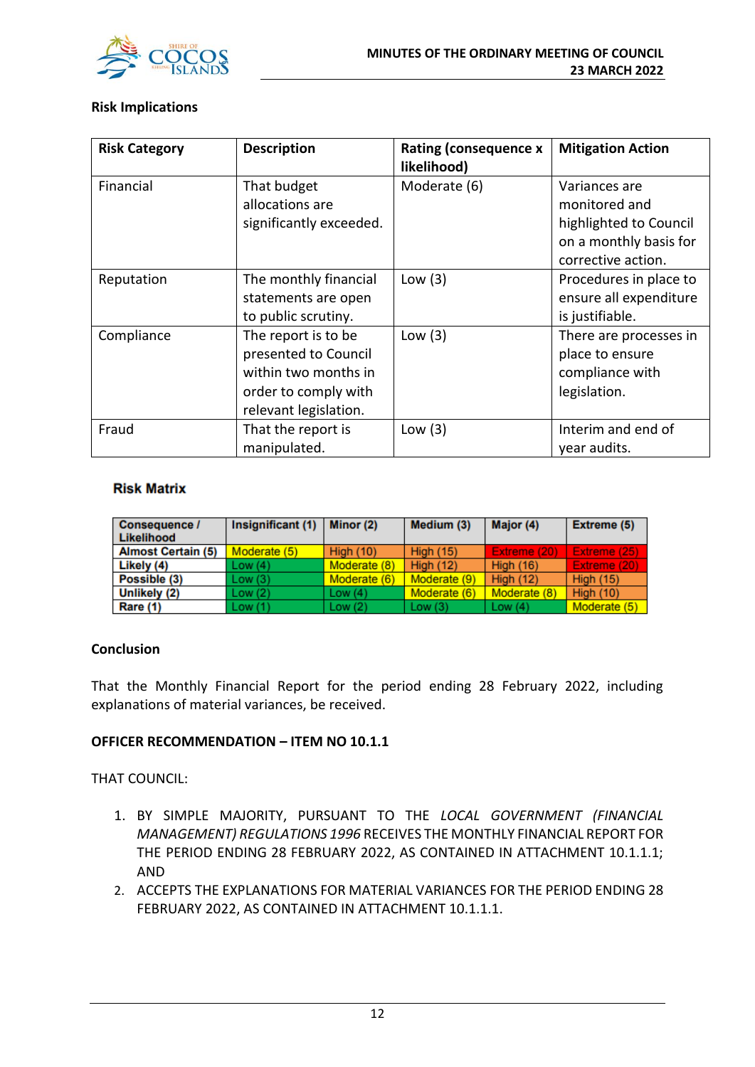**Risk Implications**

| Risk Category | Description | Rating (consequence x likelihood) | Mitigation Action |
|---|---|---|---|
| Financial | That budget allocations are significantly exceeded. | Moderate (6) | Variances are monitored and highlighted to Council on a monthly basis for corrective action. |
| Reputation | The monthly financial statements are open to public scrutiny. | Low (3) | Procedures in place to ensure all expenditure is justifiable. |
| Compliance | The report is to be presented to Council within two months in order to comply with relevant legislation. | Low (3) | There are processes in place to ensure compliance with legislation. |
| Fraud | That the report is manipulated. | Low (3) | Interim and end of year audits. |

**Risk Matrix**

| Consequence / Likelihood | Insignificant (1) | Minor (2) | Medium (3) | Major (4) | Extreme (5) |
|---|---|---|---|---|---|
| Almost Certain (5) | Moderate (5) | High (10) | High (15) | Extreme (20) | Extreme (25) |
| Likely (4) | Low (4) | Moderate (8) | High (12) | High (16) | Extreme (20) |
| Possible (3) | Low (3) | Moderate (6) | Moderate (9) | High (12) | High (15) |
| Unlikely (2) | Low (2) | Low (4) | Moderate (6) | Moderate (8) | High (10) |
| Rare (1) | Low (1) | Low (2) | Low (3) | Low (4) | Moderate (5) |

**Conclusion**

That the Monthly Financial Report for the period ending 28 February 2022, including explanations of material variances, be received.

**OFFICER RECOMMENDATION – ITEM NO 10.1.1**

THAT COUNCIL:

1. BY SIMPLE MAJORITY, PURSUANT TO THE *LOCAL GOVERNMENT (FINANCIAL MANAGEMENT) REGULATIONS 1996* RECEIVES THE MONTHLY FINANCIAL REPORT FOR THE PERIOD ENDING 28 FEBRUARY 2022, AS CONTAINED IN ATTACHMENT 10.1.1.1; AND
2. ACCEPTS THE EXPLANATIONS FOR MATERIAL VARIANCES FOR THE PERIOD ENDING 28 FEBRUARY 2022, AS CONTAINED IN ATTACHMENT 10.1.1.1.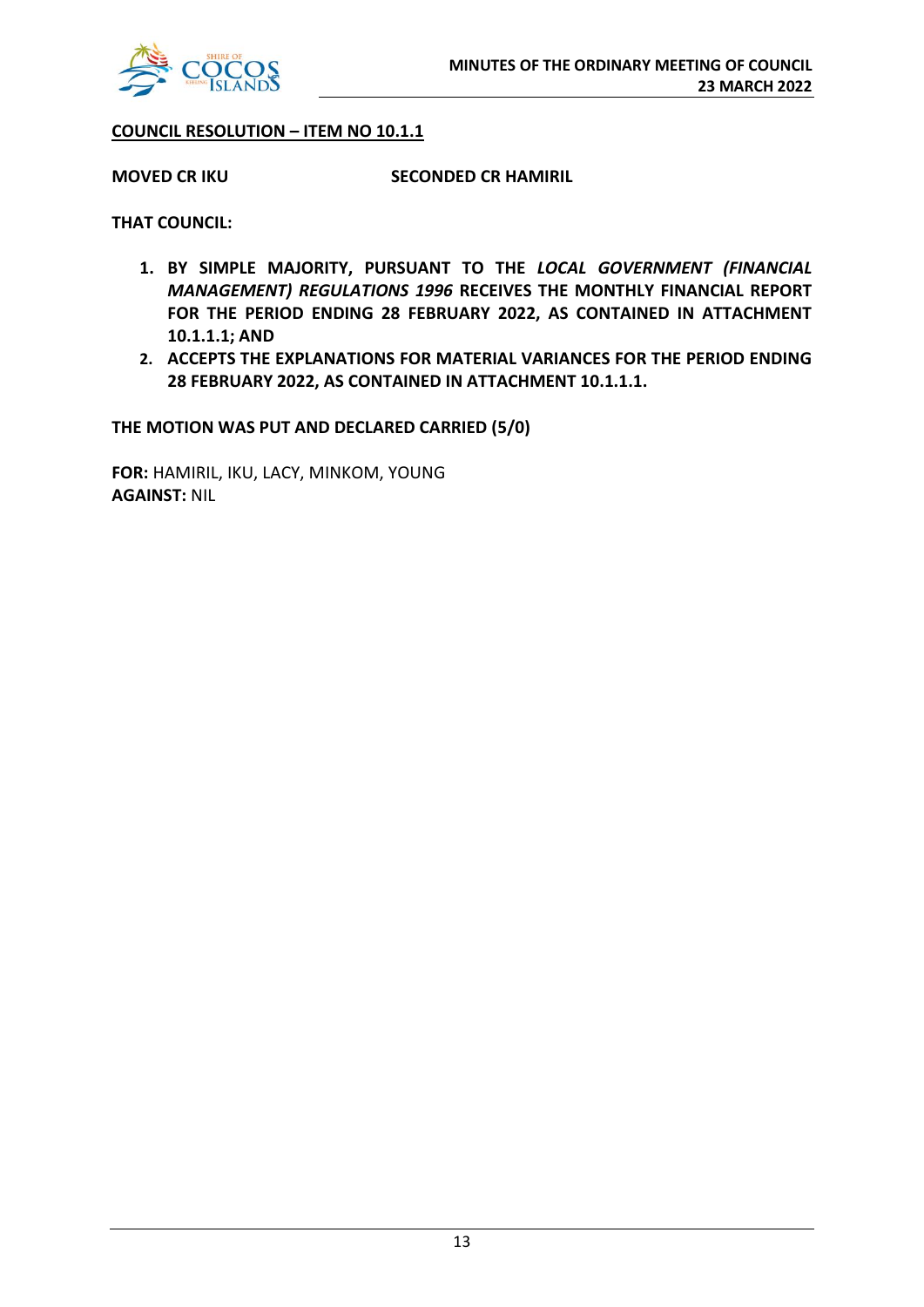**COUNCIL RESOLUTION – ITEM NO 10.1.1**

**MOVED CR IKU SECONDED CR HAMIRIL**

**THAT COUNCIL:**

1. **BY SIMPLE MAJORITY, PURSUANT TO THE *LOCAL GOVERNMENT (FINANCIAL MANAGEMENT) REGULATIONS 1996* RECEIVES THE MONTHLY FINANCIAL REPORT FOR THE PERIOD ENDING 28 FEBRUARY 2022, AS CONTAINED IN ATTACHMENT 10.1.1.1; AND**
2. **ACCEPTS THE EXPLANATIONS FOR MATERIAL VARIANCES FOR THE PERIOD ENDING 28 FEBRUARY 2022, AS CONTAINED IN ATTACHMENT 10.1.1.1.**

**THE MOTION WAS PUT AND DECLARED CARRIED (5/0)**

**FOR:** HAMIRIL, IKU, LACY, MINKOM, YOUNG
**AGAINST:** NIL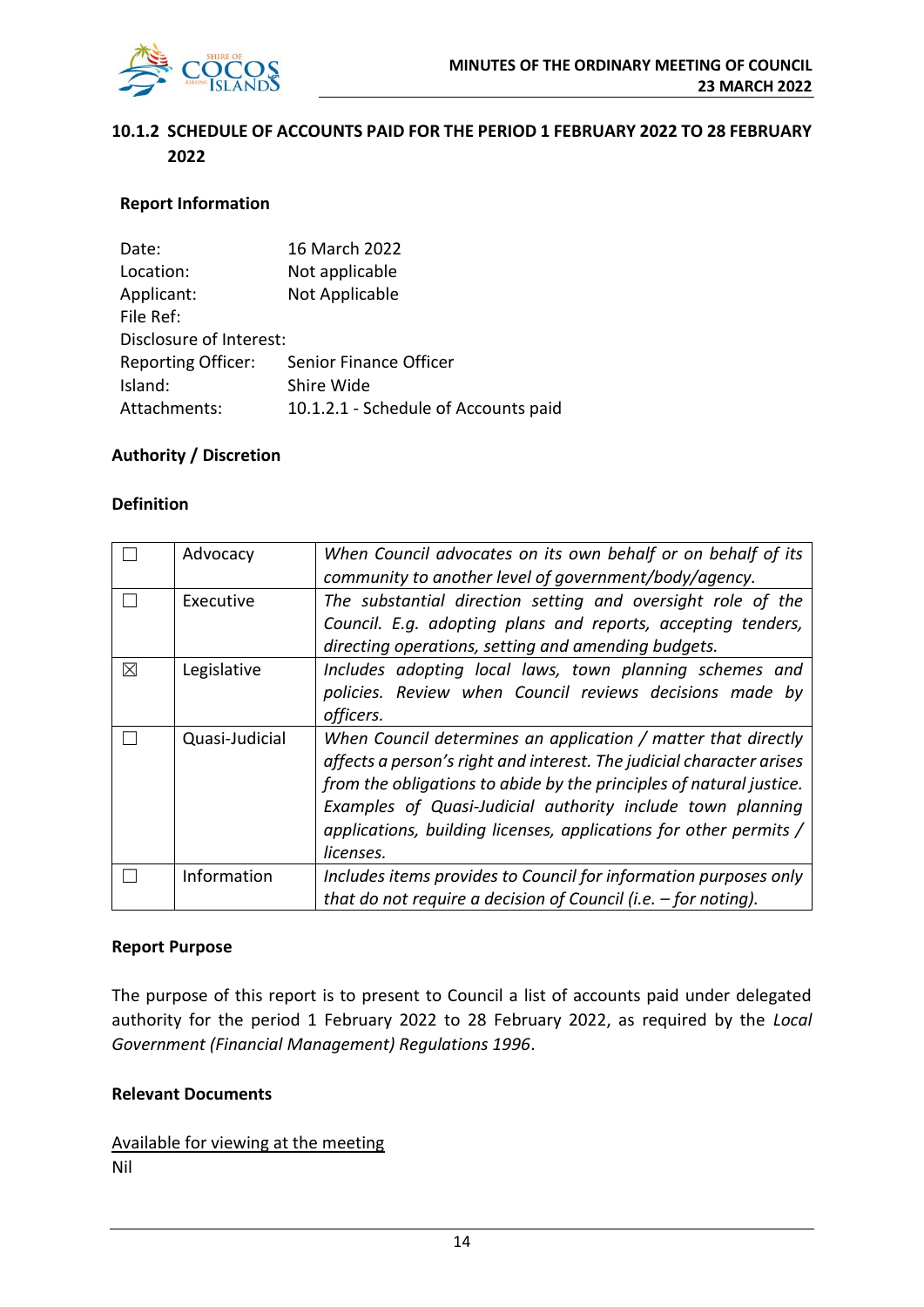## 10.1.2 SCHEDULE OF ACCOUNTS PAID FOR THE PERIOD 1 FEBRUARY 2022 TO 28 FEBRUARY 2022

### Report Information

| | |
|---|---|
| Date: | 16 March 2022 |
| Location: | Not applicable |
| Applicant: | Not Applicable |
| File Ref: | |
| Disclosure of Interest: | |
| Reporting Officer: | Senior Finance Officer |
| Island: | Shire Wide |
| Attachments: | 10.1.2.1 - Schedule of Accounts paid |

### Authority / Discretion

#### Definition

| | | |
|---|---|---|
| ☐ | Advocacy | *When Council advocates on its own behalf or on behalf of its community to another level of government/body/agency.* |
| ☐ | Executive | *The substantial direction setting and oversight role of the Council. E.g. adopting plans and reports, accepting tenders, directing operations, setting and amending budgets.* |
| ☒ | Legislative | *Includes adopting local laws, town planning schemes and policies. Review when Council reviews decisions made by officers.* |
| ☐ | Quasi-Judicial | *When Council determines an application / matter that directly affects a person's right and interest. The judicial character arises from the obligations to abide by the principles of natural justice. Examples of Quasi-Judicial authority include town planning applications, building licenses, applications for other permits / licenses.* |
| ☐ | Information | *Includes items provides to Council for information purposes only that do not require a decision of Council (i.e. – for noting).* |

### Report Purpose

The purpose of this report is to present to Council a list of accounts paid under delegated authority for the period 1 February 2022 to 28 February 2022, as required by the *Local Government (Financial Management) Regulations 1996*.

### Relevant Documents

Available for viewing at the meeting

Nil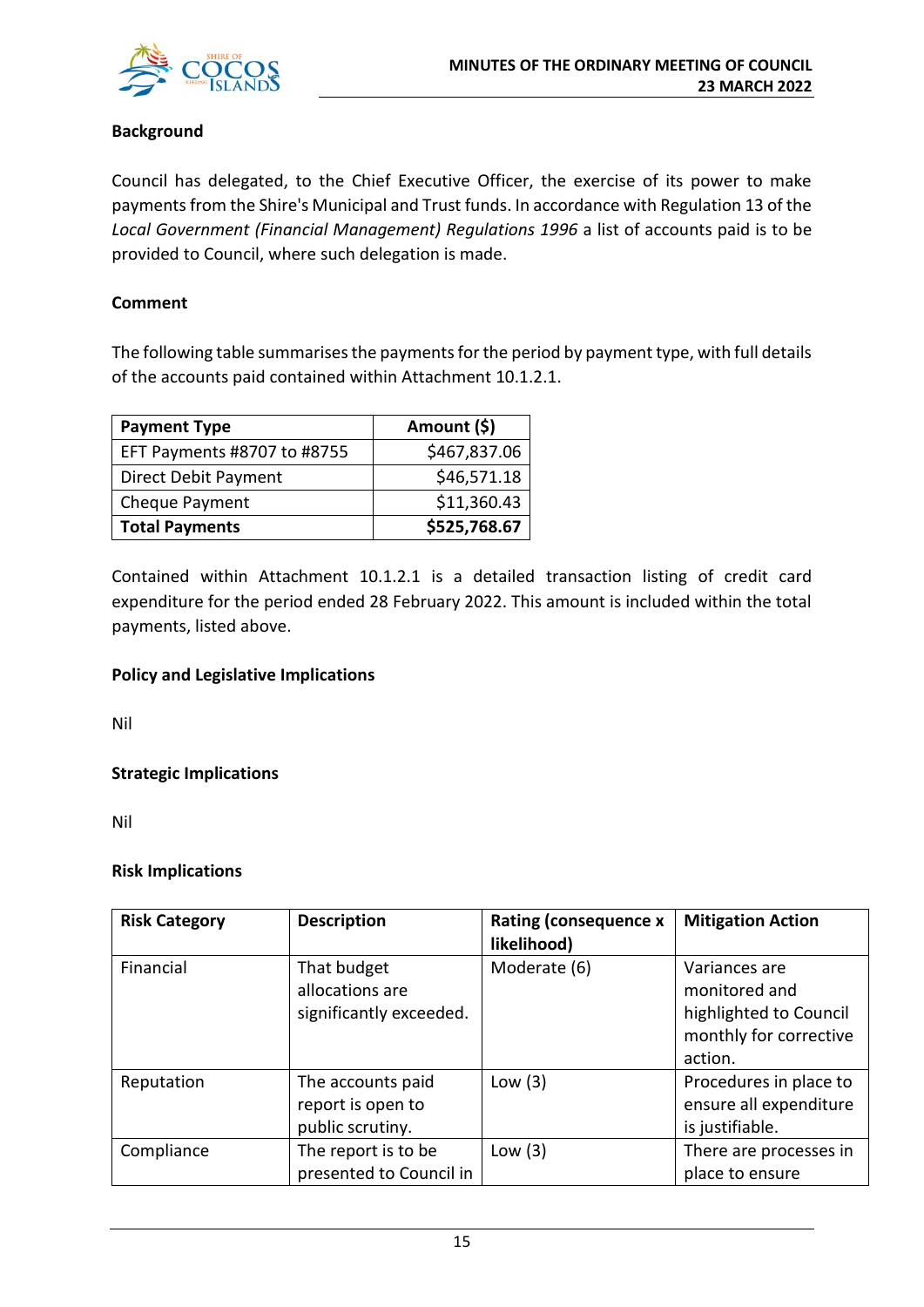**Background**

Council has delegated, to the Chief Executive Officer, the exercise of its power to make payments from the Shire's Municipal and Trust funds. In accordance with Regulation 13 of the *Local Government (Financial Management) Regulations 1996* a list of accounts paid is to be provided to Council, where such delegation is made.

**Comment**

The following table summarises the payments for the period by payment type, with full details of the accounts paid contained within Attachment 10.1.2.1.

| Payment Type | Amount ($) |
|---|---:|
| EFT Payments #8707 to #8755 | $467,837.06 |
| Direct Debit Payment | $46,571.18 |
| Cheque Payment | $11,360.43 |
| **Total Payments** | **$525,768.67** |

Contained within Attachment 10.1.2.1 is a detailed transaction listing of credit card expenditure for the period ended 28 February 2022. This amount is included within the total payments, listed above.

**Policy and Legislative Implications**

Nil

**Strategic Implications**

Nil

**Risk Implications**

| Risk Category | Description | Rating (consequence x likelihood) | Mitigation Action |
|---|---|---|---|
| Financial | That budget allocations are significantly exceeded. | Moderate (6) | Variances are monitored and highlighted to Council monthly for corrective action. |
| Reputation | The accounts paid report is open to public scrutiny. | Low (3) | Procedures in place to ensure all expenditure is justifiable. |
| Compliance | The report is to be presented to Council in | Low (3) | There are processes in place to ensure |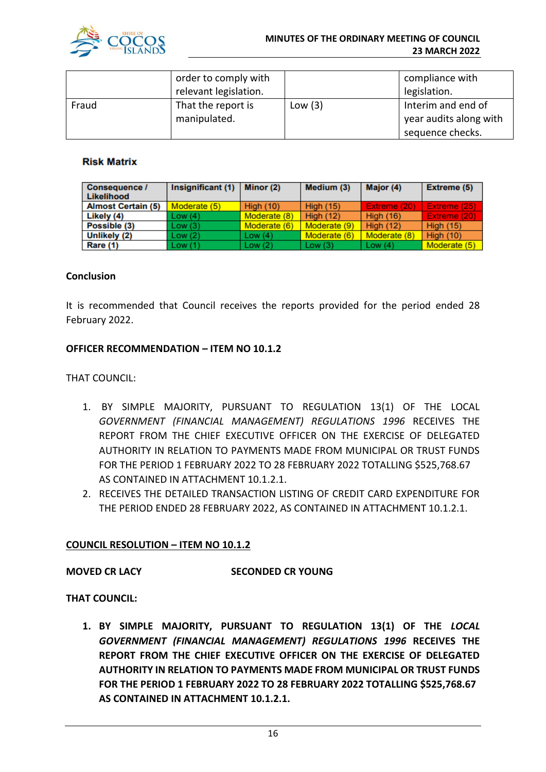|  | order to comply with relevant legislation. |  | compliance with legislation. |
| --- | --- | --- | --- |
| Fraud | That the report is manipulated. | Low (3) | Interim and end of year audits along with sequence checks. |

**Risk Matrix**

| Consequence / Likelihood | Insignificant (1) | Minor (2) | Medium (3) | Major (4) | Extreme (5) |
| --- | --- | --- | --- | --- | --- |
| Almost Certain (5) | Moderate (5) | High (10) | High (15) | Extreme (20) | Extreme (25) |
| Likely (4) | Low (4) | Moderate (8) | High (12) | High (16) | Extreme (20) |
| Possible (3) | Low (3) | Moderate (6) | Moderate (9) | High (12) | High (15) |
| Unlikely (2) | Low (2) | Low (4) | Moderate (6) | Moderate (8) | High (10) |
| Rare (1) | Low (1) | Low (2) | Low (3) | Low (4) | Moderate (5) |

**Conclusion**

It is recommended that Council receives the reports provided for the period ended 28 February 2022.

**OFFICER RECOMMENDATION – ITEM NO 10.1.2**

THAT COUNCIL:

1. BY SIMPLE MAJORITY, PURSUANT TO REGULATION 13(1) OF THE LOCAL *GOVERNMENT (FINANCIAL MANAGEMENT) REGULATIONS 1996* RECEIVES THE REPORT FROM THE CHIEF EXECUTIVE OFFICER ON THE EXERCISE OF DELEGATED AUTHORITY IN RELATION TO PAYMENTS MADE FROM MUNICIPAL OR TRUST FUNDS FOR THE PERIOD 1 FEBRUARY 2022 TO 28 FEBRUARY 2022 TOTALLING $525,768.67 AS CONTAINED IN ATTACHMENT 10.1.2.1.
2. RECEIVES THE DETAILED TRANSACTION LISTING OF CREDIT CARD EXPENDITURE FOR THE PERIOD ENDED 28 FEBRUARY 2022, AS CONTAINED IN ATTACHMENT 10.1.2.1.

**COUNCIL RESOLUTION – ITEM NO 10.1.2**

**MOVED CR LACY** **SECONDED CR YOUNG**

**THAT COUNCIL:**

1. **BY SIMPLE MAJORITY, PURSUANT TO REGULATION 13(1) OF THE *LOCAL GOVERNMENT (FINANCIAL MANAGEMENT) REGULATIONS 1996* RECEIVES THE REPORT FROM THE CHIEF EXECUTIVE OFFICER ON THE EXERCISE OF DELEGATED AUTHORITY IN RELATION TO PAYMENTS MADE FROM MUNICIPAL OR TRUST FUNDS FOR THE PERIOD 1 FEBRUARY 2022 TO 28 FEBRUARY 2022 TOTALLING $525,768.67 AS CONTAINED IN ATTACHMENT 10.1.2.1.**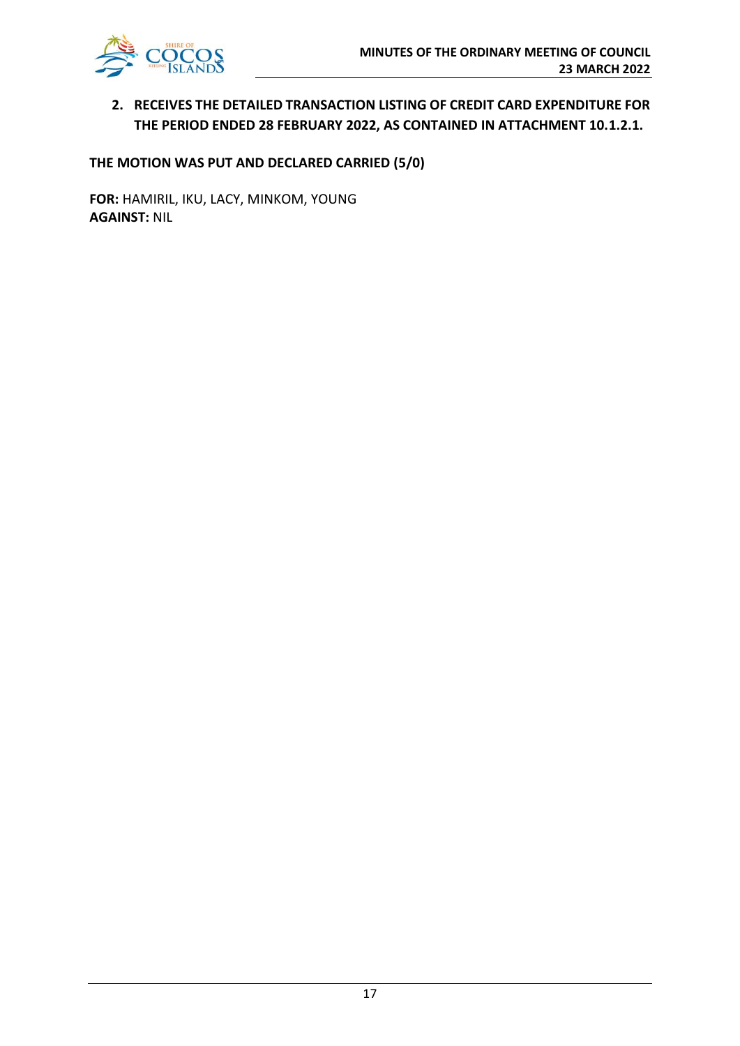2. **RECEIVES THE DETAILED TRANSACTION LISTING OF CREDIT CARD EXPENDITURE FOR THE PERIOD ENDED 28 FEBRUARY 2022, AS CONTAINED IN ATTACHMENT 10.1.2.1.**

**THE MOTION WAS PUT AND DECLARED CARRIED (5/0)**

**FOR:** HAMIRIL, IKU, LACY, MINKOM, YOUNG
**AGAINST:** NIL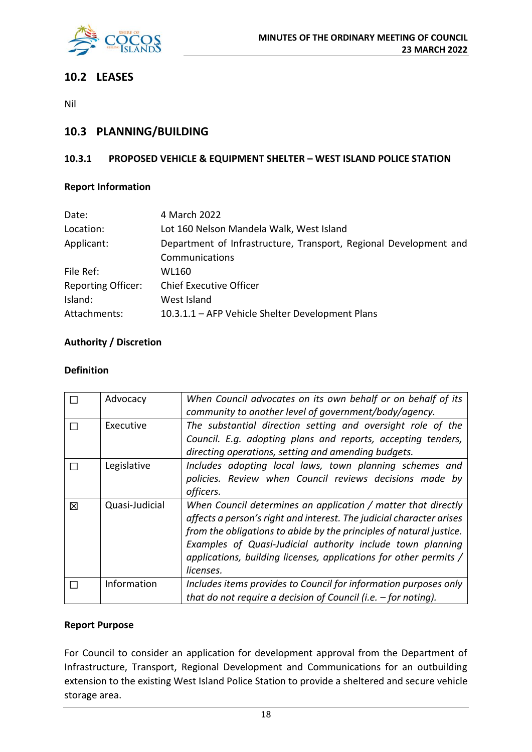## 10.2 LEASES

Nil

## 10.3 PLANNING/BUILDING

### 10.3.1 PROPOSED VEHICLE & EQUIPMENT SHELTER – WEST ISLAND POLICE STATION

**Report Information**

| | |
|---|---|
| Date: | 4 March 2022 |
| Location: | Lot 160 Nelson Mandela Walk, West Island |
| Applicant: | Department of Infrastructure, Transport, Regional Development and Communications |
| File Ref: | WL160 |
| Reporting Officer: | Chief Executive Officer |
| Island: | West Island |
| Attachments: | 10.3.1.1 – AFP Vehicle Shelter Development Plans |

**Authority / Discretion**

**Definition**

| | | |
|---|---|---|
| ☐ | Advocacy | *When Council advocates on its own behalf or on behalf of its community to another level of government/body/agency.* |
| ☐ | Executive | *The substantial direction setting and oversight role of the Council. E.g. adopting plans and reports, accepting tenders, directing operations, setting and amending budgets.* |
| ☐ | Legislative | *Includes adopting local laws, town planning schemes and policies. Review when Council reviews decisions made by officers.* |
| ☒ | Quasi-Judicial | *When Council determines an application / matter that directly affects a person's right and interest. The judicial character arises from the obligations to abide by the principles of natural justice. Examples of Quasi-Judicial authority include town planning applications, building licenses, applications for other permits / licenses.* |
| ☐ | Information | *Includes items provides to Council for information purposes only that do not require a decision of Council (i.e. – for noting).* |

**Report Purpose**

For Council to consider an application for development approval from the Department of Infrastructure, Transport, Regional Development and Communications for an outbuilding extension to the existing West Island Police Station to provide a sheltered and secure vehicle storage area.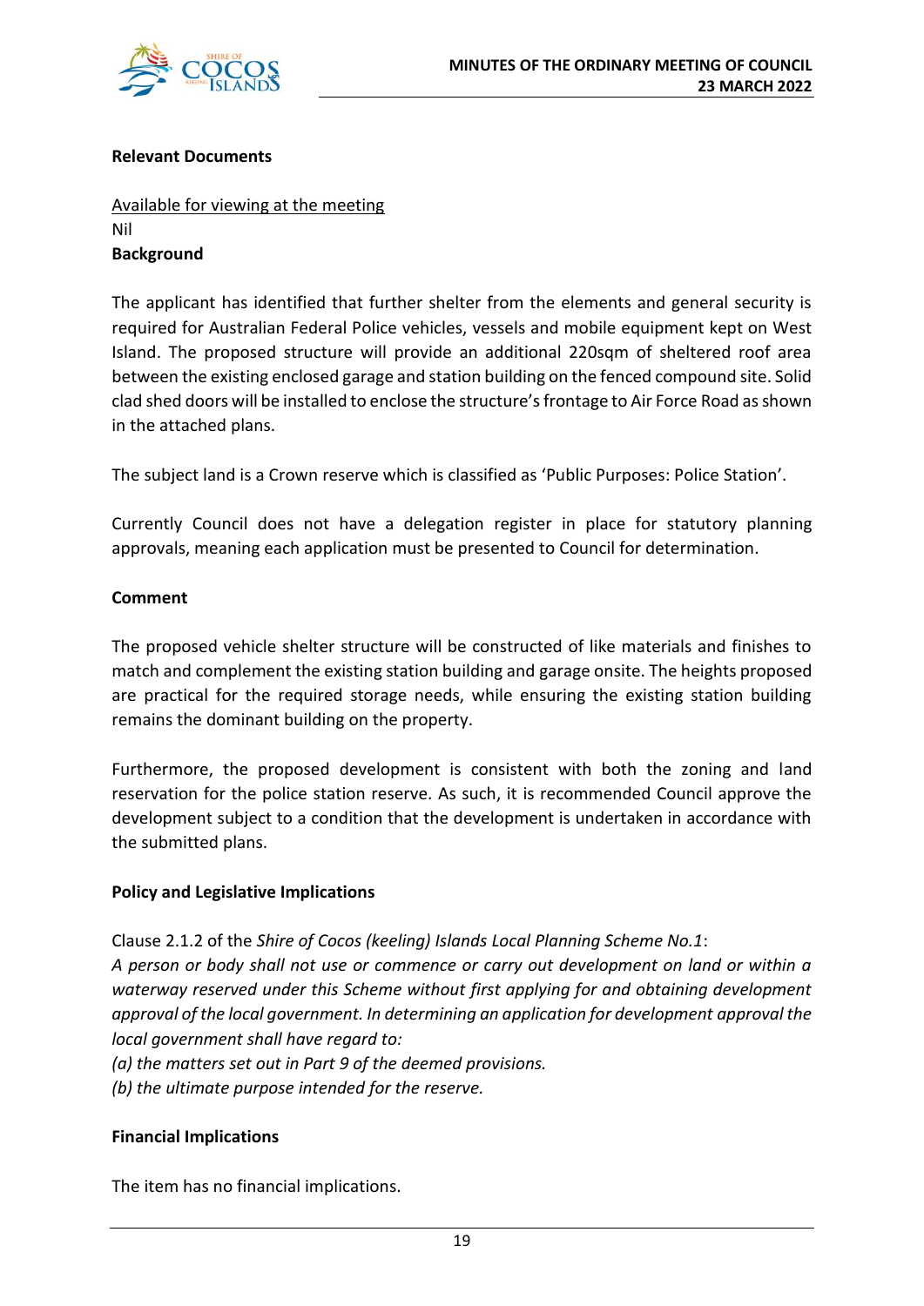**Relevant Documents**

Available for viewing at the meeting

Nil

**Background**

The applicant has identified that further shelter from the elements and general security is required for Australian Federal Police vehicles, vessels and mobile equipment kept on West Island. The proposed structure will provide an additional 220sqm of sheltered roof area between the existing enclosed garage and station building on the fenced compound site. Solid clad shed doors will be installed to enclose the structure's frontage to Air Force Road as shown in the attached plans.

The subject land is a Crown reserve which is classified as 'Public Purposes: Police Station'.

Currently Council does not have a delegation register in place for statutory planning approvals, meaning each application must be presented to Council for determination.

**Comment**

The proposed vehicle shelter structure will be constructed of like materials and finishes to match and complement the existing station building and garage onsite. The heights proposed are practical for the required storage needs, while ensuring the existing station building remains the dominant building on the property.

Furthermore, the proposed development is consistent with both the zoning and land reservation for the police station reserve. As such, it is recommended Council approve the development subject to a condition that the development is undertaken in accordance with the submitted plans.

**Policy and Legislative Implications**

Clause 2.1.2 of the *Shire of Cocos (keeling) Islands Local Planning Scheme No.1*:

*A person or body shall not use or commence or carry out development on land or within a waterway reserved under this Scheme without first applying for and obtaining development approval of the local government. In determining an application for development approval the local government shall have regard to:*

*(a) the matters set out in Part 9 of the deemed provisions.*

*(b) the ultimate purpose intended for the reserve.*

**Financial Implications**

The item has no financial implications.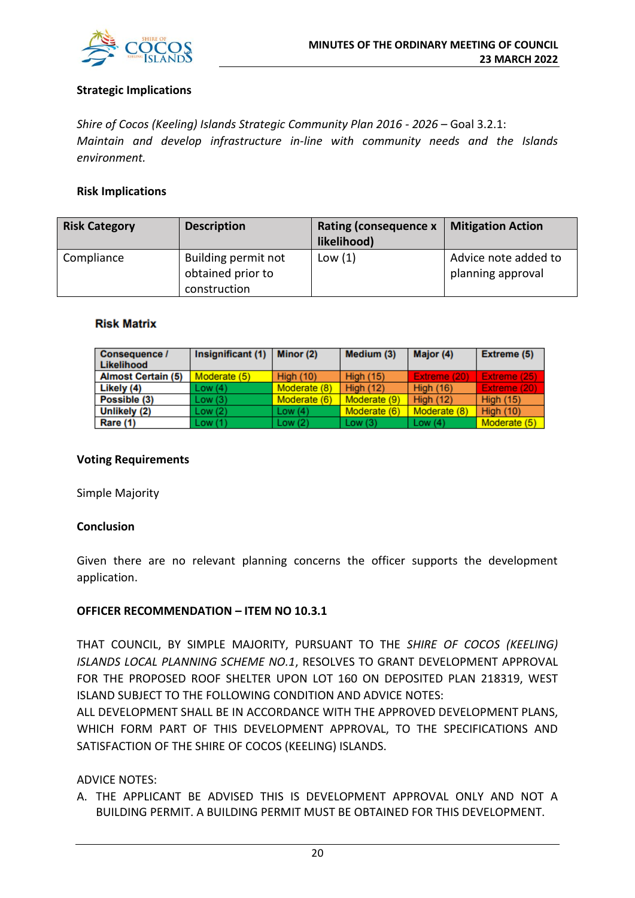**Strategic Implications**

*Shire of Cocos (Keeling) Islands Strategic Community Plan 2016 - 2026* – Goal 3.2.1: *Maintain and develop infrastructure in-line with community needs and the Islands environment.*

**Risk Implications**

| Risk Category | Description | Rating (consequence x likelihood) | Mitigation Action |
|---|---|---|---|
| Compliance | Building permit not obtained prior to construction | Low (1) | Advice note added to planning approval |

**Risk Matrix**

| Consequence / Likelihood | Insignificant (1) | Minor (2) | Medium (3) | Major (4) | Extreme (5) |
|---|---|---|---|---|---|
| Almost Certain (5) | Moderate (5) | High (10) | High (15) | Extreme (20) | Extreme (25) |
| Likely (4) | Low (4) | Moderate (8) | High (12) | High (16) | Extreme (20) |
| Possible (3) | Low (3) | Moderate (6) | Moderate (9) | High (12) | High (15) |
| Unlikely (2) | Low (2) | Low (4) | Moderate (6) | Moderate (8) | High (10) |
| Rare (1) | Low (1) | Low (2) | Low (3) | Low (4) | Moderate (5) |

**Voting Requirements**

Simple Majority

**Conclusion**

Given there are no relevant planning concerns the officer supports the development application.

**OFFICER RECOMMENDATION – ITEM NO 10.3.1**

THAT COUNCIL, BY SIMPLE MAJORITY, PURSUANT TO THE *SHIRE OF COCOS (KEELING) ISLANDS LOCAL PLANNING SCHEME NO.1*, RESOLVES TO GRANT DEVELOPMENT APPROVAL FOR THE PROPOSED ROOF SHELTER UPON LOT 160 ON DEPOSITED PLAN 218319, WEST ISLAND SUBJECT TO THE FOLLOWING CONDITION AND ADVICE NOTES:
ALL DEVELOPMENT SHALL BE IN ACCORDANCE WITH THE APPROVED DEVELOPMENT PLANS, WHICH FORM PART OF THIS DEVELOPMENT APPROVAL, TO THE SPECIFICATIONS AND SATISFACTION OF THE SHIRE OF COCOS (KEELING) ISLANDS.

ADVICE NOTES:

A. THE APPLICANT BE ADVISED THIS IS DEVELOPMENT APPROVAL ONLY AND NOT A BUILDING PERMIT. A BUILDING PERMIT MUST BE OBTAINED FOR THIS DEVELOPMENT.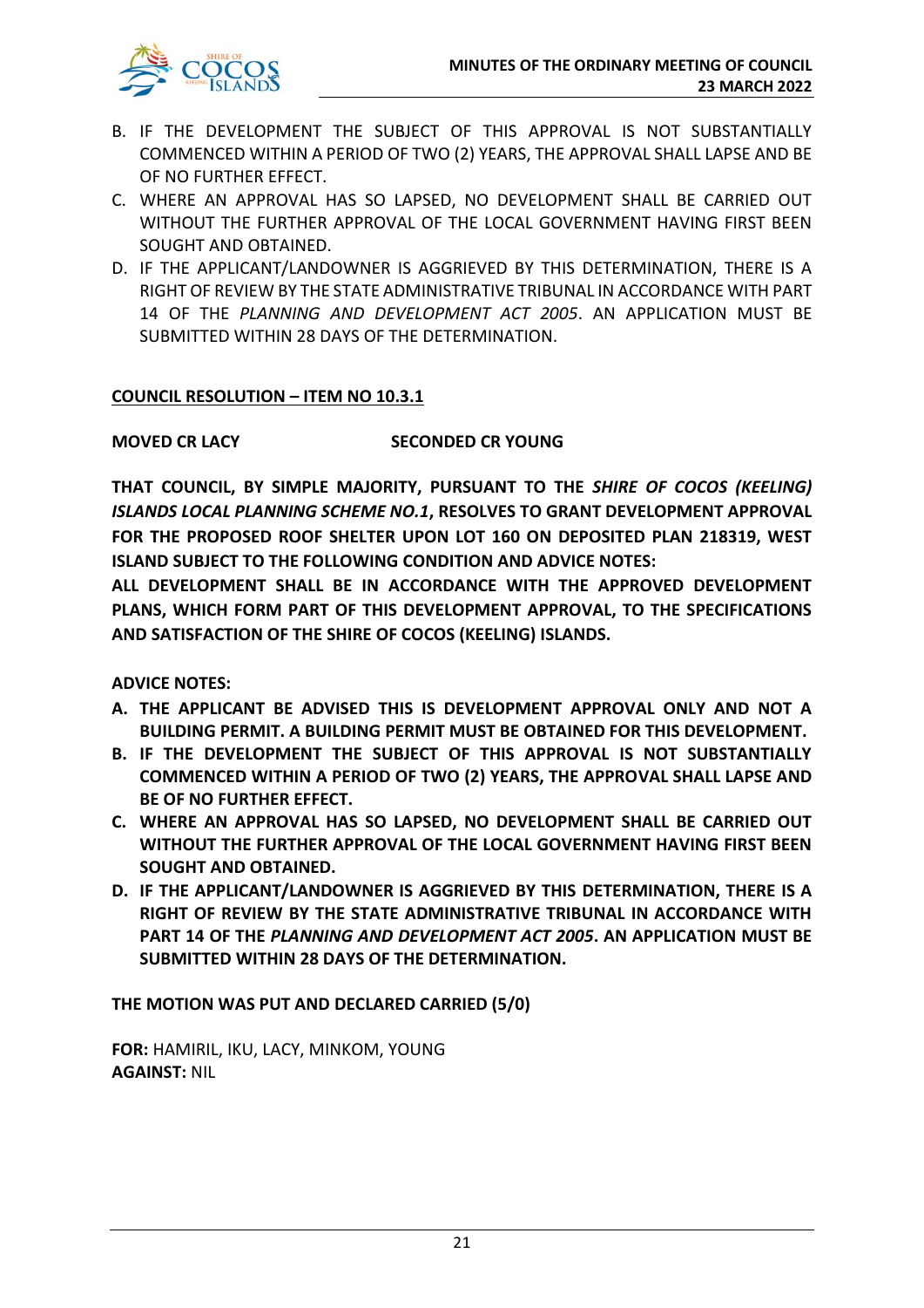B. IF THE DEVELOPMENT THE SUBJECT OF THIS APPROVAL IS NOT SUBSTANTIALLY COMMENCED WITHIN A PERIOD OF TWO (2) YEARS, THE APPROVAL SHALL LAPSE AND BE OF NO FURTHER EFFECT.
C. WHERE AN APPROVAL HAS SO LAPSED, NO DEVELOPMENT SHALL BE CARRIED OUT WITHOUT THE FURTHER APPROVAL OF THE LOCAL GOVERNMENT HAVING FIRST BEEN SOUGHT AND OBTAINED.
D. IF THE APPLICANT/LANDOWNER IS AGGRIEVED BY THIS DETERMINATION, THERE IS A RIGHT OF REVIEW BY THE STATE ADMINISTRATIVE TRIBUNAL IN ACCORDANCE WITH PART 14 OF THE *PLANNING AND DEVELOPMENT ACT 2005*. AN APPLICATION MUST BE SUBMITTED WITHIN 28 DAYS OF THE DETERMINATION.

**COUNCIL RESOLUTION – ITEM NO 10.3.1**

**MOVED CR LACY SECONDED CR YOUNG**

**THAT COUNCIL, BY SIMPLE MAJORITY, PURSUANT TO THE *SHIRE OF COCOS (KEELING) ISLANDS LOCAL PLANNING SCHEME NO.1*, RESOLVES TO GRANT DEVELOPMENT APPROVAL FOR THE PROPOSED ROOF SHELTER UPON LOT 160 ON DEPOSITED PLAN 218319, WEST ISLAND SUBJECT TO THE FOLLOWING CONDITION AND ADVICE NOTES:**

**ALL DEVELOPMENT SHALL BE IN ACCORDANCE WITH THE APPROVED DEVELOPMENT PLANS, WHICH FORM PART OF THIS DEVELOPMENT APPROVAL, TO THE SPECIFICATIONS AND SATISFACTION OF THE SHIRE OF COCOS (KEELING) ISLANDS.**

**ADVICE NOTES:**

**A. THE APPLICANT BE ADVISED THIS IS DEVELOPMENT APPROVAL ONLY AND NOT A BUILDING PERMIT. A BUILDING PERMIT MUST BE OBTAINED FOR THIS DEVELOPMENT.**
**B. IF THE DEVELOPMENT THE SUBJECT OF THIS APPROVAL IS NOT SUBSTANTIALLY COMMENCED WITHIN A PERIOD OF TWO (2) YEARS, THE APPROVAL SHALL LAPSE AND BE OF NO FURTHER EFFECT.**
**C. WHERE AN APPROVAL HAS SO LAPSED, NO DEVELOPMENT SHALL BE CARRIED OUT WITHOUT THE FURTHER APPROVAL OF THE LOCAL GOVERNMENT HAVING FIRST BEEN SOUGHT AND OBTAINED.**
**D. IF THE APPLICANT/LANDOWNER IS AGGRIEVED BY THIS DETERMINATION, THERE IS A RIGHT OF REVIEW BY THE STATE ADMINISTRATIVE TRIBUNAL IN ACCORDANCE WITH PART 14 OF THE *PLANNING AND DEVELOPMENT ACT 2005*. AN APPLICATION MUST BE SUBMITTED WITHIN 28 DAYS OF THE DETERMINATION.**

**THE MOTION WAS PUT AND DECLARED CARRIED (5/0)**

**FOR:** HAMIRIL, IKU, LACY, MINKOM, YOUNG
**AGAINST:** NIL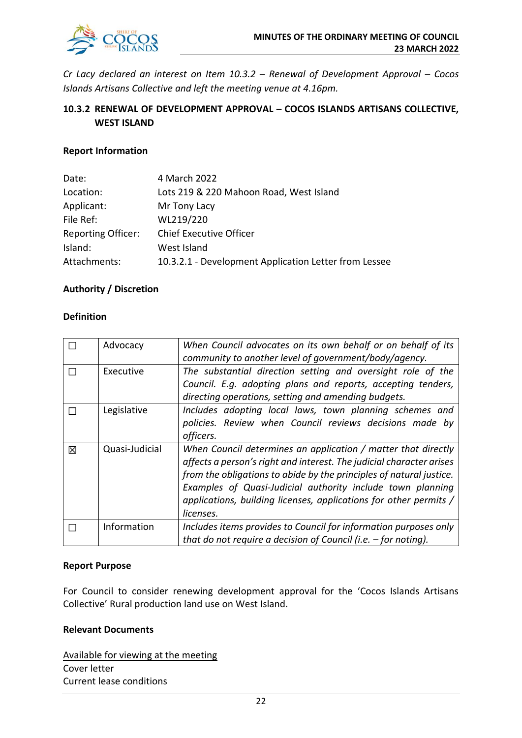*Cr Lacy declared an interest on Item 10.3.2 – Renewal of Development Approval – Cocos Islands Artisans Collective and left the meeting venue at 4.16pm.*

## 10.3.2 RENEWAL OF DEVELOPMENT APPROVAL – COCOS ISLANDS ARTISANS COLLECTIVE, WEST ISLAND

### Report Information

| | |
|---|---|
| Date: | 4 March 2022 |
| Location: | Lots 219 & 220 Mahoon Road, West Island |
| Applicant: | Mr Tony Lacy |
| File Ref: | WL219/220 |
| Reporting Officer: | Chief Executive Officer |
| Island: | West Island |
| Attachments: | 10.3.2.1 - Development Application Letter from Lessee |

### Authority / Discretion

### Definition

| | | |
|---|---|---|
| ☐ | Advocacy | *When Council advocates on its own behalf or on behalf of its community to another level of government/body/agency.* |
| ☐ | Executive | *The substantial direction setting and oversight role of the Council. E.g. adopting plans and reports, accepting tenders, directing operations, setting and amending budgets.* |
| ☐ | Legislative | *Includes adopting local laws, town planning schemes and policies. Review when Council reviews decisions made by officers.* |
| ☒ | Quasi-Judicial | *When Council determines an application / matter that directly affects a person's right and interest. The judicial character arises from the obligations to abide by the principles of natural justice. Examples of Quasi-Judicial authority include town planning applications, building licenses, applications for other permits / licenses.* |
| ☐ | Information | *Includes items provides to Council for information purposes only that do not require a decision of Council (i.e. – for noting).* |

### Report Purpose

For Council to consider renewing development approval for the 'Cocos Islands Artisans Collective' Rural production land use on West Island.

### Relevant Documents

<u>Available for viewing at the meeting</u>
Cover letter
Current lease conditions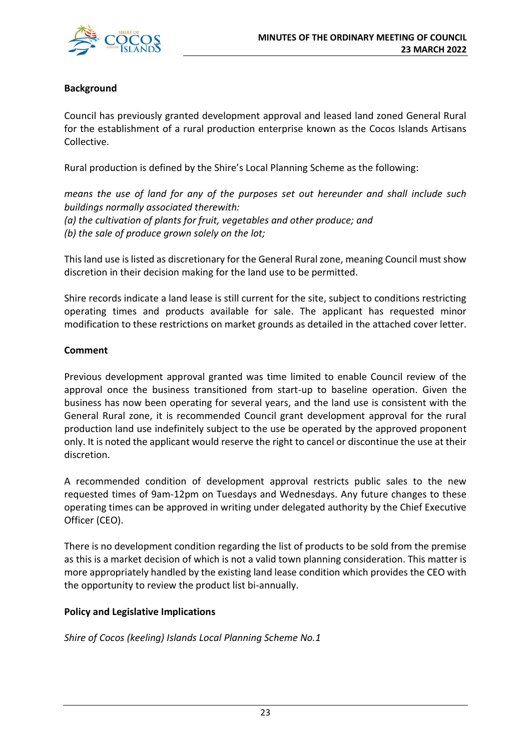**Background**

Council has previously granted development approval and leased land zoned General Rural for the establishment of a rural production enterprise known as the Cocos Islands Artisans Collective.

Rural production is defined by the Shire's Local Planning Scheme as the following:

*means the use of land for any of the purposes set out hereunder and shall include such buildings normally associated therewith:*
*(a) the cultivation of plants for fruit, vegetables and other produce; and*
*(b) the sale of produce grown solely on the lot;*

This land use is listed as discretionary for the General Rural zone, meaning Council must show discretion in their decision making for the land use to be permitted.

Shire records indicate a land lease is still current for the site, subject to conditions restricting operating times and products available for sale. The applicant has requested minor modification to these restrictions on market grounds as detailed in the attached cover letter.

**Comment**

Previous development approval granted was time limited to enable Council review of the approval once the business transitioned from start-up to baseline operation. Given the business has now been operating for several years, and the land use is consistent with the General Rural zone, it is recommended Council grant development approval for the rural production land use indefinitely subject to the use be operated by the approved proponent only. It is noted the applicant would reserve the right to cancel or discontinue the use at their discretion.

A recommended condition of development approval restricts public sales to the new requested times of 9am-12pm on Tuesdays and Wednesdays. Any future changes to these operating times can be approved in writing under delegated authority by the Chief Executive Officer (CEO).

There is no development condition regarding the list of products to be sold from the premise as this is a market decision of which is not a valid town planning consideration. This matter is more appropriately handled by the existing land lease condition which provides the CEO with the opportunity to review the product list bi-annually.

**Policy and Legislative Implications**

*Shire of Cocos (keeling) Islands Local Planning Scheme No.1*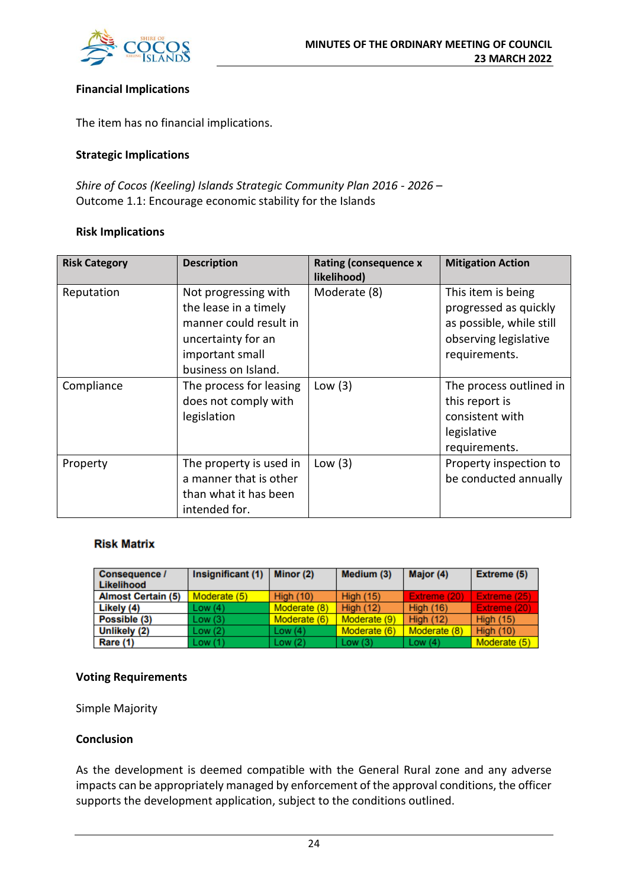### Financial Implications

The item has no financial implications.

### Strategic Implications

*Shire of Cocos (Keeling) Islands Strategic Community Plan 2016 - 2026 –*
Outcome 1.1: Encourage economic stability for the Islands

### Risk Implications

| Risk Category | Description | Rating (consequence x likelihood) | Mitigation Action |
|---|---|---|---|
| Reputation | Not progressing with the lease in a timely manner could result in uncertainty for an important small business on Island. | Moderate (8) | This item is being progressed as quickly as possible, while still observing legislative requirements. |
| Compliance | The process for leasing does not comply with legislation | Low (3) | The process outlined in this report is consistent with legislative requirements. |
| Property | The property is used in a manner that is other than what it has been intended for. | Low (3) | Property inspection to be conducted annually |

**Risk Matrix**

| Consequence / Likelihood | Insignificant (1) | Minor (2) | Medium (3) | Major (4) | Extreme (5) |
|---|---|---|---|---|---|
| Almost Certain (5) | Moderate (5) | High (10) | High (15) | Extreme (20) | Extreme (25) |
| Likely (4) | Low (4) | Moderate (8) | High (12) | High (16) | Extreme (20) |
| Possible (3) | Low (3) | Moderate (6) | Moderate (9) | High (12) | High (15) |
| Unlikely (2) | Low (2) | Low (4) | Moderate (6) | Moderate (8) | High (10) |
| Rare (1) | Low (1) | Low (2) | Low (3) | Low (4) | Moderate (5) |

### Voting Requirements

Simple Majority

### Conclusion

As the development is deemed compatible with the General Rural zone and any adverse impacts can be appropriately managed by enforcement of the approval conditions, the officer supports the development application, subject to the conditions outlined.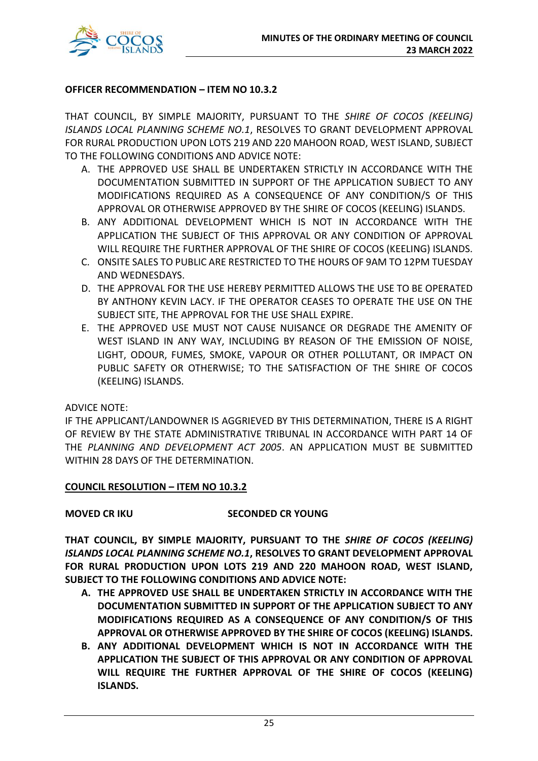**OFFICER RECOMMENDATION – ITEM NO 10.3.2**

THAT COUNCIL, BY SIMPLE MAJORITY, PURSUANT TO THE *SHIRE OF COCOS (KEELING) ISLANDS LOCAL PLANNING SCHEME NO.1*, RESOLVES TO GRANT DEVELOPMENT APPROVAL FOR RURAL PRODUCTION UPON LOTS 219 AND 220 MAHOON ROAD, WEST ISLAND, SUBJECT TO THE FOLLOWING CONDITIONS AND ADVICE NOTE:

A. THE APPROVED USE SHALL BE UNDERTAKEN STRICTLY IN ACCORDANCE WITH THE DOCUMENTATION SUBMITTED IN SUPPORT OF THE APPLICATION SUBJECT TO ANY MODIFICATIONS REQUIRED AS A CONSEQUENCE OF ANY CONDITION/S OF THIS APPROVAL OR OTHERWISE APPROVED BY THE SHIRE OF COCOS (KEELING) ISLANDS.
B. ANY ADDITIONAL DEVELOPMENT WHICH IS NOT IN ACCORDANCE WITH THE APPLICATION THE SUBJECT OF THIS APPROVAL OR ANY CONDITION OF APPROVAL WILL REQUIRE THE FURTHER APPROVAL OF THE SHIRE OF COCOS (KEELING) ISLANDS.
C. ONSITE SALES TO PUBLIC ARE RESTRICTED TO THE HOURS OF 9AM TO 12PM TUESDAY AND WEDNESDAYS.
D. THE APPROVAL FOR THE USE HEREBY PERMITTED ALLOWS THE USE TO BE OPERATED BY ANTHONY KEVIN LACY. IF THE OPERATOR CEASES TO OPERATE THE USE ON THE SUBJECT SITE, THE APPROVAL FOR THE USE SHALL EXPIRE.
E. THE APPROVED USE MUST NOT CAUSE NUISANCE OR DEGRADE THE AMENITY OF WEST ISLAND IN ANY WAY, INCLUDING BY REASON OF THE EMISSION OF NOISE, LIGHT, ODOUR, FUMES, SMOKE, VAPOUR OR OTHER POLLUTANT, OR IMPACT ON PUBLIC SAFETY OR OTHERWISE; TO THE SATISFACTION OF THE SHIRE OF COCOS (KEELING) ISLANDS.

ADVICE NOTE:
IF THE APPLICANT/LANDOWNER IS AGGRIEVED BY THIS DETERMINATION, THERE IS A RIGHT OF REVIEW BY THE STATE ADMINISTRATIVE TRIBUNAL IN ACCORDANCE WITH PART 14 OF THE *PLANNING AND DEVELOPMENT ACT 2005*. AN APPLICATION MUST BE SUBMITTED WITHIN 28 DAYS OF THE DETERMINATION.

**COUNCIL RESOLUTION – ITEM NO 10.3.2**

**MOVED CR IKU** **SECONDED CR YOUNG**

**THAT COUNCIL, BY SIMPLE MAJORITY, PURSUANT TO THE *SHIRE OF COCOS (KEELING) ISLANDS LOCAL PLANNING SCHEME NO.1*, RESOLVES TO GRANT DEVELOPMENT APPROVAL FOR RURAL PRODUCTION UPON LOTS 219 AND 220 MAHOON ROAD, WEST ISLAND, SUBJECT TO THE FOLLOWING CONDITIONS AND ADVICE NOTE:**

**A. THE APPROVED USE SHALL BE UNDERTAKEN STRICTLY IN ACCORDANCE WITH THE DOCUMENTATION SUBMITTED IN SUPPORT OF THE APPLICATION SUBJECT TO ANY MODIFICATIONS REQUIRED AS A CONSEQUENCE OF ANY CONDITION/S OF THIS APPROVAL OR OTHERWISE APPROVED BY THE SHIRE OF COCOS (KEELING) ISLANDS.**
**B. ANY ADDITIONAL DEVELOPMENT WHICH IS NOT IN ACCORDANCE WITH THE APPLICATION THE SUBJECT OF THIS APPROVAL OR ANY CONDITION OF APPROVAL WILL REQUIRE THE FURTHER APPROVAL OF THE SHIRE OF COCOS (KEELING) ISLANDS.**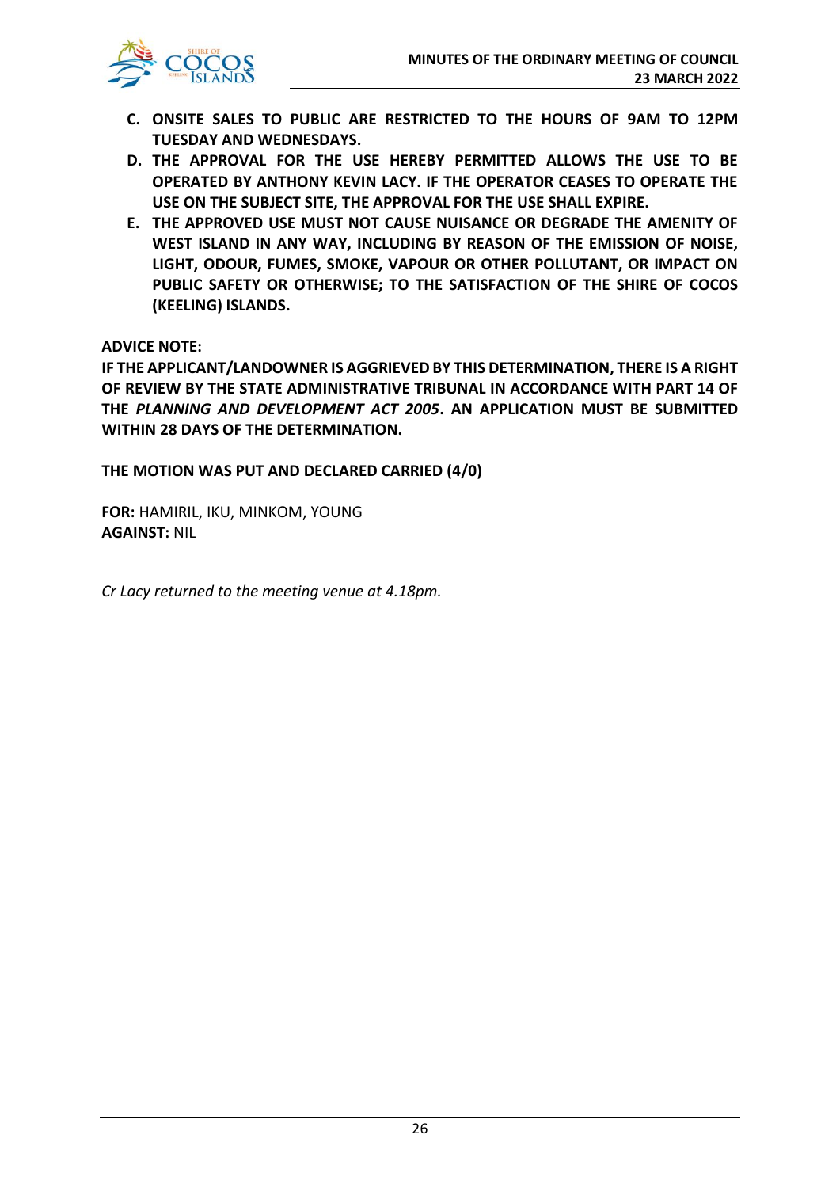C. **ONSITE SALES TO PUBLIC ARE RESTRICTED TO THE HOURS OF 9AM TO 12PM TUESDAY AND WEDNESDAYS.**
D. **THE APPROVAL FOR THE USE HEREBY PERMITTED ALLOWS THE USE TO BE OPERATED BY ANTHONY KEVIN LACY. IF THE OPERATOR CEASES TO OPERATE THE USE ON THE SUBJECT SITE, THE APPROVAL FOR THE USE SHALL EXPIRE.**
E. **THE APPROVED USE MUST NOT CAUSE NUISANCE OR DEGRADE THE AMENITY OF WEST ISLAND IN ANY WAY, INCLUDING BY REASON OF THE EMISSION OF NOISE, LIGHT, ODOUR, FUMES, SMOKE, VAPOUR OR OTHER POLLUTANT, OR IMPACT ON PUBLIC SAFETY OR OTHERWISE; TO THE SATISFACTION OF THE SHIRE OF COCOS (KEELING) ISLANDS.**

**ADVICE NOTE:**

**IF THE APPLICANT/LANDOWNER IS AGGRIEVED BY THIS DETERMINATION, THERE IS A RIGHT OF REVIEW BY THE STATE ADMINISTRATIVE TRIBUNAL IN ACCORDANCE WITH PART 14 OF THE *PLANNING AND DEVELOPMENT ACT 2005*. AN APPLICATION MUST BE SUBMITTED WITHIN 28 DAYS OF THE DETERMINATION.**

**THE MOTION WAS PUT AND DECLARED CARRIED (4/0)**

**FOR:** HAMIRIL, IKU, MINKOM, YOUNG
**AGAINST:** NIL

*Cr Lacy returned to the meeting venue at 4.18pm.*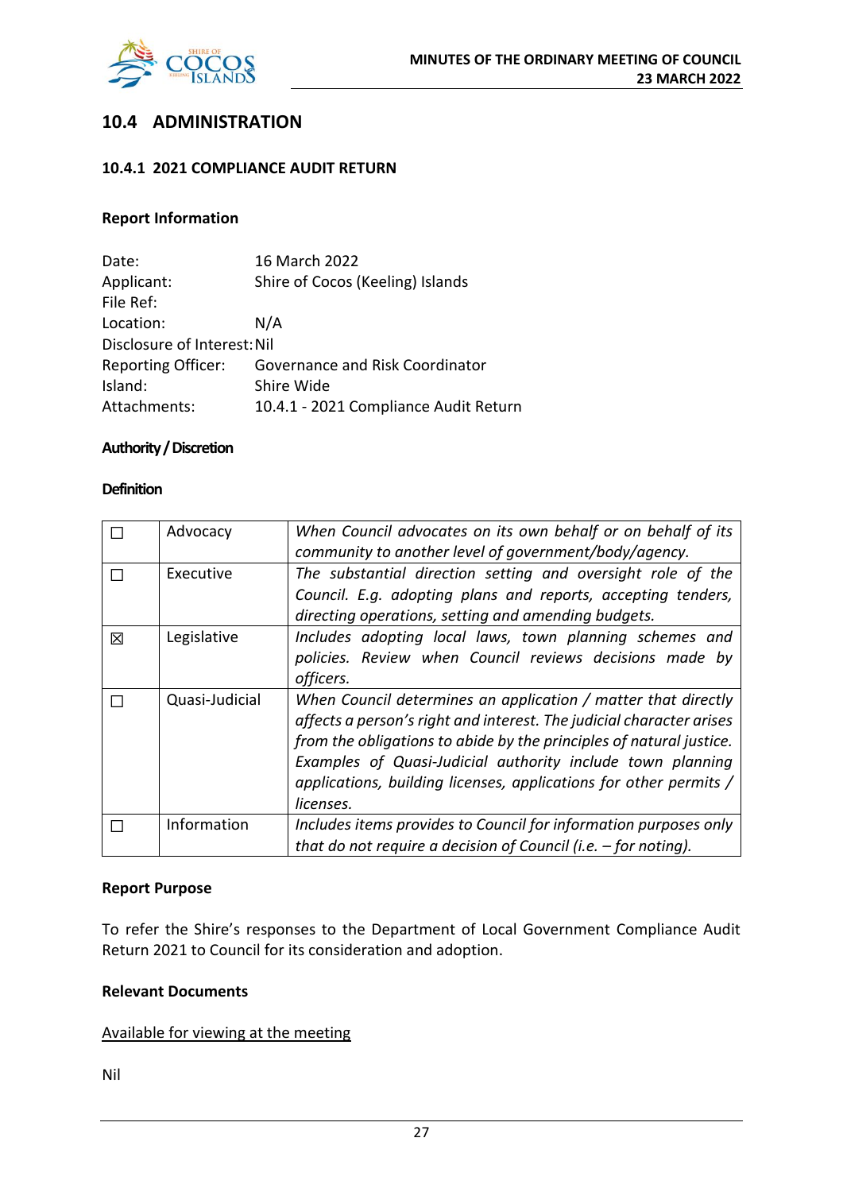## 10.4 ADMINISTRATION

### 10.4.1 2021 COMPLIANCE AUDIT RETURN

**Report Information**

| | |
|---|---|
| Date: | 16 March 2022 |
| Applicant: | Shire of Cocos (Keeling) Islands |
| File Ref: | |
| Location: | N/A |
| Disclosure of Interest: | Nil |
| Reporting Officer: | Governance and Risk Coordinator |
| Island: | Shire Wide |
| Attachments: | 10.4.1 - 2021 Compliance Audit Return |

**Authority / Discretion**

**Definition**

| | | |
|---|---|---|
| ☐ | Advocacy | *When Council advocates on its own behalf or on behalf of its community to another level of government/body/agency.* |
| ☐ | Executive | *The substantial direction setting and oversight role of the Council. E.g. adopting plans and reports, accepting tenders, directing operations, setting and amending budgets.* |
| ☒ | Legislative | *Includes adopting local laws, town planning schemes and policies. Review when Council reviews decisions made by officers.* |
| ☐ | Quasi-Judicial | *When Council determines an application / matter that directly affects a person's right and interest. The judicial character arises from the obligations to abide by the principles of natural justice. Examples of Quasi-Judicial authority include town planning applications, building licenses, applications for other permits / licenses.* |
| ☐ | Information | *Includes items provides to Council for information purposes only that do not require a decision of Council (i.e. – for noting).* |

**Report Purpose**

To refer the Shire's responses to the Department of Local Government Compliance Audit Return 2021 to Council for its consideration and adoption.

**Relevant Documents**

Available for viewing at the meeting

Nil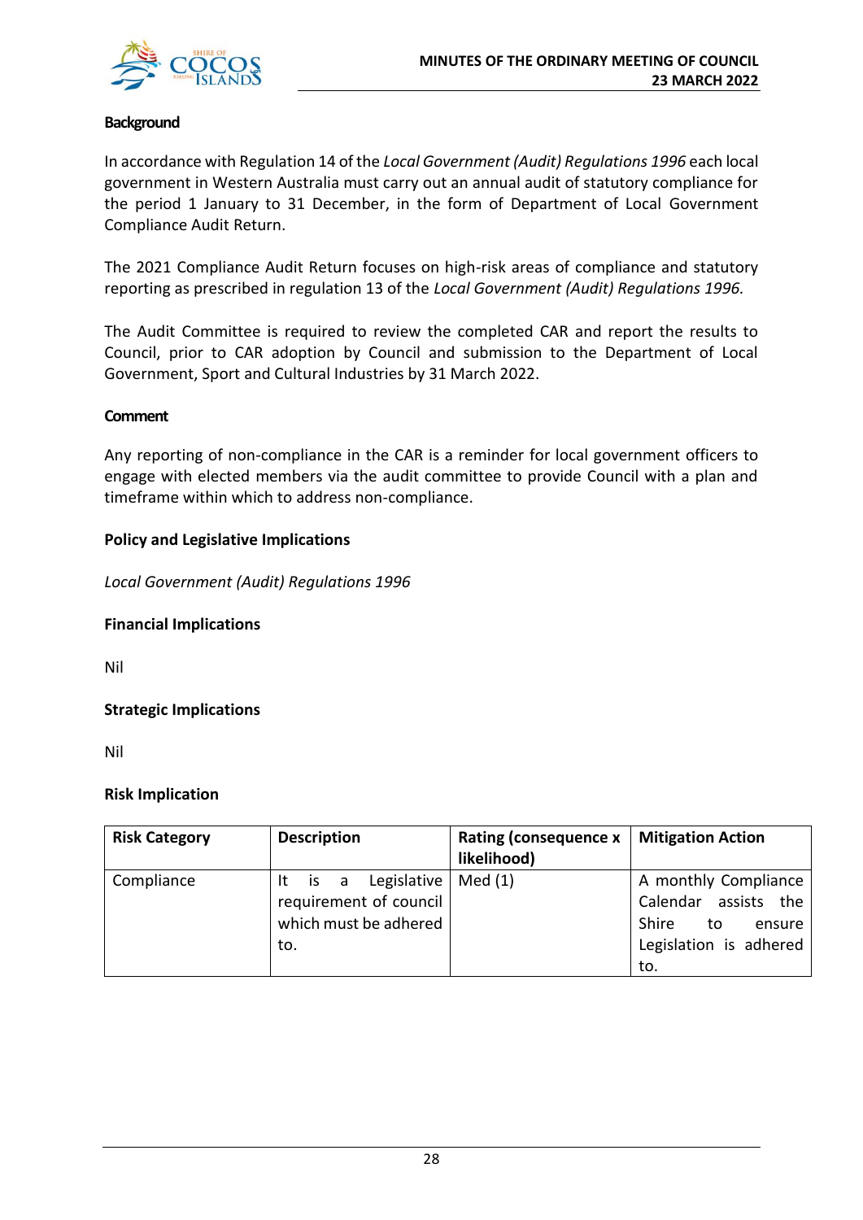**Background**

In accordance with Regulation 14 of the *Local Government (Audit) Regulations 1996* each local government in Western Australia must carry out an annual audit of statutory compliance for the period 1 January to 31 December, in the form of Department of Local Government Compliance Audit Return.

The 2021 Compliance Audit Return focuses on high-risk areas of compliance and statutory reporting as prescribed in regulation 13 of the *Local Government (Audit) Regulations 1996.*

The Audit Committee is required to review the completed CAR and report the results to Council, prior to CAR adoption by Council and submission to the Department of Local Government, Sport and Cultural Industries by 31 March 2022.

**Comment**

Any reporting of non-compliance in the CAR is a reminder for local government officers to engage with elected members via the audit committee to provide Council with a plan and timeframe within which to address non-compliance.

**Policy and Legislative Implications**

*Local Government (Audit) Regulations 1996*

**Financial Implications**

Nil

**Strategic Implications**

Nil

**Risk Implication**

| Risk Category | Description | Rating (consequence x likelihood) | Mitigation Action |
|---|---|---|---|
| Compliance | It is a Legislative requirement of council which must be adhered to. | Med (1) | A monthly Compliance Calendar assists the Shire to ensure Legislation is adhered to. |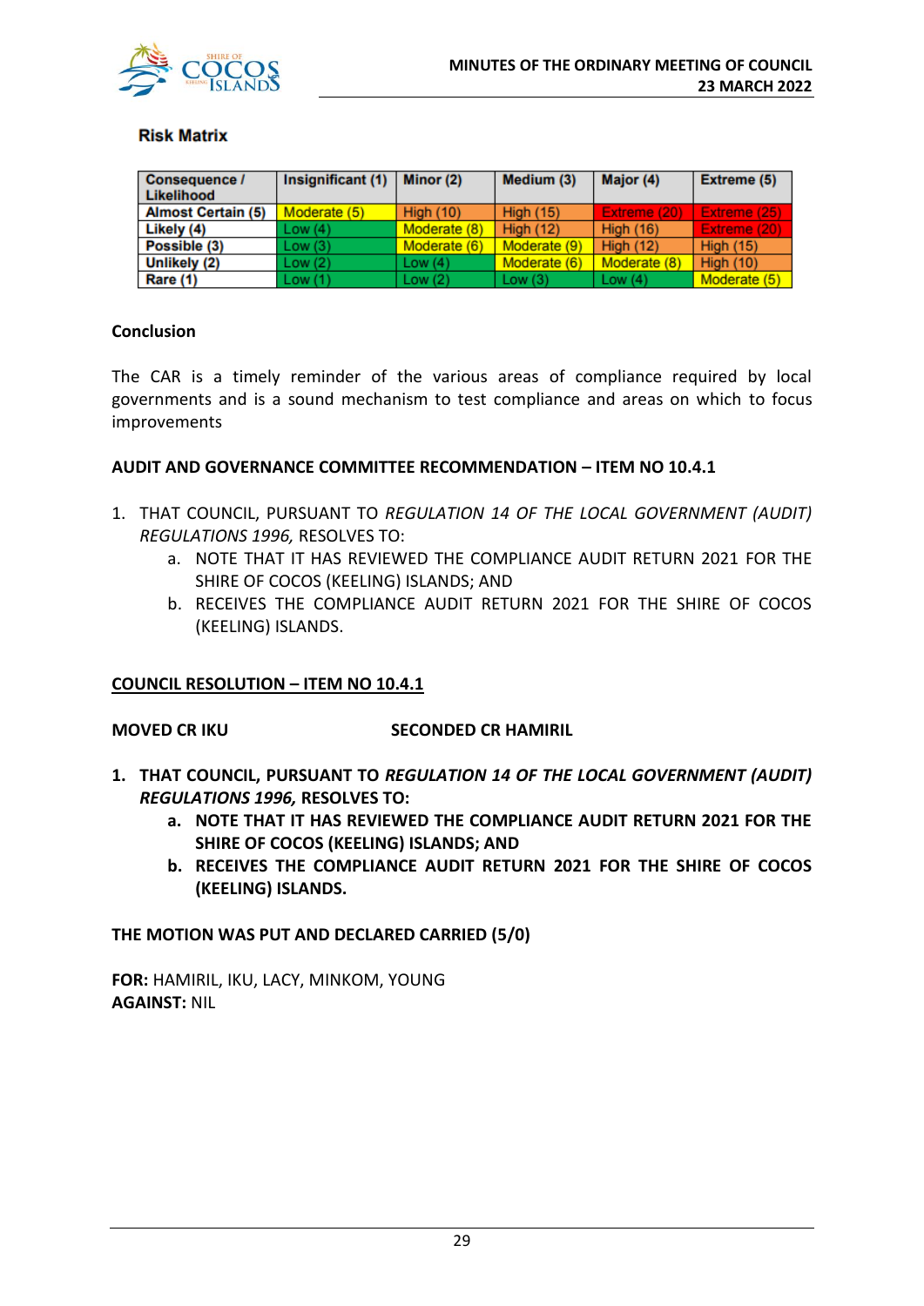### Risk Matrix

| Consequence / Likelihood | Insignificant (1) | Minor (2) | Medium (3) | Major (4) | Extreme (5) |
|---|---|---|---|---|---|
| Almost Certain (5) | Moderate (5) | High (10) | High (15) | Extreme (20) | Extreme (25) |
| Likely (4) | Low (4) | Moderate (8) | High (12) | High (16) | Extreme (20) |
| Possible (3) | Low (3) | Moderate (6) | Moderate (9) | High (12) | High (15) |
| Unlikely (2) | Low (2) | Low (4) | Moderate (6) | Moderate (8) | High (10) |
| Rare (1) | Low (1) | Low (2) | Low (3) | Low (4) | Moderate (5) |

**Conclusion**

The CAR is a timely reminder of the various areas of compliance required by local governments and is a sound mechanism to test compliance and areas on which to focus improvements

**AUDIT AND GOVERNANCE COMMITTEE RECOMMENDATION – ITEM NO 10.4.1**

1. THAT COUNCIL, PURSUANT TO *REGULATION 14 OF THE LOCAL GOVERNMENT (AUDIT) REGULATIONS 1996,* RESOLVES TO:
    a. NOTE THAT IT HAS REVIEWED THE COMPLIANCE AUDIT RETURN 2021 FOR THE SHIRE OF COCOS (KEELING) ISLANDS; AND
    b. RECEIVES THE COMPLIANCE AUDIT RETURN 2021 FOR THE SHIRE OF COCOS (KEELING) ISLANDS.

**COUNCIL RESOLUTION – ITEM NO 10.4.1**

**MOVED CR IKU** **SECONDED CR HAMIRIL**

1. **THAT COUNCIL, PURSUANT TO *REGULATION 14 OF THE LOCAL GOVERNMENT (AUDIT) REGULATIONS 1996,* RESOLVES TO:**
    a. **NOTE THAT IT HAS REVIEWED THE COMPLIANCE AUDIT RETURN 2021 FOR THE SHIRE OF COCOS (KEELING) ISLANDS; AND**
    b. **RECEIVES THE COMPLIANCE AUDIT RETURN 2021 FOR THE SHIRE OF COCOS (KEELING) ISLANDS.**

**THE MOTION WAS PUT AND DECLARED CARRIED (5/0)**

**FOR:** HAMIRIL, IKU, LACY, MINKOM, YOUNG
**AGAINST:** NIL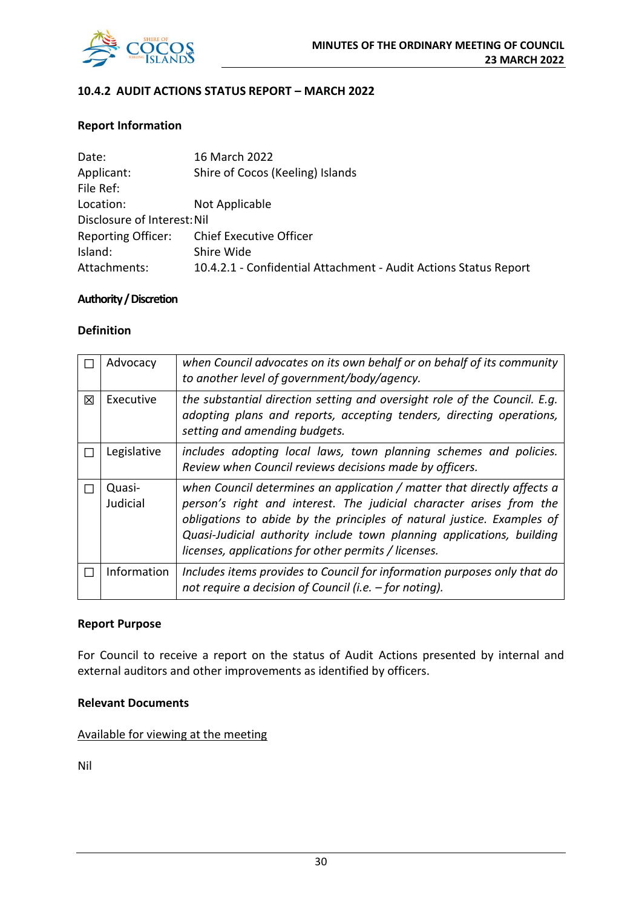## 10.4.2 AUDIT ACTIONS STATUS REPORT – MARCH 2022

### Report Information

Date: 16 March 2022
Applicant: Shire of Cocos (Keeling) Islands
File Ref:
Location: Not Applicable
Disclosure of Interest: Nil
Reporting Officer: Chief Executive Officer
Island: Shire Wide
Attachments: 10.4.2.1 - Confidential Attachment - Audit Actions Status Report

### Authority / Discretion

### Definition

| | | |
|---|---|---|
| ☐ | Advocacy | *when Council advocates on its own behalf or on behalf of its community to another level of government/body/agency.* |
| ☒ | Executive | *the substantial direction setting and oversight role of the Council. E.g. adopting plans and reports, accepting tenders, directing operations, setting and amending budgets.* |
| ☐ | Legislative | *includes adopting local laws, town planning schemes and policies. Review when Council reviews decisions made by officers.* |
| ☐ | Quasi-Judicial | *when Council determines an application / matter that directly affects a person's right and interest. The judicial character arises from the obligations to abide by the principles of natural justice. Examples of Quasi-Judicial authority include town planning applications, building licenses, applications for other permits / licenses.* |
| ☐ | Information | *Includes items provides to Council for information purposes only that do not require a decision of Council (i.e. – for noting).* |

### Report Purpose

For Council to receive a report on the status of Audit Actions presented by internal and external auditors and other improvements as identified by officers.

### Relevant Documents

Available for viewing at the meeting

Nil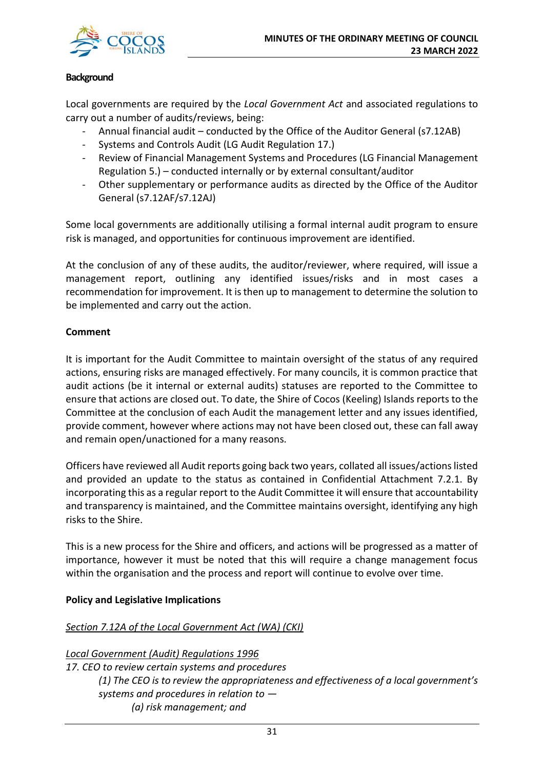**Background**

Local governments are required by the *Local Government Act* and associated regulations to carry out a number of audits/reviews, being:

- Annual financial audit – conducted by the Office of the Auditor General (s7.12AB)
- Systems and Controls Audit (LG Audit Regulation 17.)
- Review of Financial Management Systems and Procedures (LG Financial Management Regulation 5.) – conducted internally or by external consultant/auditor
- Other supplementary or performance audits as directed by the Office of the Auditor General (s7.12AF/s7.12AJ)

Some local governments are additionally utilising a formal internal audit program to ensure risk is managed, and opportunities for continuous improvement are identified.

At the conclusion of any of these audits, the auditor/reviewer, where required, will issue a management report, outlining any identified issues/risks and in most cases a recommendation for improvement. It is then up to management to determine the solution to be implemented and carry out the action.

**Comment**

It is important for the Audit Committee to maintain oversight of the status of any required actions, ensuring risks are managed effectively. For many councils, it is common practice that audit actions (be it internal or external audits) statuses are reported to the Committee to ensure that actions are closed out. To date, the Shire of Cocos (Keeling) Islands reports to the Committee at the conclusion of each Audit the management letter and any issues identified, provide comment, however where actions may not have been closed out, these can fall away and remain open/unactioned for a many reasons.

Officers have reviewed all Audit reports going back two years, collated all issues/actions listed and provided an update to the status as contained in Confidential Attachment 7.2.1. By incorporating this as a regular report to the Audit Committee it will ensure that accountability and transparency is maintained, and the Committee maintains oversight, identifying any high risks to the Shire.

This is a new process for the Shire and officers, and actions will be progressed as a matter of importance, however it must be noted that this will require a change management focus within the organisation and the process and report will continue to evolve over time.

**Policy and Legislative Implications**

*Section 7.12A of the Local Government Act (WA) (CKI)*

*Local Government (Audit) Regulations 1996*

*17. CEO to review certain systems and procedures*

> *(1) The CEO is to review the appropriateness and effectiveness of a local government's systems and procedures in relation to —*
>
> > *(a) risk management; and*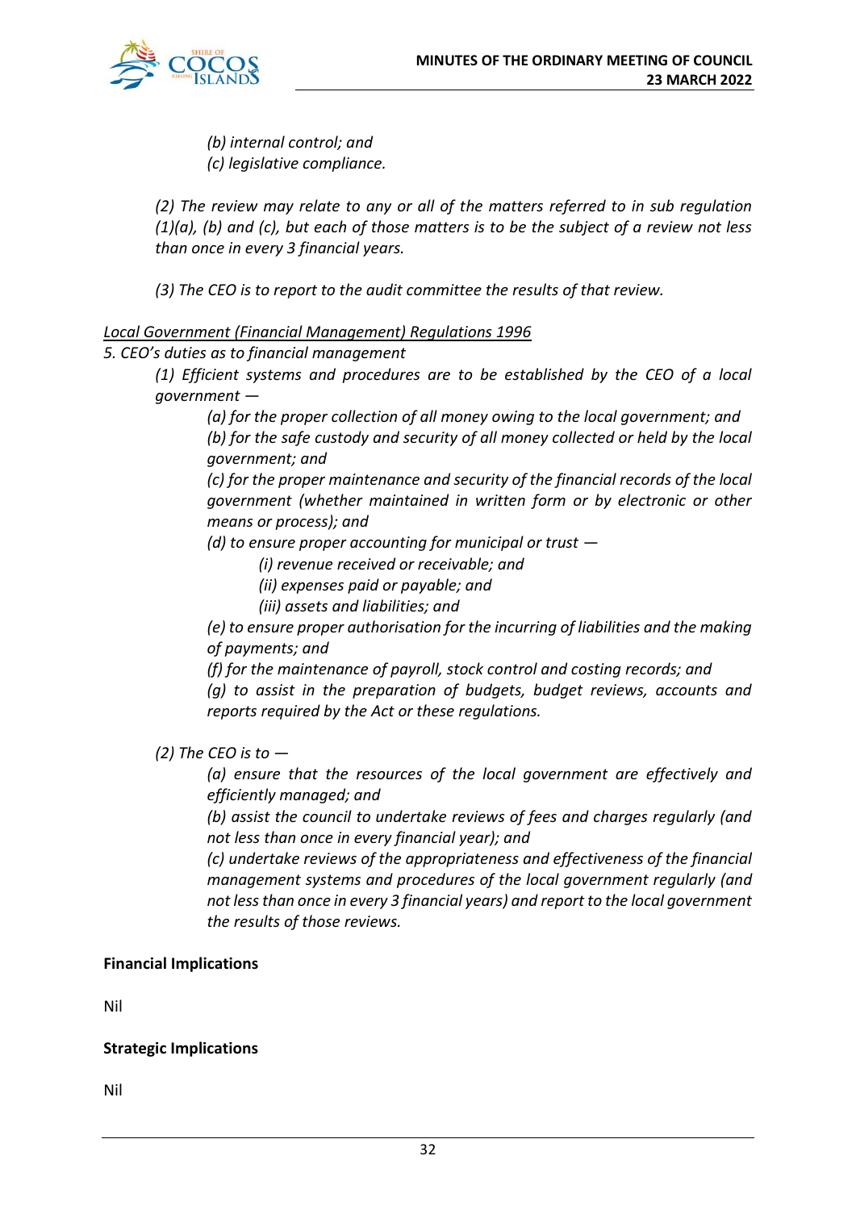*(b) internal control; and*
*(c) legislative compliance.*

*(2) The review may relate to any or all of the matters referred to in sub regulation (1)(a), (b) and (c), but each of those matters is to be the subject of a review not less than once in every 3 financial years.*

*(3) The CEO is to report to the audit committee the results of that review.*

*Local Government (Financial Management) Regulations 1996*

*5. CEO's duties as to financial management*

*(1) Efficient systems and procedures are to be established by the CEO of a local government —*

*(a) for the proper collection of all money owing to the local government; and*
*(b) for the safe custody and security of all money collected or held by the local government; and*
*(c) for the proper maintenance and security of the financial records of the local government (whether maintained in written form or by electronic or other means or process); and*
*(d) to ensure proper accounting for municipal or trust —*

*(i) revenue received or receivable; and*
*(ii) expenses paid or payable; and*
*(iii) assets and liabilities; and*

*(e) to ensure proper authorisation for the incurring of liabilities and the making of payments; and*
*(f) for the maintenance of payroll, stock control and costing records; and*
*(g) to assist in the preparation of budgets, budget reviews, accounts and reports required by the Act or these regulations.*

*(2) The CEO is to —*

*(a) ensure that the resources of the local government are effectively and efficiently managed; and*
*(b) assist the council to undertake reviews of fees and charges regularly (and not less than once in every financial year); and*
*(c) undertake reviews of the appropriateness and effectiveness of the financial management systems and procedures of the local government regularly (and not less than once in every 3 financial years) and report to the local government the results of those reviews.*

**Financial Implications**

Nil

**Strategic Implications**

Nil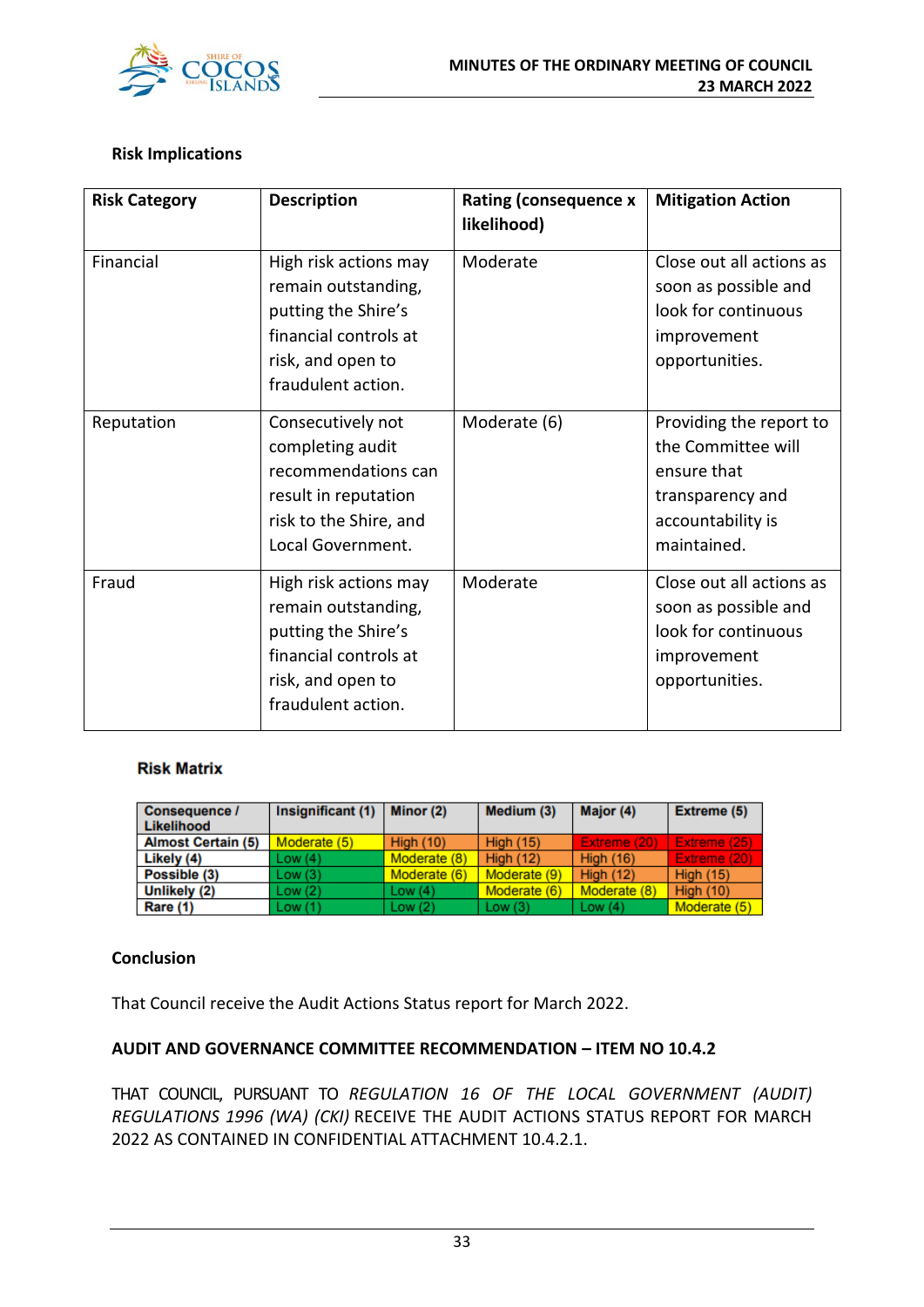**Risk Implications**

| Risk Category | Description | Rating (consequence x likelihood) | Mitigation Action |
|---|---|---|---|
| Financial | High risk actions may remain outstanding, putting the Shire's financial controls at risk, and open to fraudulent action. | Moderate | Close out all actions as soon as possible and look for continuous improvement opportunities. |
| Reputation | Consecutively not completing audit recommendations can result in reputation risk to the Shire, and Local Government. | Moderate (6) | Providing the report to the Committee will ensure that transparency and accountability is maintained. |
| Fraud | High risk actions may remain outstanding, putting the Shire's financial controls at risk, and open to fraudulent action. | Moderate | Close out all actions as soon as possible and look for continuous improvement opportunities. |

**Risk Matrix**

| Consequence / Likelihood | Insignificant (1) | Minor (2) | Medium (3) | Major (4) | Extreme (5) |
|---|---|---|---|---|---|
| Almost Certain (5) | Moderate (5) | High (10) | High (15) | Extreme (20) | Extreme (25) |
| Likely (4) | Low (4) | Moderate (8) | High (12) | High (16) | Extreme (20) |
| Possible (3) | Low (3) | Moderate (6) | Moderate (9) | High (12) | High (15) |
| Unlikely (2) | Low (2) | Low (4) | Moderate (6) | Moderate (8) | High (10) |
| Rare (1) | Low (1) | Low (2) | Low (3) | Low (4) | Moderate (5) |

**Conclusion**

That Council receive the Audit Actions Status report for March 2022.

**AUDIT AND GOVERNANCE COMMITTEE RECOMMENDATION – ITEM NO 10.4.2**

THAT COUNCIL, PURSUANT TO *REGULATION 16 OF THE LOCAL GOVERNMENT (AUDIT) REGULATIONS 1996 (WA) (CKI)* RECEIVE THE AUDIT ACTIONS STATUS REPORT FOR MARCH 2022 AS CONTAINED IN CONFIDENTIAL ATTACHMENT 10.4.2.1.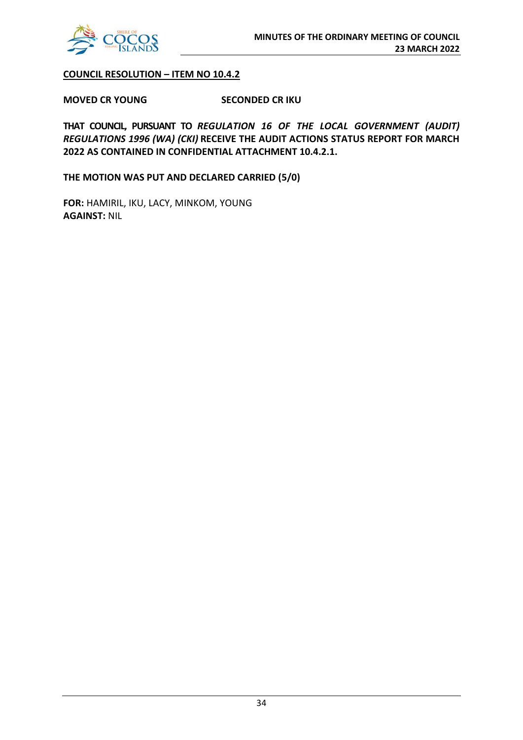**COUNCIL RESOLUTION – ITEM NO 10.4.2**

**MOVED CR YOUNG** **SECONDED CR IKU**

**THAT COUNCIL, PURSUANT TO *REGULATION 16 OF THE LOCAL GOVERNMENT (AUDIT) REGULATIONS 1996 (WA) (CKI)* RECEIVE THE AUDIT ACTIONS STATUS REPORT FOR MARCH 2022 AS CONTAINED IN CONFIDENTIAL ATTACHMENT 10.4.2.1.**

**THE MOTION WAS PUT AND DECLARED CARRIED (5/0)**

**FOR:** HAMIRIL, IKU, LACY, MINKOM, YOUNG
**AGAINST:** NIL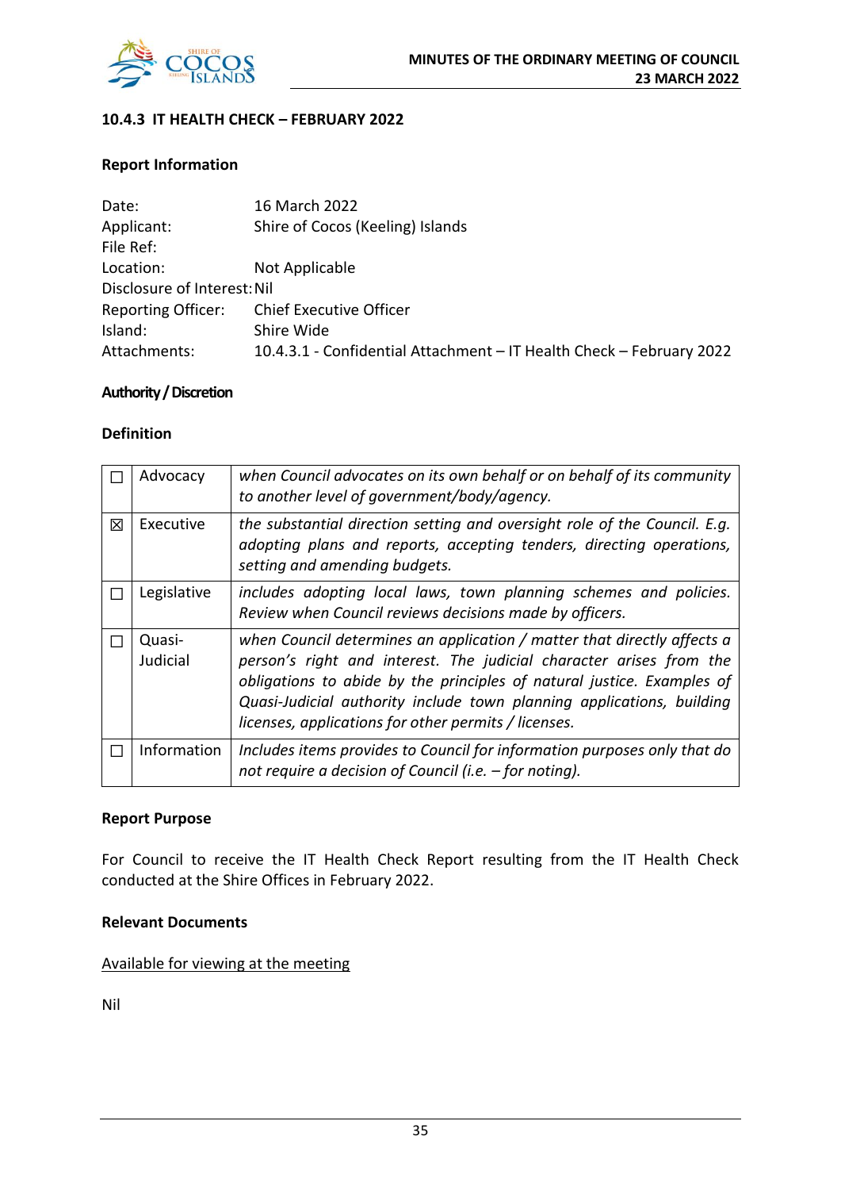### 10.4.3 IT HEALTH CHECK – FEBRUARY 2022

**Report Information**

Date: 16 March 2022
Applicant: Shire of Cocos (Keeling) Islands
File Ref:
Location: Not Applicable
Disclosure of Interest: Nil
Reporting Officer: Chief Executive Officer
Island: Shire Wide
Attachments: 10.4.3.1 - Confidential Attachment – IT Health Check – February 2022

**Authority / Discretion**

**Definition**

| | | |
|---|---|---|
| ☐ | Advocacy | *when Council advocates on its own behalf or on behalf of its community to another level of government/body/agency.* |
| ☒ | Executive | *the substantial direction setting and oversight role of the Council. E.g. adopting plans and reports, accepting tenders, directing operations, setting and amending budgets.* |
| ☐ | Legislative | *includes adopting local laws, town planning schemes and policies. Review when Council reviews decisions made by officers.* |
| ☐ | Quasi-Judicial | *when Council determines an application / matter that directly affects a person's right and interest. The judicial character arises from the obligations to abide by the principles of natural justice. Examples of Quasi-Judicial authority include town planning applications, building licenses, applications for other permits / licenses.* |
| ☐ | Information | *Includes items provides to Council for information purposes only that do not require a decision of Council (i.e. – for noting).* |

**Report Purpose**

For Council to receive the IT Health Check Report resulting from the IT Health Check conducted at the Shire Offices in February 2022.

**Relevant Documents**

<u>Available for viewing at the meeting</u>

Nil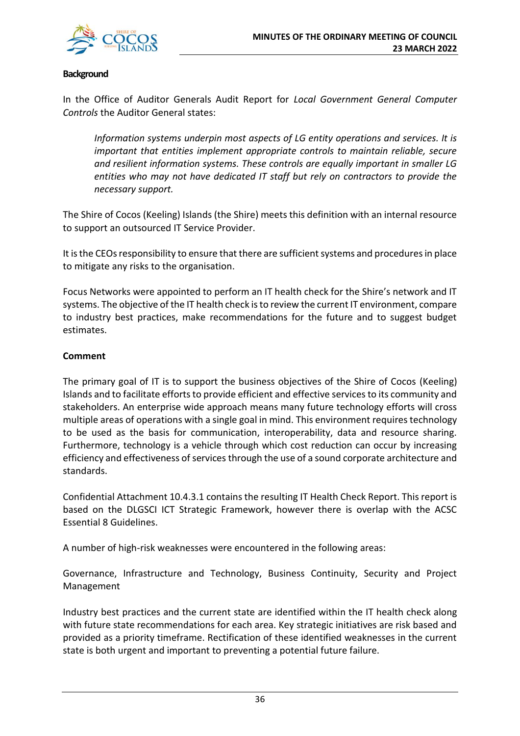**Background**

In the Office of Auditor Generals Audit Report for *Local Government General Computer Controls* the Auditor General states:

> *Information systems underpin most aspects of LG entity operations and services. It is important that entities implement appropriate controls to maintain reliable, secure and resilient information systems. These controls are equally important in smaller LG entities who may not have dedicated IT staff but rely on contractors to provide the necessary support.*

The Shire of Cocos (Keeling) Islands (the Shire) meets this definition with an internal resource to support an outsourced IT Service Provider.

It is the CEOs responsibility to ensure that there are sufficient systems and procedures in place to mitigate any risks to the organisation.

Focus Networks were appointed to perform an IT health check for the Shire's network and IT systems. The objective of the IT health check is to review the current IT environment, compare to industry best practices, make recommendations for the future and to suggest budget estimates.

**Comment**

The primary goal of IT is to support the business objectives of the Shire of Cocos (Keeling) Islands and to facilitate efforts to provide efficient and effective services to its community and stakeholders. An enterprise wide approach means many future technology efforts will cross multiple areas of operations with a single goal in mind. This environment requires technology to be used as the basis for communication, interoperability, data and resource sharing. Furthermore, technology is a vehicle through which cost reduction can occur by increasing efficiency and effectiveness of services through the use of a sound corporate architecture and standards.

Confidential Attachment 10.4.3.1 contains the resulting IT Health Check Report. This report is based on the DLGSCI ICT Strategic Framework, however there is overlap with the ACSC Essential 8 Guidelines.

A number of high-risk weaknesses were encountered in the following areas:

Governance, Infrastructure and Technology, Business Continuity, Security and Project Management

Industry best practices and the current state are identified within the IT health check along with future state recommendations for each area. Key strategic initiatives are risk based and provided as a priority timeframe. Rectification of these identified weaknesses in the current state is both urgent and important to preventing a potential future failure.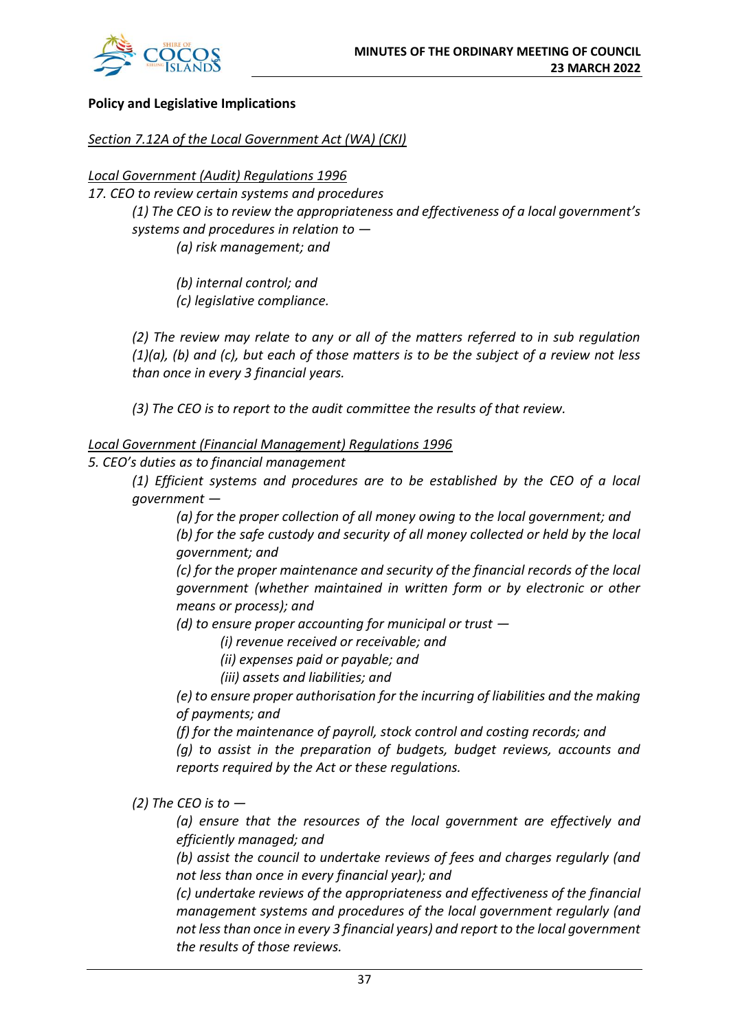**Policy and Legislative Implications**

*Section 7.12A of the Local Government Act (WA) (CKI)*

*Local Government (Audit) Regulations 1996*

*17. CEO to review certain systems and procedures*

> *(1) The CEO is to review the appropriateness and effectiveness of a local government's systems and procedures in relation to —*
>
> > *(a) risk management; and*
> >
> > *(b) internal control; and*
> >
> > *(c) legislative compliance.*
>
> *(2) The review may relate to any or all of the matters referred to in sub regulation (1)(a), (b) and (c), but each of those matters is to be the subject of a review not less than once in every 3 financial years.*
>
> *(3) The CEO is to report to the audit committee the results of that review.*

*Local Government (Financial Management) Regulations 1996*

*5. CEO's duties as to financial management*

> *(1) Efficient systems and procedures are to be established by the CEO of a local government —*
>
> > *(a) for the proper collection of all money owing to the local government; and*
> >
> > *(b) for the safe custody and security of all money collected or held by the local government; and*
> >
> > *(c) for the proper maintenance and security of the financial records of the local government (whether maintained in written form or by electronic or other means or process); and*
> >
> > *(d) to ensure proper accounting for municipal or trust —*
> >
> > > *(i) revenue received or receivable; and*
> > >
> > > *(ii) expenses paid or payable; and*
> > >
> > > *(iii) assets and liabilities; and*
> >
> > *(e) to ensure proper authorisation for the incurring of liabilities and the making of payments; and*
> >
> > *(f) for the maintenance of payroll, stock control and costing records; and*
> >
> > *(g) to assist in the preparation of budgets, budget reviews, accounts and reports required by the Act or these regulations.*
>
> *(2) The CEO is to —*
>
> > *(a) ensure that the resources of the local government are effectively and efficiently managed; and*
> >
> > *(b) assist the council to undertake reviews of fees and charges regularly (and not less than once in every financial year); and*
> >
> > *(c) undertake reviews of the appropriateness and effectiveness of the financial management systems and procedures of the local government regularly (and not less than once in every 3 financial years) and report to the local government the results of those reviews.*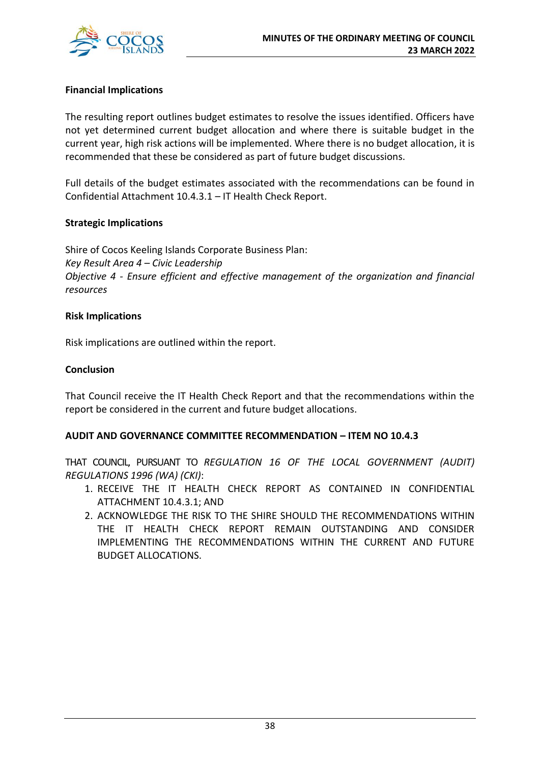**Financial Implications**

The resulting report outlines budget estimates to resolve the issues identified. Officers have not yet determined current budget allocation and where there is suitable budget in the current year, high risk actions will be implemented. Where there is no budget allocation, it is recommended that these be considered as part of future budget discussions.

Full details of the budget estimates associated with the recommendations can be found in Confidential Attachment 10.4.3.1 – IT Health Check Report.

**Strategic Implications**

Shire of Cocos Keeling Islands Corporate Business Plan:
*Key Result Area 4 – Civic Leadership*
*Objective 4 - Ensure efficient and effective management of the organization and financial resources*

**Risk Implications**

Risk implications are outlined within the report.

**Conclusion**

That Council receive the IT Health Check Report and that the recommendations within the report be considered in the current and future budget allocations.

**AUDIT AND GOVERNANCE COMMITTEE RECOMMENDATION – ITEM NO 10.4.3**

THAT COUNCIL, PURSUANT TO *REGULATION 16 OF THE LOCAL GOVERNMENT (AUDIT) REGULATIONS 1996 (WA) (CKI)*:

1. RECEIVE THE IT HEALTH CHECK REPORT AS CONTAINED IN CONFIDENTIAL ATTACHMENT 10.4.3.1; AND
2. ACKNOWLEDGE THE RISK TO THE SHIRE SHOULD THE RECOMMENDATIONS WITHIN THE IT HEALTH CHECK REPORT REMAIN OUTSTANDING AND CONSIDER IMPLEMENTING THE RECOMMENDATIONS WITHIN THE CURRENT AND FUTURE BUDGET ALLOCATIONS.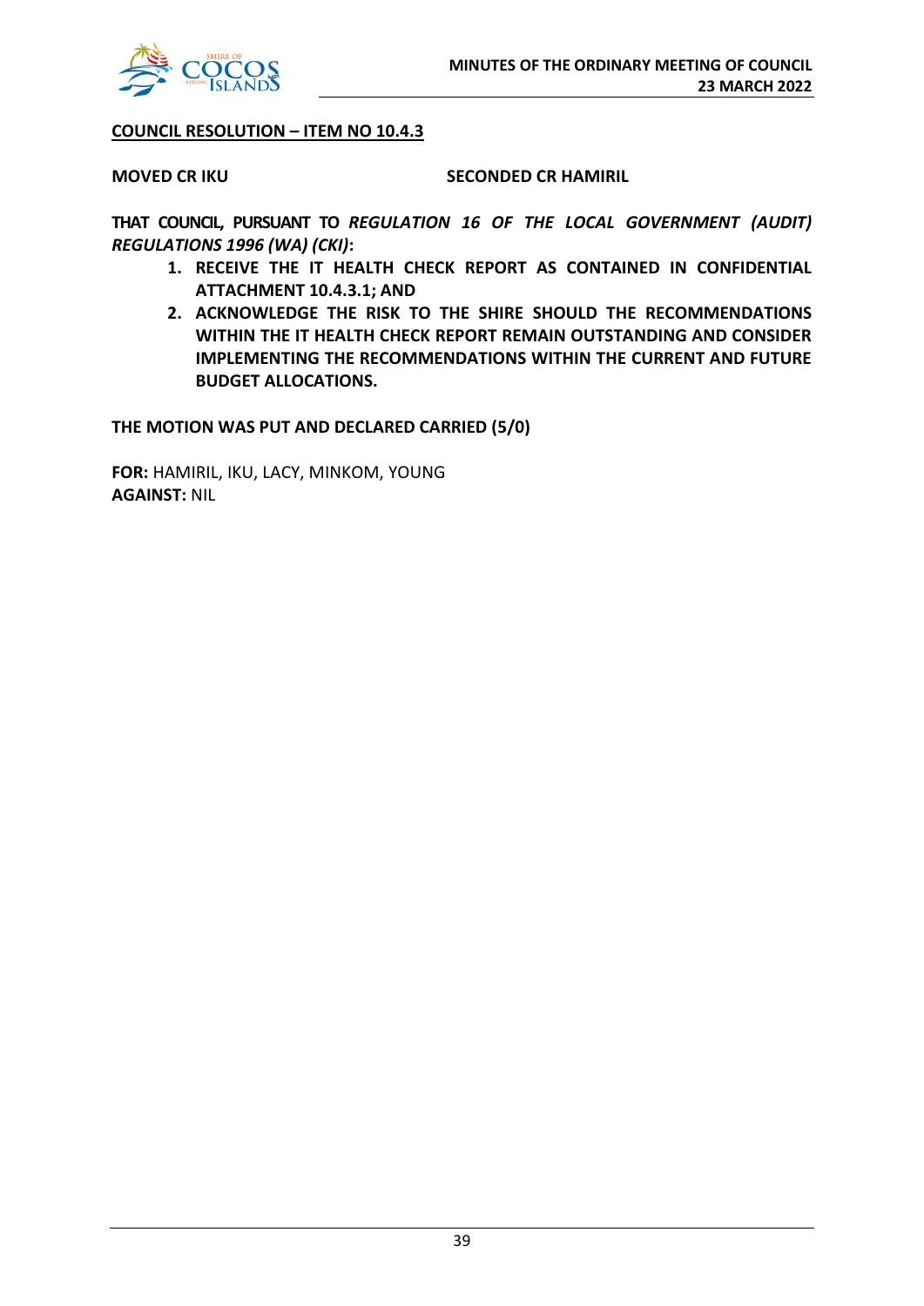**<u>COUNCIL RESOLUTION – ITEM NO 10.4.3</u>**

**MOVED CR IKU** **SECONDED CR HAMIRIL**

**THAT COUNCIL, PURSUANT TO *REGULATION 16 OF THE LOCAL GOVERNMENT (AUDIT) REGULATIONS 1996 (WA) (CKI)*:**

1. **RECEIVE THE IT HEALTH CHECK REPORT AS CONTAINED IN CONFIDENTIAL ATTACHMENT 10.4.3.1; AND**
2. **ACKNOWLEDGE THE RISK TO THE SHIRE SHOULD THE RECOMMENDATIONS WITHIN THE IT HEALTH CHECK REPORT REMAIN OUTSTANDING AND CONSIDER IMPLEMENTING THE RECOMMENDATIONS WITHIN THE CURRENT AND FUTURE BUDGET ALLOCATIONS.**

**THE MOTION WAS PUT AND DECLARED CARRIED (5/0)**

**FOR:** HAMIRIL, IKU, LACY, MINKOM, YOUNG
**AGAINST:** NIL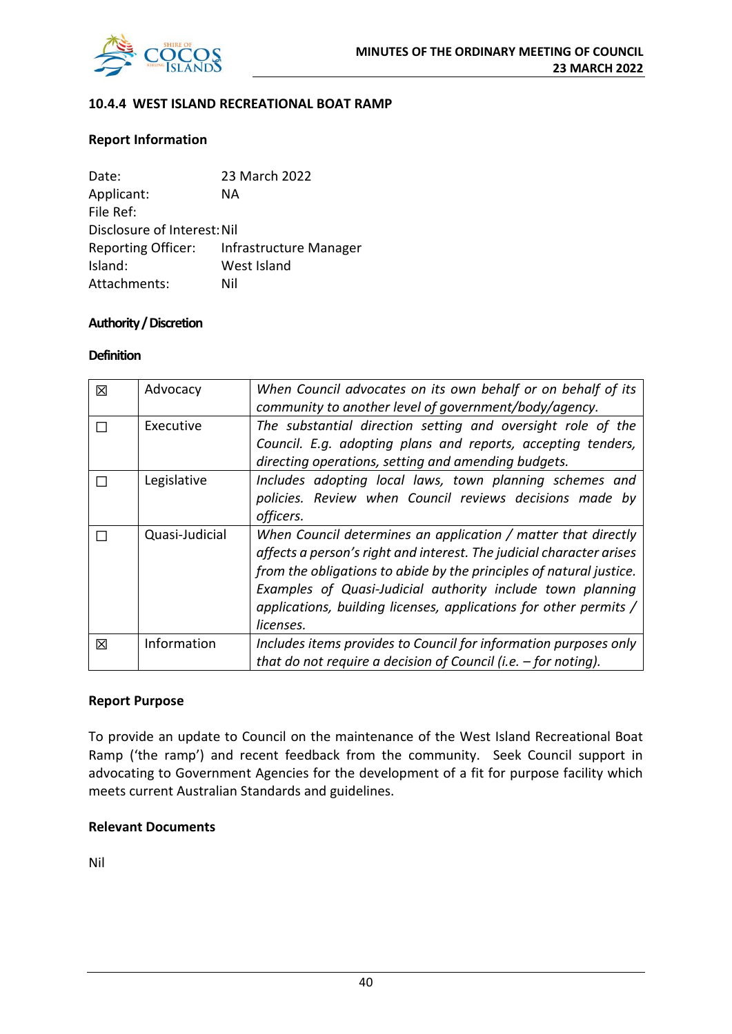### 10.4.4 WEST ISLAND RECREATIONAL BOAT RAMP

**Report Information**

Date: 23 March 2022
Applicant: NA
File Ref:
Disclosure of Interest: Nil
Reporting Officer: Infrastructure Manager
Island: West Island
Attachments: Nil

**Authority / Discretion**

**Definition**

| | | |
|---|---|---|
| ☒ | Advocacy | *When Council advocates on its own behalf or on behalf of its community to another level of government/body/agency.* |
| ☐ | Executive | *The substantial direction setting and oversight role of the Council. E.g. adopting plans and reports, accepting tenders, directing operations, setting and amending budgets.* |
| ☐ | Legislative | *Includes adopting local laws, town planning schemes and policies. Review when Council reviews decisions made by officers.* |
| ☐ | Quasi-Judicial | *When Council determines an application / matter that directly affects a person's right and interest. The judicial character arises from the obligations to abide by the principles of natural justice. Examples of Quasi-Judicial authority include town planning applications, building licenses, applications for other permits / licenses.* |
| ☒ | Information | *Includes items provides to Council for information purposes only that do not require a decision of Council (i.e. – for noting).* |

**Report Purpose**

To provide an update to Council on the maintenance of the West Island Recreational Boat Ramp ('the ramp') and recent feedback from the community. Seek Council support in advocating to Government Agencies for the development of a fit for purpose facility which meets current Australian Standards and guidelines.

**Relevant Documents**

Nil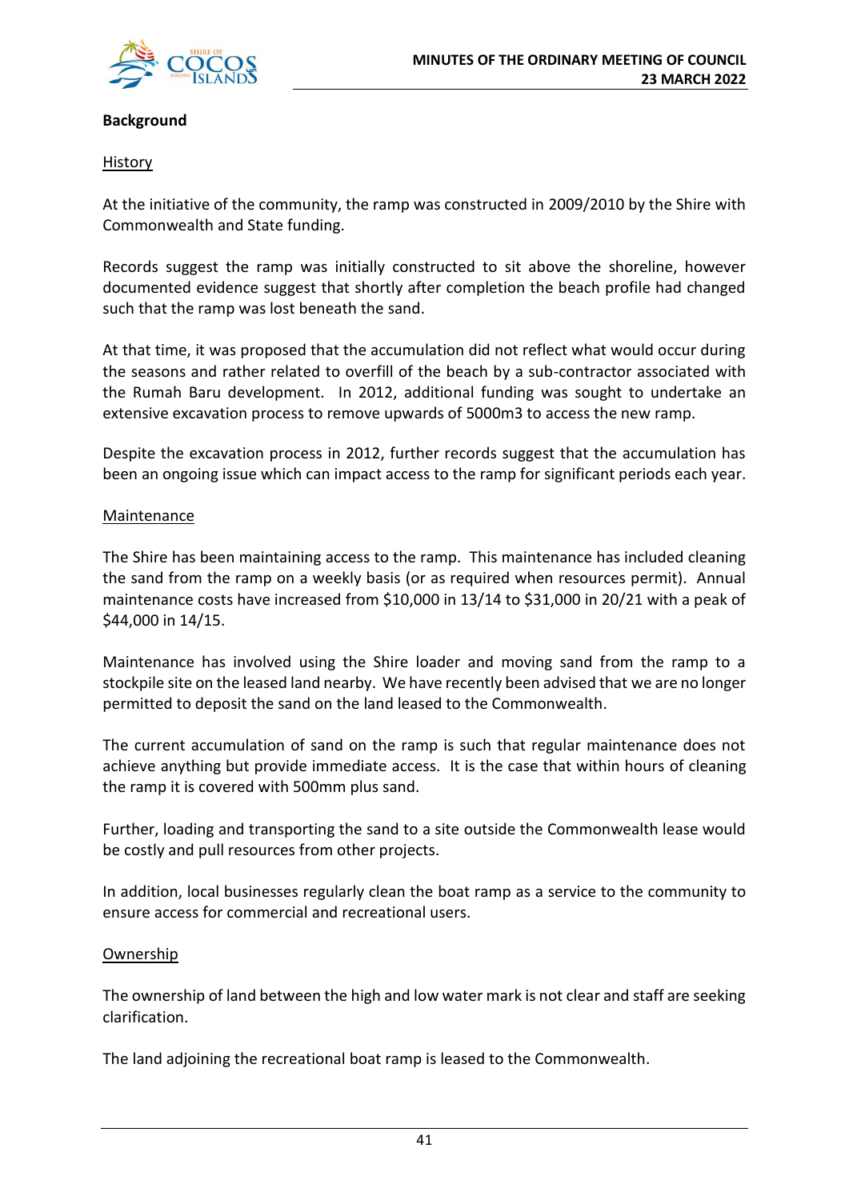**Background**

History

At the initiative of the community, the ramp was constructed in 2009/2010 by the Shire with Commonwealth and State funding.

Records suggest the ramp was initially constructed to sit above the shoreline, however documented evidence suggest that shortly after completion the beach profile had changed such that the ramp was lost beneath the sand.

At that time, it was proposed that the accumulation did not reflect what would occur during the seasons and rather related to overfill of the beach by a sub-contractor associated with the Rumah Baru development. In 2012, additional funding was sought to undertake an extensive excavation process to remove upwards of 5000m3 to access the new ramp.

Despite the excavation process in 2012, further records suggest that the accumulation has been an ongoing issue which can impact access to the ramp for significant periods each year.

Maintenance

The Shire has been maintaining access to the ramp. This maintenance has included cleaning the sand from the ramp on a weekly basis (or as required when resources permit). Annual maintenance costs have increased from $10,000 in 13/14 to $31,000 in 20/21 with a peak of $44,000 in 14/15.

Maintenance has involved using the Shire loader and moving sand from the ramp to a stockpile site on the leased land nearby. We have recently been advised that we are no longer permitted to deposit the sand on the land leased to the Commonwealth.

The current accumulation of sand on the ramp is such that regular maintenance does not achieve anything but provide immediate access. It is the case that within hours of cleaning the ramp it is covered with 500mm plus sand.

Further, loading and transporting the sand to a site outside the Commonwealth lease would be costly and pull resources from other projects.

In addition, local businesses regularly clean the boat ramp as a service to the community to ensure access for commercial and recreational users.

Ownership

The ownership of land between the high and low water mark is not clear and staff are seeking clarification.

The land adjoining the recreational boat ramp is leased to the Commonwealth.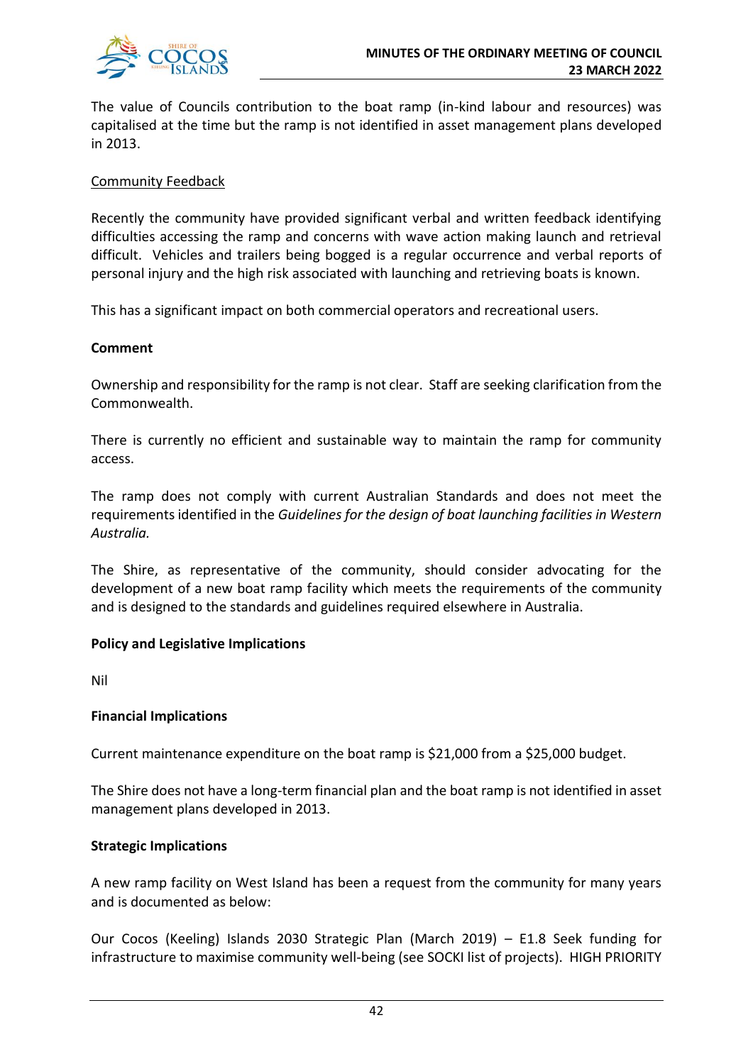The value of Councils contribution to the boat ramp (in-kind labour and resources) was capitalised at the time but the ramp is not identified in asset management plans developed in 2013.

Community Feedback

Recently the community have provided significant verbal and written feedback identifying difficulties accessing the ramp and concerns with wave action making launch and retrieval difficult. Vehicles and trailers being bogged is a regular occurrence and verbal reports of personal injury and the high risk associated with launching and retrieving boats is known.

This has a significant impact on both commercial operators and recreational users.

**Comment**

Ownership and responsibility for the ramp is not clear. Staff are seeking clarification from the Commonwealth.

There is currently no efficient and sustainable way to maintain the ramp for community access.

The ramp does not comply with current Australian Standards and does not meet the requirements identified in the *Guidelines for the design of boat launching facilities in Western Australia.*

The Shire, as representative of the community, should consider advocating for the development of a new boat ramp facility which meets the requirements of the community and is designed to the standards and guidelines required elsewhere in Australia.

**Policy and Legislative Implications**

Nil

**Financial Implications**

Current maintenance expenditure on the boat ramp is $21,000 from a $25,000 budget.

The Shire does not have a long-term financial plan and the boat ramp is not identified in asset management plans developed in 2013.

**Strategic Implications**

A new ramp facility on West Island has been a request from the community for many years and is documented as below:

Our Cocos (Keeling) Islands 2030 Strategic Plan (March 2019) – E1.8 Seek funding for infrastructure to maximise community well-being (see SOCKI list of projects). HIGH PRIORITY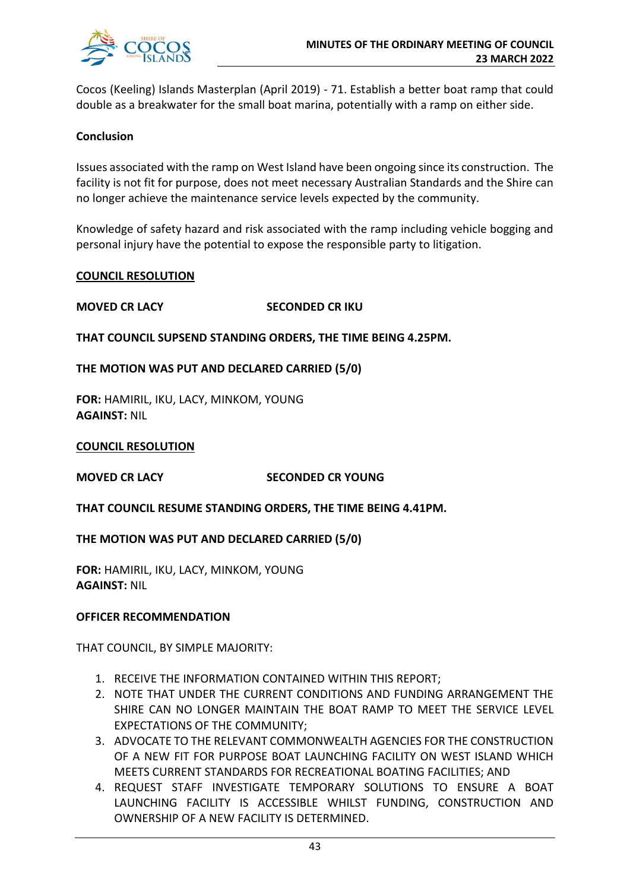Cocos (Keeling) Islands Masterplan (April 2019) - 71. Establish a better boat ramp that could double as a breakwater for the small boat marina, potentially with a ramp on either side.

**Conclusion**

Issues associated with the ramp on West Island have been ongoing since its construction. The facility is not fit for purpose, does not meet necessary Australian Standards and the Shire can no longer achieve the maintenance service levels expected by the community.

Knowledge of safety hazard and risk associated with the ramp including vehicle bogging and personal injury have the potential to expose the responsible party to litigation.

**COUNCIL RESOLUTION**

**MOVED CR LACY** **SECONDED CR IKU**

**THAT COUNCIL SUPSEND STANDING ORDERS, THE TIME BEING 4.25PM.**

**THE MOTION WAS PUT AND DECLARED CARRIED (5/0)**

**FOR:** HAMIRIL, IKU, LACY, MINKOM, YOUNG
**AGAINST:** NIL

**COUNCIL RESOLUTION**

**MOVED CR LACY** **SECONDED CR YOUNG**

**THAT COUNCIL RESUME STANDING ORDERS, THE TIME BEING 4.41PM.**

**THE MOTION WAS PUT AND DECLARED CARRIED (5/0)**

**FOR:** HAMIRIL, IKU, LACY, MINKOM, YOUNG
**AGAINST:** NIL

**OFFICER RECOMMENDATION**

THAT COUNCIL, BY SIMPLE MAJORITY:

1. RECEIVE THE INFORMATION CONTAINED WITHIN THIS REPORT;
2. NOTE THAT UNDER THE CURRENT CONDITIONS AND FUNDING ARRANGEMENT THE SHIRE CAN NO LONGER MAINTAIN THE BOAT RAMP TO MEET THE SERVICE LEVEL EXPECTATIONS OF THE COMMUNITY;
3. ADVOCATE TO THE RELEVANT COMMONWEALTH AGENCIES FOR THE CONSTRUCTION OF A NEW FIT FOR PURPOSE BOAT LAUNCHING FACILITY ON WEST ISLAND WHICH MEETS CURRENT STANDARDS FOR RECREATIONAL BOATING FACILITIES; AND
4. REQUEST STAFF INVESTIGATE TEMPORARY SOLUTIONS TO ENSURE A BOAT LAUNCHING FACILITY IS ACCESSIBLE WHILST FUNDING, CONSTRUCTION AND OWNERSHIP OF A NEW FACILITY IS DETERMINED.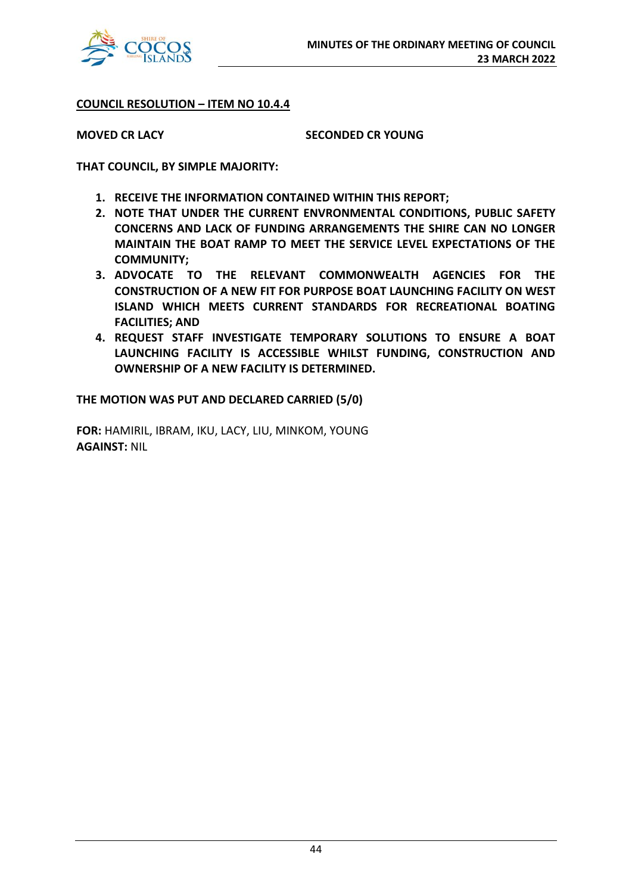**COUNCIL RESOLUTION – ITEM NO 10.4.4**

**MOVED CR LACY** **SECONDED CR YOUNG**

**THAT COUNCIL, BY SIMPLE MAJORITY:**

1. **RECEIVE THE INFORMATION CONTAINED WITHIN THIS REPORT;**
2. **NOTE THAT UNDER THE CURRENT ENVRONMENTAL CONDITIONS, PUBLIC SAFETY CONCERNS AND LACK OF FUNDING ARRANGEMENTS THE SHIRE CAN NO LONGER MAINTAIN THE BOAT RAMP TO MEET THE SERVICE LEVEL EXPECTATIONS OF THE COMMUNITY;**
3. **ADVOCATE TO THE RELEVANT COMMONWEALTH AGENCIES FOR THE CONSTRUCTION OF A NEW FIT FOR PURPOSE BOAT LAUNCHING FACILITY ON WEST ISLAND WHICH MEETS CURRENT STANDARDS FOR RECREATIONAL BOATING FACILITIES; AND**
4. **REQUEST STAFF INVESTIGATE TEMPORARY SOLUTIONS TO ENSURE A BOAT LAUNCHING FACILITY IS ACCESSIBLE WHILST FUNDING, CONSTRUCTION AND OWNERSHIP OF A NEW FACILITY IS DETERMINED.**

**THE MOTION WAS PUT AND DECLARED CARRIED (5/0)**

**FOR:** HAMIRIL, IBRAM, IKU, LACY, LIU, MINKOM, YOUNG
**AGAINST:** NIL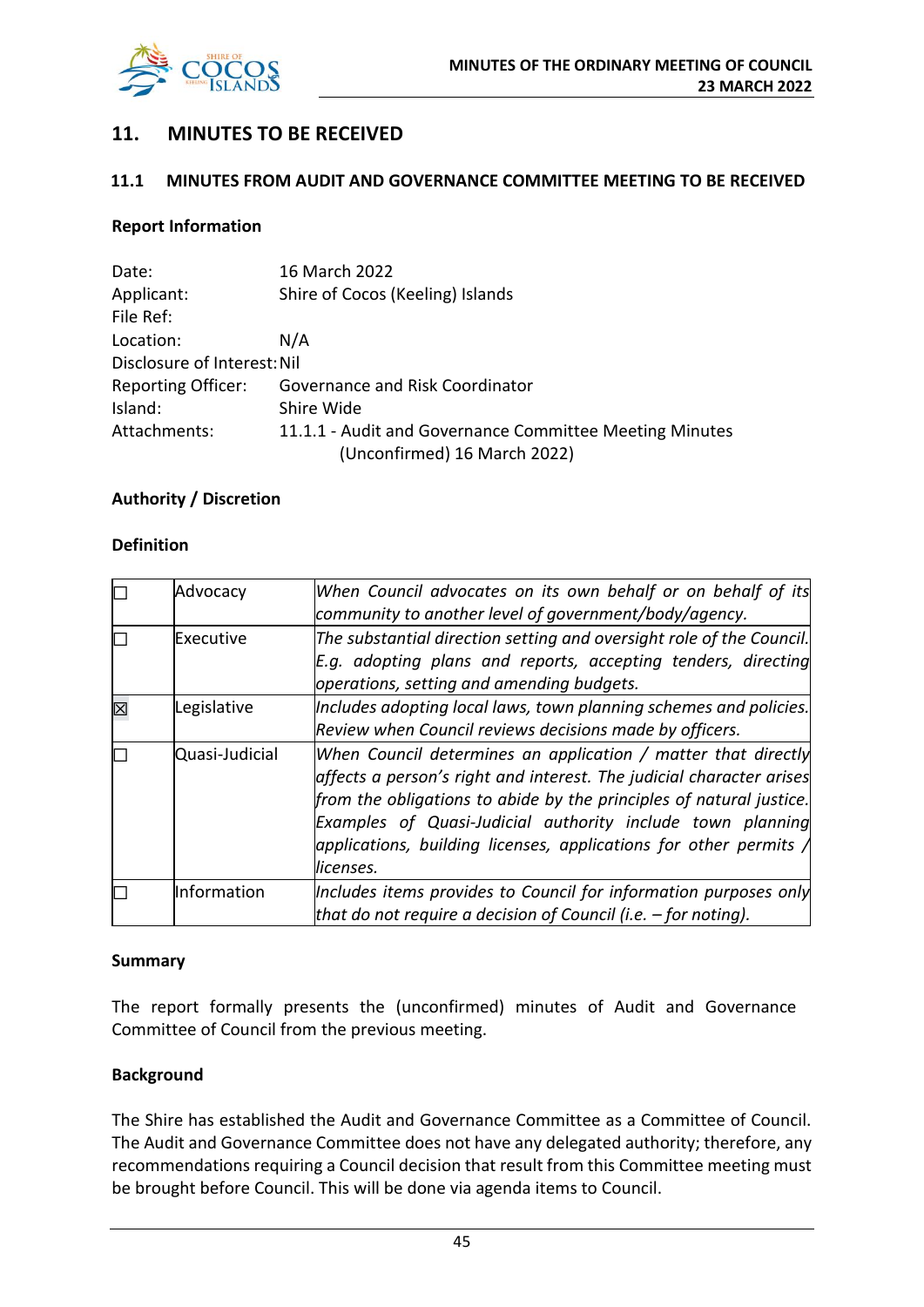## 11. MINUTES TO BE RECEIVED

### 11.1 MINUTES FROM AUDIT AND GOVERNANCE COMMITTEE MEETING TO BE RECEIVED

**Report Information**

Date: 16 March 2022
Applicant: Shire of Cocos (Keeling) Islands
File Ref:
Location: N/A
Disclosure of Interest: Nil
Reporting Officer: Governance and Risk Coordinator
Island: Shire Wide
Attachments: 11.1.1 - Audit and Governance Committee Meeting Minutes (Unconfirmed) 16 March 2022)

**Authority / Discretion**

**Definition**

| | | |
|---|---|---|
| ☐ | Advocacy | *When Council advocates on its own behalf or on behalf of its community to another level of government/body/agency.* |
| ☐ | Executive | *The substantial direction setting and oversight role of the Council. E.g. adopting plans and reports, accepting tenders, directing operations, setting and amending budgets.* |
| ☒ | Legislative | *Includes adopting local laws, town planning schemes and policies. Review when Council reviews decisions made by officers.* |
| ☐ | Quasi-Judicial | *When Council determines an application / matter that directly affects a person's right and interest. The judicial character arises from the obligations to abide by the principles of natural justice. Examples of Quasi-Judicial authority include town planning applications, building licenses, applications for other permits / licenses.* |
| ☐ | Information | *Includes items provides to Council for information purposes only that do not require a decision of Council (i.e. – for noting).* |

**Summary**

The report formally presents the (unconfirmed) minutes of Audit and Governance Committee of Council from the previous meeting.

**Background**

The Shire has established the Audit and Governance Committee as a Committee of Council. The Audit and Governance Committee does not have any delegated authority; therefore, any recommendations requiring a Council decision that result from this Committee meeting must be brought before Council. This will be done via agenda items to Council.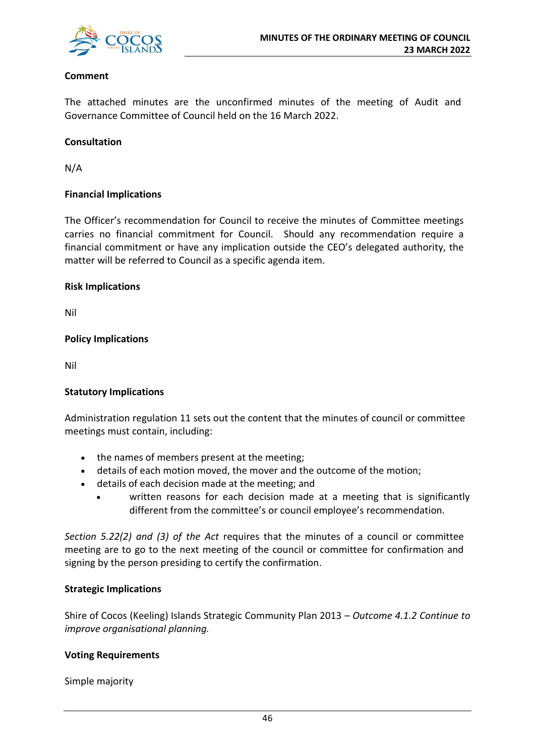**Comment**

The attached minutes are the unconfirmed minutes of the meeting of Audit and Governance Committee of Council held on the 16 March 2022.

**Consultation**

N/A

**Financial Implications**

The Officer's recommendation for Council to receive the minutes of Committee meetings carries no financial commitment for Council. Should any recommendation require a financial commitment or have any implication outside the CEO's delegated authority, the matter will be referred to Council as a specific agenda item.

**Risk Implications**

Nil

**Policy Implications**

Nil

**Statutory Implications**

Administration regulation 11 sets out the content that the minutes of council or committee meetings must contain, including:

- the names of members present at the meeting;
- details of each motion moved, the mover and the outcome of the motion;
- details of each decision made at the meeting; and
  - written reasons for each decision made at a meeting that is significantly different from the committee's or council employee's recommendation.

*Section 5.22(2) and (3) of the Act* requires that the minutes of a council or committee meeting are to go to the next meeting of the council or committee for confirmation and signing by the person presiding to certify the confirmation.

**Strategic Implications**

Shire of Cocos (Keeling) Islands Strategic Community Plan 2013 – *Outcome 4.1.2 Continue to improve organisational planning.*

**Voting Requirements**

Simple majority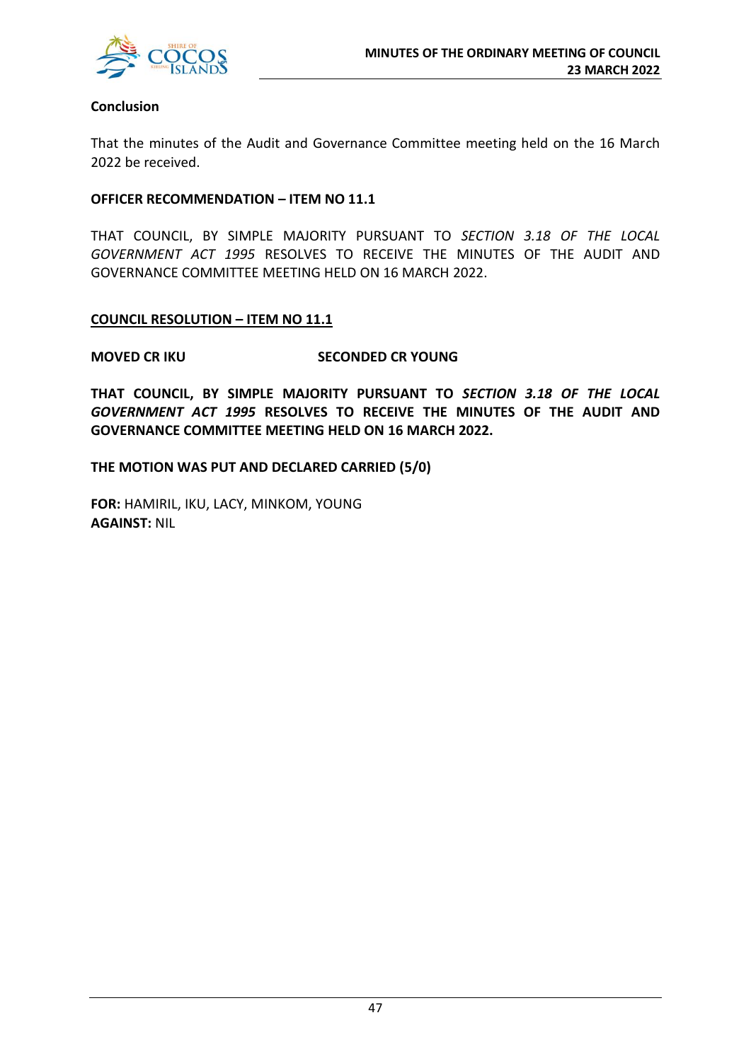**Conclusion**

That the minutes of the Audit and Governance Committee meeting held on the 16 March 2022 be received.

**OFFICER RECOMMENDATION – ITEM NO 11.1**

THAT COUNCIL, BY SIMPLE MAJORITY PURSUANT TO *SECTION 3.18 OF THE LOCAL GOVERNMENT ACT 1995* RESOLVES TO RECEIVE THE MINUTES OF THE AUDIT AND GOVERNANCE COMMITTEE MEETING HELD ON 16 MARCH 2022.

**COUNCIL RESOLUTION – ITEM NO 11.1**

**MOVED CR IKU** **SECONDED CR YOUNG**

**THAT COUNCIL, BY SIMPLE MAJORITY PURSUANT TO *SECTION 3.18 OF THE LOCAL GOVERNMENT ACT 1995* RESOLVES TO RECEIVE THE MINUTES OF THE AUDIT AND GOVERNANCE COMMITTEE MEETING HELD ON 16 MARCH 2022.**

**THE MOTION WAS PUT AND DECLARED CARRIED (5/0)**

**FOR:** HAMIRIL, IKU, LACY, MINKOM, YOUNG
**AGAINST:** NIL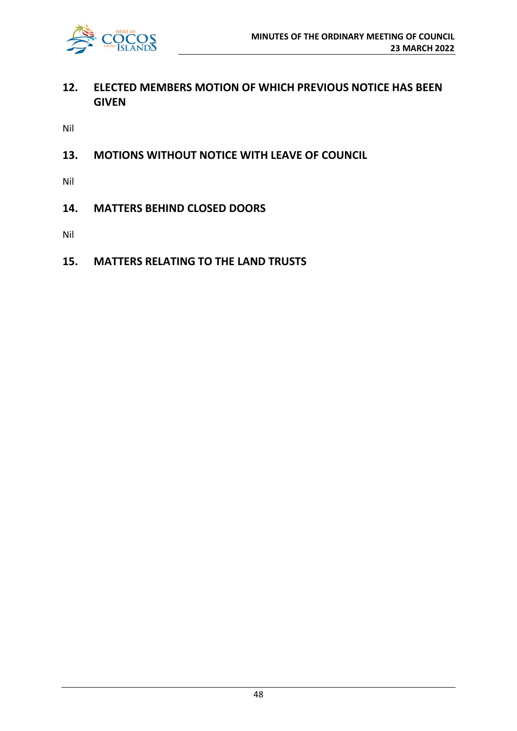## 12. ELECTED MEMBERS MOTION OF WHICH PREVIOUS NOTICE HAS BEEN GIVEN

Nil

## 13. MOTIONS WITHOUT NOTICE WITH LEAVE OF COUNCIL

Nil

## 14. MATTERS BEHIND CLOSED DOORS

Nil

## 15. MATTERS RELATING TO THE LAND TRUSTS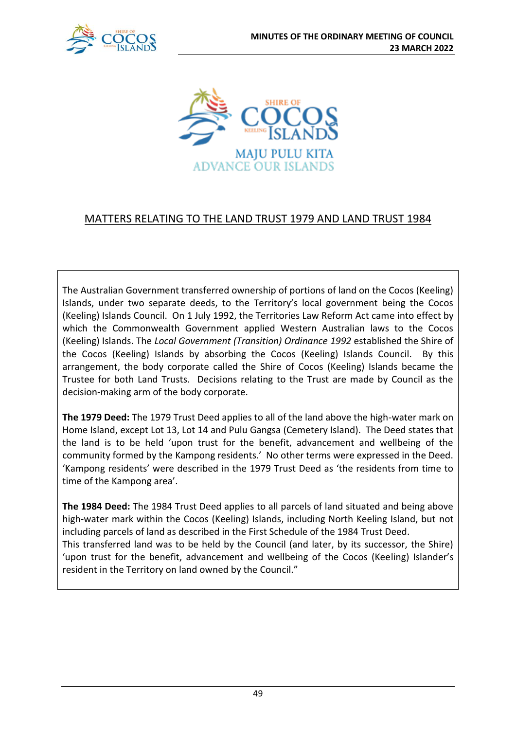MAJU PULU KITA
ADVANCE OUR ISLANDS

## MATTERS RELATING TO THE LAND TRUST 1979 AND LAND TRUST 1984

The Australian Government transferred ownership of portions of land on the Cocos (Keeling) Islands, under two separate deeds, to the Territory's local government being the Cocos (Keeling) Islands Council. On 1 July 1992, the Territories Law Reform Act came into effect by which the Commonwealth Government applied Western Australian laws to the Cocos (Keeling) Islands. The *Local Government (Transition) Ordinance 1992* established the Shire of the Cocos (Keeling) Islands by absorbing the Cocos (Keeling) Islands Council. By this arrangement, the body corporate called the Shire of Cocos (Keeling) Islands became the Trustee for both Land Trusts. Decisions relating to the Trust are made by Council as the decision-making arm of the body corporate.

**The 1979 Deed:** The 1979 Trust Deed applies to all of the land above the high-water mark on Home Island, except Lot 13, Lot 14 and Pulu Gangsa (Cemetery Island). The Deed states that the land is to be held 'upon trust for the benefit, advancement and wellbeing of the community formed by the Kampong residents.' No other terms were expressed in the Deed. 'Kampong residents' were described in the 1979 Trust Deed as 'the residents from time to time of the Kampong area'.

**The 1984 Deed:** The 1984 Trust Deed applies to all parcels of land situated and being above high-water mark within the Cocos (Keeling) Islands, including North Keeling Island, but not including parcels of land as described in the First Schedule of the 1984 Trust Deed.
This transferred land was to be held by the Council (and later, by its successor, the Shire) 'upon trust for the benefit, advancement and wellbeing of the Cocos (Keeling) Islander's resident in the Territory on land owned by the Council."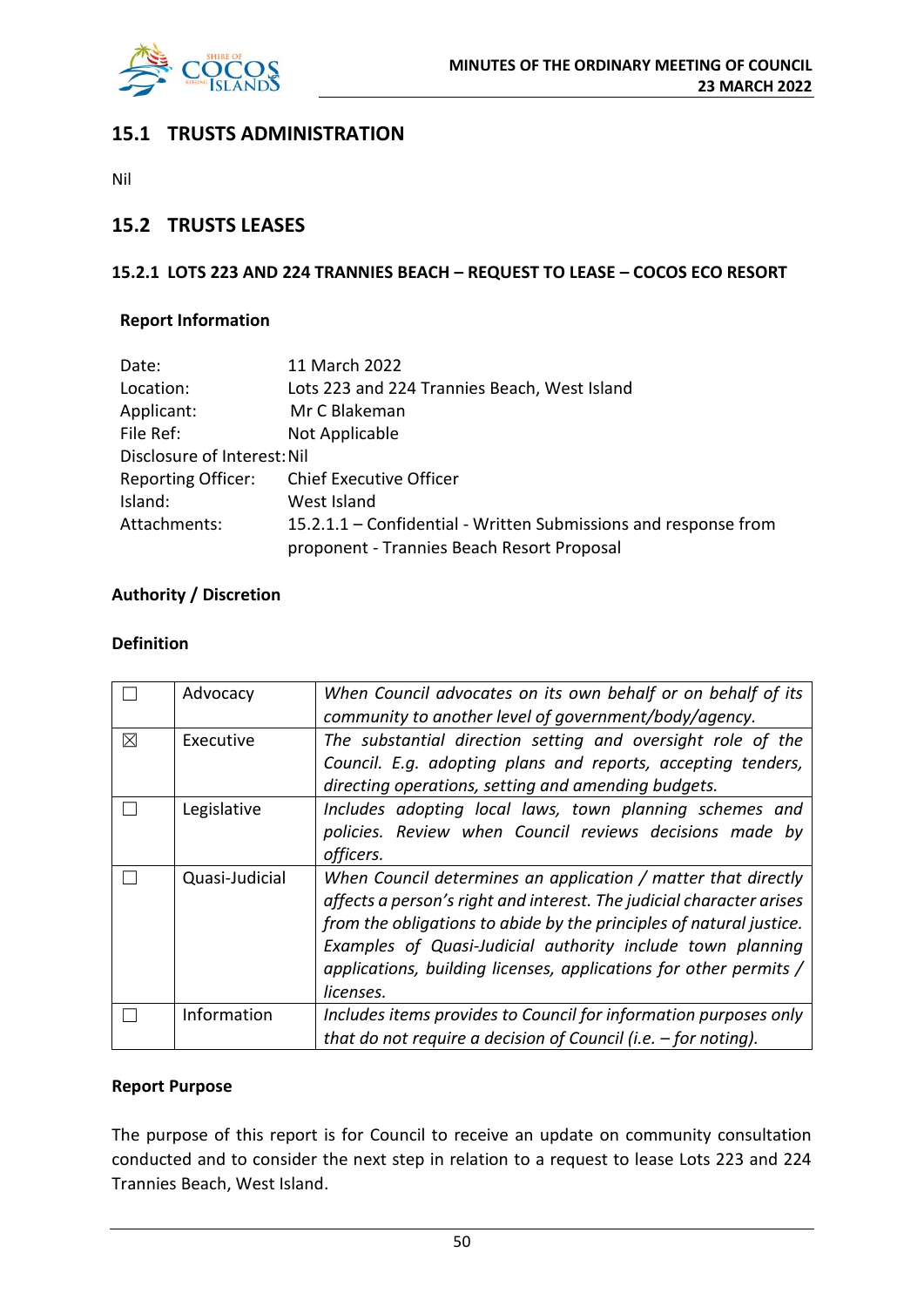## 15.1 TRUSTS ADMINISTRATION

Nil

## 15.2 TRUSTS LEASES

### 15.2.1 LOTS 223 AND 224 TRANNIES BEACH – REQUEST TO LEASE – COCOS ECO RESORT

**Report Information**

| | |
|---|---|
| Date: | 11 March 2022 |
| Location: | Lots 223 and 224 Trannies Beach, West Island |
| Applicant: | Mr C Blakeman |
| File Ref: | Not Applicable |
| Disclosure of Interest: | Nil |
| Reporting Officer: | Chief Executive Officer |
| Island: | West Island |
| Attachments: | 15.2.1.1 – Confidential - Written Submissions and response from proponent - Trannies Beach Resort Proposal |

**Authority / Discretion**

**Definition**

| | | |
|---|---|---|
| ☐ | Advocacy | *When Council advocates on its own behalf or on behalf of its community to another level of government/body/agency.* |
| ☒ | Executive | *The substantial direction setting and oversight role of the Council. E.g. adopting plans and reports, accepting tenders, directing operations, setting and amending budgets.* |
| ☐ | Legislative | *Includes adopting local laws, town planning schemes and policies. Review when Council reviews decisions made by officers.* |
| ☐ | Quasi-Judicial | *When Council determines an application / matter that directly affects a person's right and interest. The judicial character arises from the obligations to abide by the principles of natural justice. Examples of Quasi-Judicial authority include town planning applications, building licenses, applications for other permits / licenses.* |
| ☐ | Information | *Includes items provides to Council for information purposes only that do not require a decision of Council (i.e. – for noting).* |

**Report Purpose**

The purpose of this report is for Council to receive an update on community consultation conducted and to consider the next step in relation to a request to lease Lots 223 and 224 Trannies Beach, West Island.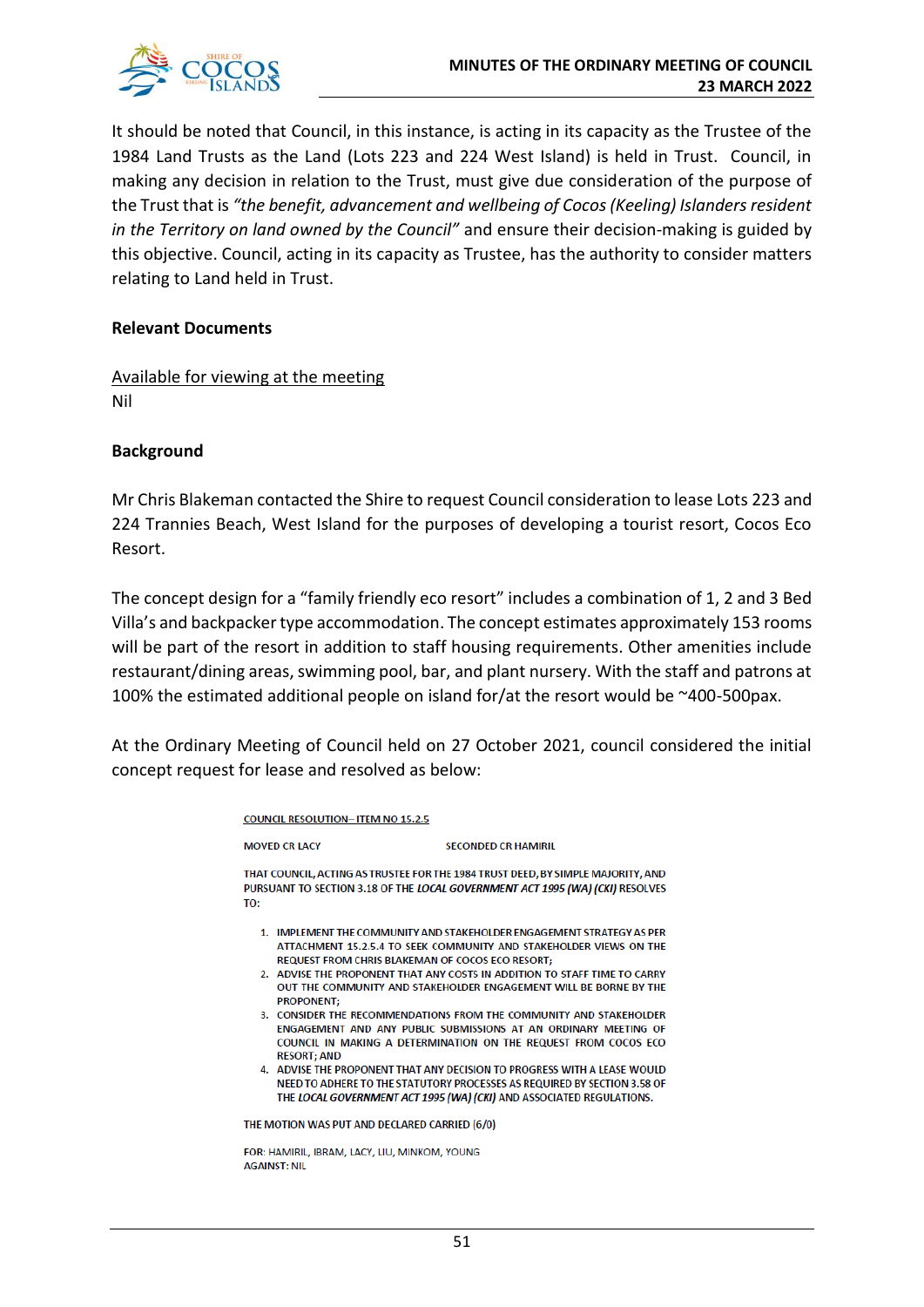It should be noted that Council, in this instance, is acting in its capacity as the Trustee of the 1984 Land Trusts as the Land (Lots 223 and 224 West Island) is held in Trust. Council, in making any decision in relation to the Trust, must give due consideration of the purpose of the Trust that is *"the benefit, advancement and wellbeing of Cocos (Keeling) Islanders resident in the Territory on land owned by the Council"* and ensure their decision-making is guided by this objective. Council, acting in its capacity as Trustee, has the authority to consider matters relating to Land held in Trust.

**Relevant Documents**

Available for viewing at the meeting
Nil

**Background**

Mr Chris Blakeman contacted the Shire to request Council consideration to lease Lots 223 and 224 Trannies Beach, West Island for the purposes of developing a tourist resort, Cocos Eco Resort.

The concept design for a "family friendly eco resort" includes a combination of 1, 2 and 3 Bed Villa's and backpacker type accommodation. The concept estimates approximately 153 rooms will be part of the resort in addition to staff housing requirements. Other amenities include restaurant/dining areas, swimming pool, bar, and plant nursery. With the staff and patrons at 100% the estimated additional people on island for/at the resort would be ~400-500pax.

At the Ordinary Meeting of Council held on 27 October 2021, council considered the initial concept request for lease and resolved as below:

COUNCIL RESOLUTION– ITEM NO 15.2.5

MOVED CR LACY SECONDED CR HAMIRIL

THAT COUNCIL, ACTING AS TRUSTEE FOR THE 1984 TRUST DEED, BY SIMPLE MAJORITY, AND PURSUANT TO SECTION 3.18 OF THE *LOCAL GOVERNMENT ACT 1995 (WA) (CKI)* RESOLVES TO:

1. IMPLEMENT THE COMMUNITY AND STAKEHOLDER ENGAGEMENT STRATEGY AS PER ATTACHMENT 15.2.5.4 TO SEEK COMMUNITY AND STAKEHOLDER VIEWS ON THE REQUEST FROM CHRIS BLAKEMAN OF COCOS ECO RESORT;
2. ADVISE THE PROPONENT THAT ANY COSTS IN ADDITION TO STAFF TIME TO CARRY OUT THE COMMUNITY AND STAKEHOLDER ENGAGEMENT WILL BE BORNE BY THE PROPONENT;
3. CONSIDER THE RECOMMENDATIONS FROM THE COMMUNITY AND STAKEHOLDER ENGAGEMENT AND ANY PUBLIC SUBMISSIONS AT AN ORDINARY MEETING OF COUNCIL IN MAKING A DETERMINATION ON THE REQUEST FROM COCOS ECO RESORT; AND
4. ADVISE THE PROPONENT THAT ANY DECISION TO PROGRESS WITH A LEASE WOULD NEED TO ADHERE TO THE STATUTORY PROCESSES AS REQUIRED BY SECTION 3.58 OF THE *LOCAL GOVERNMENT ACT 1995 (WA) (CKI)* AND ASSOCIATED REGULATIONS.

THE MOTION WAS PUT AND DECLARED CARRIED (6/0)

FOR: HAMIRIL, IBRAM, LACY, LIU, MINKOM, YOUNG
AGAINST: NIL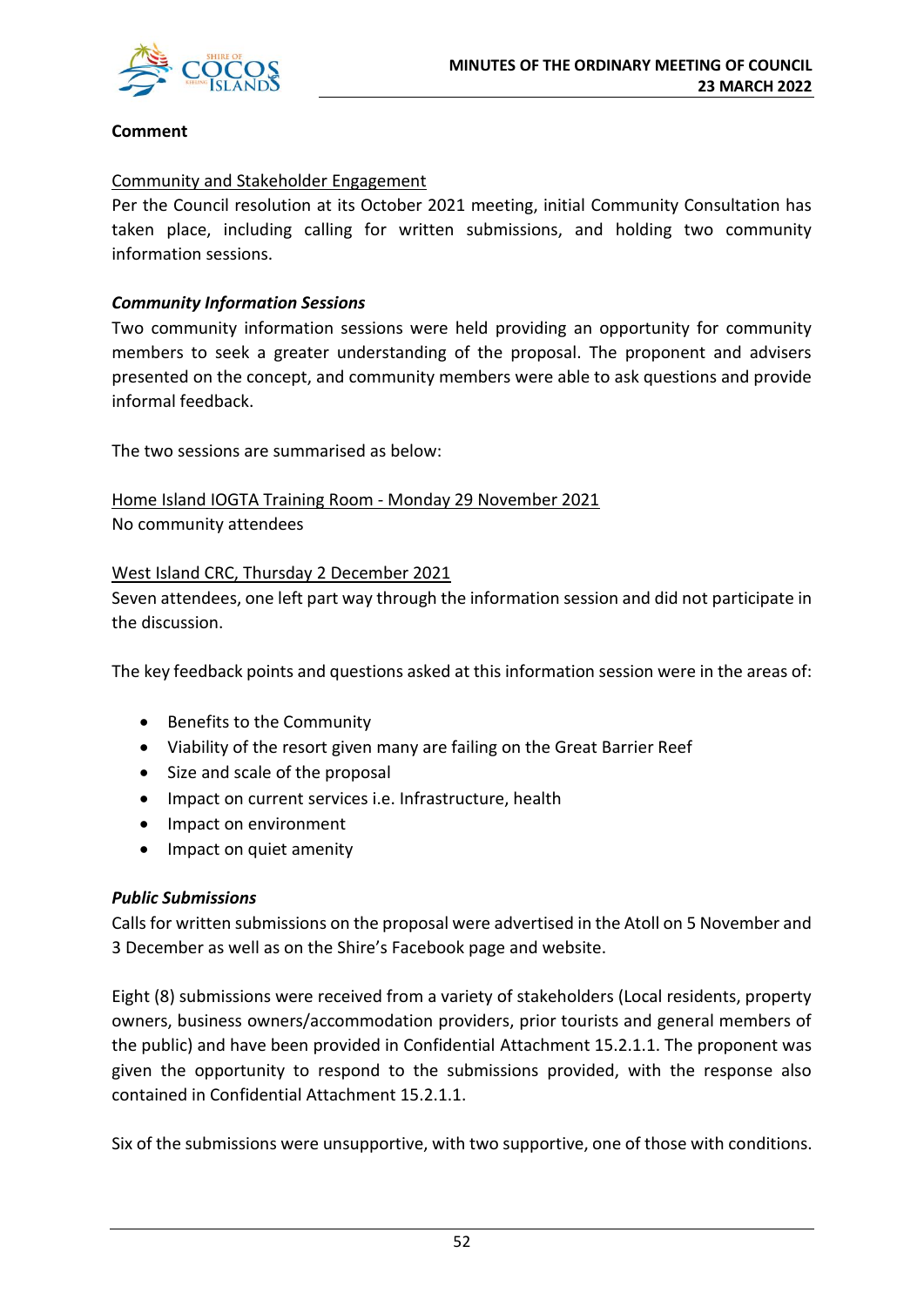**Comment**

Community and Stakeholder Engagement

Per the Council resolution at its October 2021 meeting, initial Community Consultation has taken place, including calling for written submissions, and holding two community information sessions.

***Community Information Sessions***

Two community information sessions were held providing an opportunity for community members to seek a greater understanding of the proposal. The proponent and advisers presented on the concept, and community members were able to ask questions and provide informal feedback.

The two sessions are summarised as below:

Home Island IOGTA Training Room - Monday 29 November 2021

No community attendees

West Island CRC, Thursday 2 December 2021

Seven attendees, one left part way through the information session and did not participate in the discussion.

The key feedback points and questions asked at this information session were in the areas of:

- Benefits to the Community
- Viability of the resort given many are failing on the Great Barrier Reef
- Size and scale of the proposal
- Impact on current services i.e. Infrastructure, health
- Impact on environment
- Impact on quiet amenity

***Public Submissions***

Calls for written submissions on the proposal were advertised in the Atoll on 5 November and 3 December as well as on the Shire's Facebook page and website.

Eight (8) submissions were received from a variety of stakeholders (Local residents, property owners, business owners/accommodation providers, prior tourists and general members of the public) and have been provided in Confidential Attachment 15.2.1.1. The proponent was given the opportunity to respond to the submissions provided, with the response also contained in Confidential Attachment 15.2.1.1.

Six of the submissions were unsupportive, with two supportive, one of those with conditions.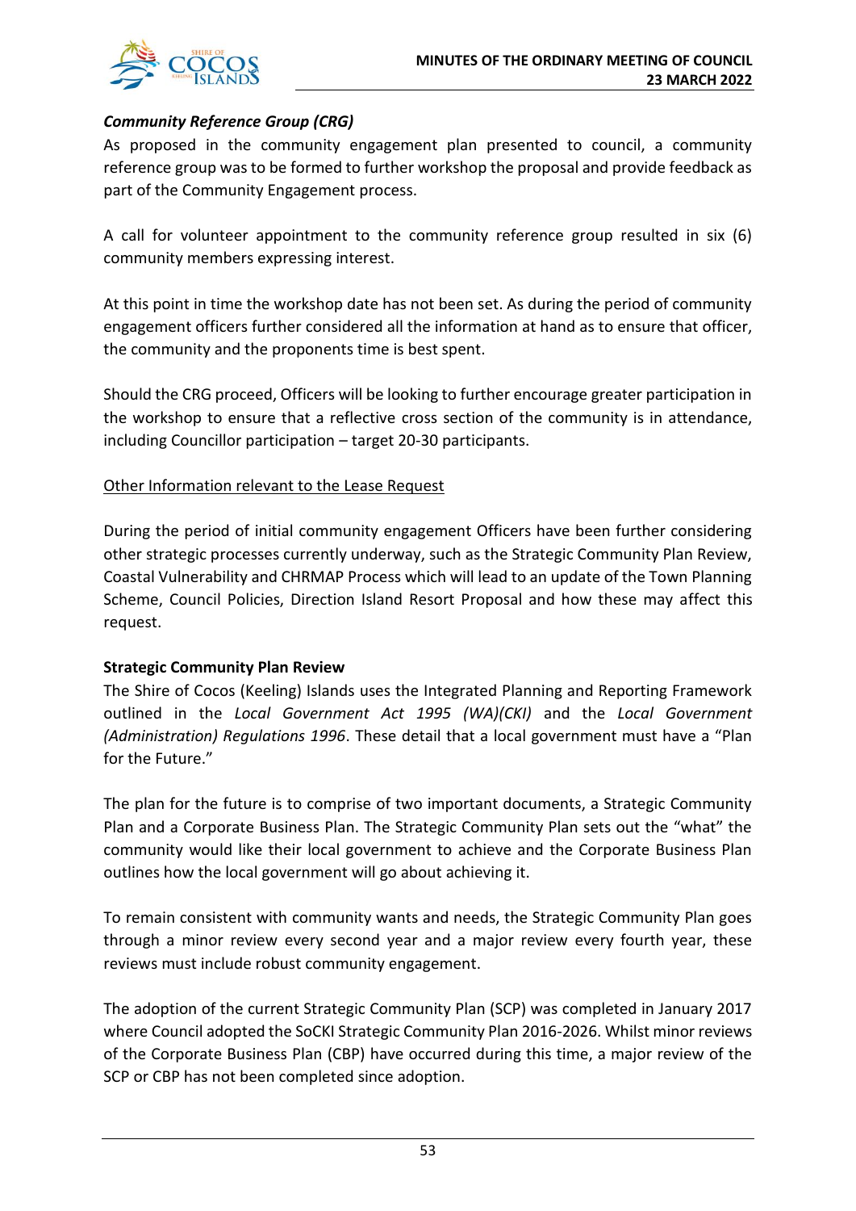***Community Reference Group (CRG)***

As proposed in the community engagement plan presented to council, a community reference group was to be formed to further workshop the proposal and provide feedback as part of the Community Engagement process.

A call for volunteer appointment to the community reference group resulted in six (6) community members expressing interest.

At this point in time the workshop date has not been set. As during the period of community engagement officers further considered all the information at hand as to ensure that officer, the community and the proponents time is best spent.

Should the CRG proceed, Officers will be looking to further encourage greater participation in the workshop to ensure that a reflective cross section of the community is in attendance, including Councillor participation – target 20-30 participants.

<u>Other Information relevant to the Lease Request</u>

During the period of initial community engagement Officers have been further considering other strategic processes currently underway, such as the Strategic Community Plan Review, Coastal Vulnerability and CHRMAP Process which will lead to an update of the Town Planning Scheme, Council Policies, Direction Island Resort Proposal and how these may affect this request.

**Strategic Community Plan Review**

The Shire of Cocos (Keeling) Islands uses the Integrated Planning and Reporting Framework outlined in the *Local Government Act 1995 (WA)(CKI)* and the *Local Government (Administration) Regulations 1996*. These detail that a local government must have a "Plan for the Future."

The plan for the future is to comprise of two important documents, a Strategic Community Plan and a Corporate Business Plan. The Strategic Community Plan sets out the "what" the community would like their local government to achieve and the Corporate Business Plan outlines how the local government will go about achieving it.

To remain consistent with community wants and needs, the Strategic Community Plan goes through a minor review every second year and a major review every fourth year, these reviews must include robust community engagement.

The adoption of the current Strategic Community Plan (SCP) was completed in January 2017 where Council adopted the SoCKI Strategic Community Plan 2016-2026. Whilst minor reviews of the Corporate Business Plan (CBP) have occurred during this time, a major review of the SCP or CBP has not been completed since adoption.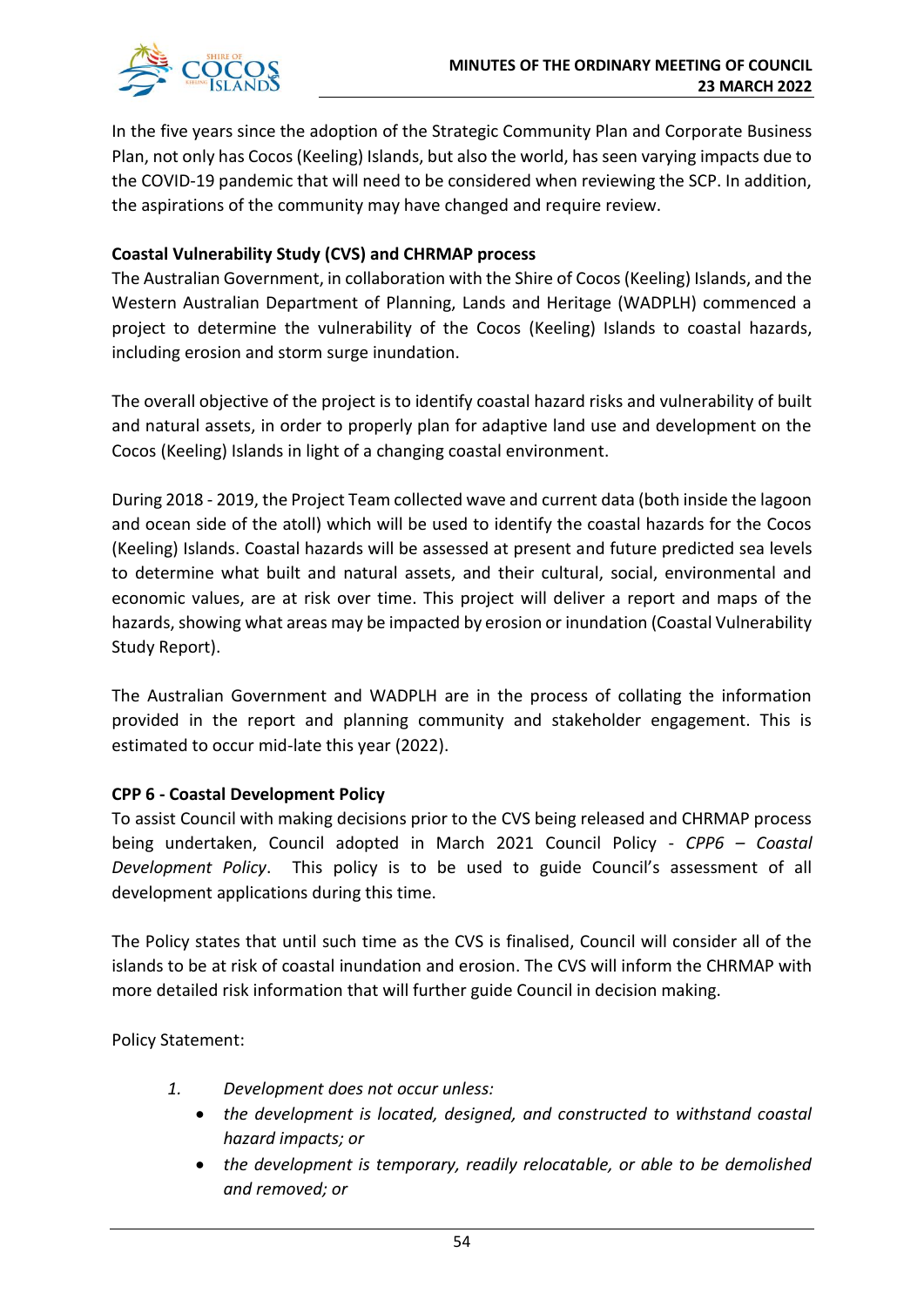In the five years since the adoption of the Strategic Community Plan and Corporate Business Plan, not only has Cocos (Keeling) Islands, but also the world, has seen varying impacts due to the COVID-19 pandemic that will need to be considered when reviewing the SCP. In addition, the aspirations of the community may have changed and require review.

**Coastal Vulnerability Study (CVS) and CHRMAP process**

The Australian Government, in collaboration with the Shire of Cocos (Keeling) Islands, and the Western Australian Department of Planning, Lands and Heritage (WADPLH) commenced a project to determine the vulnerability of the Cocos (Keeling) Islands to coastal hazards, including erosion and storm surge inundation.

The overall objective of the project is to identify coastal hazard risks and vulnerability of built and natural assets, in order to properly plan for adaptive land use and development on the Cocos (Keeling) Islands in light of a changing coastal environment.

During 2018 - 2019, the Project Team collected wave and current data (both inside the lagoon and ocean side of the atoll) which will be used to identify the coastal hazards for the Cocos (Keeling) Islands. Coastal hazards will be assessed at present and future predicted sea levels to determine what built and natural assets, and their cultural, social, environmental and economic values, are at risk over time. This project will deliver a report and maps of the hazards, showing what areas may be impacted by erosion or inundation (Coastal Vulnerability Study Report).

The Australian Government and WADPLH are in the process of collating the information provided in the report and planning community and stakeholder engagement. This is estimated to occur mid-late this year (2022).

**CPP 6 - Coastal Development Policy**

To assist Council with making decisions prior to the CVS being released and CHRMAP process being undertaken, Council adopted in March 2021 Council Policy - *CPP6 – Coastal Development Policy*. This policy is to be used to guide Council's assessment of all development applications during this time.

The Policy states that until such time as the CVS is finalised, Council will consider all of the islands to be at risk of coastal inundation and erosion. The CVS will inform the CHRMAP with more detailed risk information that will further guide Council in decision making.

Policy Statement:

1. *Development does not occur unless:*
   - *the development is located, designed, and constructed to withstand coastal hazard impacts; or*
   - *the development is temporary, readily relocatable, or able to be demolished and removed; or*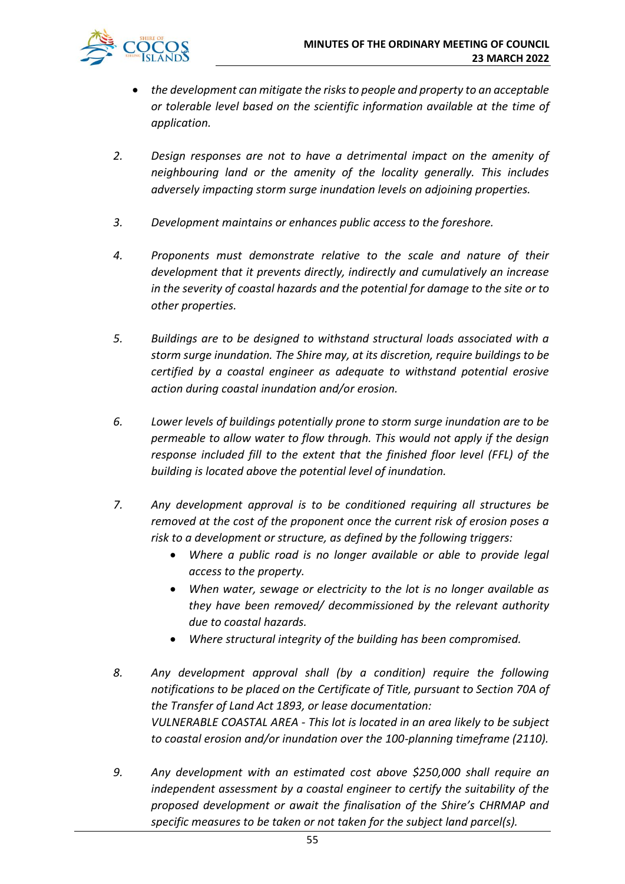- *the development can mitigate the risks to people and property to an acceptable or tolerable level based on the scientific information available at the time of application.*

2. *Design responses are not to have a detrimental impact on the amenity of neighbouring land or the amenity of the locality generally. This includes adversely impacting storm surge inundation levels on adjoining properties.*

3. *Development maintains or enhances public access to the foreshore.*

4. *Proponents must demonstrate relative to the scale and nature of their development that it prevents directly, indirectly and cumulatively an increase in the severity of coastal hazards and the potential for damage to the site or to other properties.*

5. *Buildings are to be designed to withstand structural loads associated with a storm surge inundation. The Shire may, at its discretion, require buildings to be certified by a coastal engineer as adequate to withstand potential erosive action during coastal inundation and/or erosion.*

6. *Lower levels of buildings potentially prone to storm surge inundation are to be permeable to allow water to flow through. This would not apply if the design response included fill to the extent that the finished floor level (FFL) of the building is located above the potential level of inundation.*

7. *Any development approval is to be conditioned requiring all structures be removed at the cost of the proponent once the current risk of erosion poses a risk to a development or structure, as defined by the following triggers:*
   - *Where a public road is no longer available or able to provide legal access to the property.*
   - *When water, sewage or electricity to the lot is no longer available as they have been removed/ decommissioned by the relevant authority due to coastal hazards.*
   - *Where structural integrity of the building has been compromised.*

8. *Any development approval shall (by a condition) require the following notifications to be placed on the Certificate of Title, pursuant to Section 70A of the Transfer of Land Act 1893, or lease documentation:*
   *VULNERABLE COASTAL AREA - This lot is located in an area likely to be subject to coastal erosion and/or inundation over the 100-planning timeframe (2110).*

9. *Any development with an estimated cost above $250,000 shall require an independent assessment by a coastal engineer to certify the suitability of the proposed development or await the finalisation of the Shire's CHRMAP and specific measures to be taken or not taken for the subject land parcel(s).*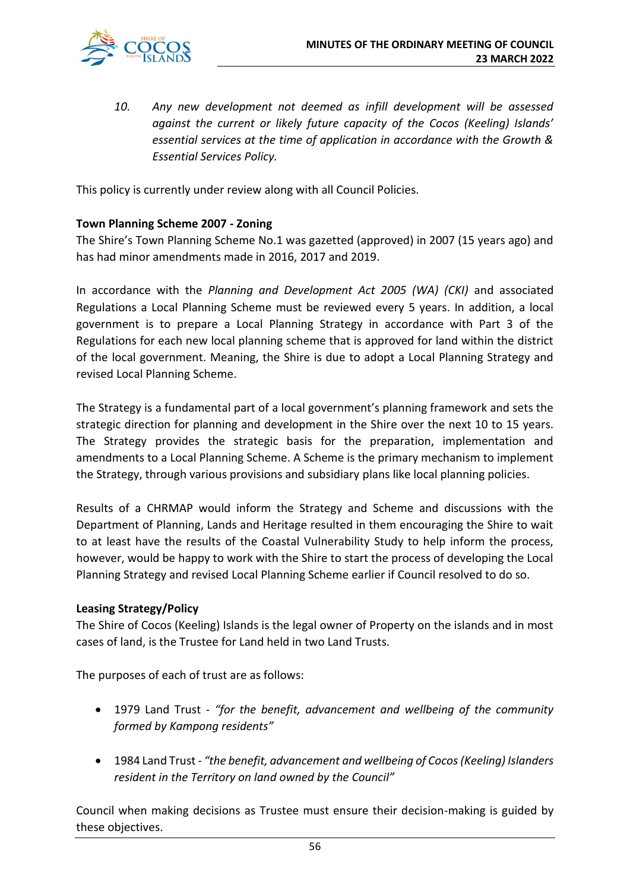10. *Any new development not deemed as infill development will be assessed against the current or likely future capacity of the Cocos (Keeling) Islands' essential services at the time of application in accordance with the Growth & Essential Services Policy.*

This policy is currently under review along with all Council Policies.

**Town Planning Scheme 2007 - Zoning**

The Shire's Town Planning Scheme No.1 was gazetted (approved) in 2007 (15 years ago) and has had minor amendments made in 2016, 2017 and 2019.

In accordance with the *Planning and Development Act 2005 (WA) (CKI)* and associated Regulations a Local Planning Scheme must be reviewed every 5 years. In addition, a local government is to prepare a Local Planning Strategy in accordance with Part 3 of the Regulations for each new local planning scheme that is approved for land within the district of the local government. Meaning, the Shire is due to adopt a Local Planning Strategy and revised Local Planning Scheme.

The Strategy is a fundamental part of a local government's planning framework and sets the strategic direction for planning and development in the Shire over the next 10 to 15 years. The Strategy provides the strategic basis for the preparation, implementation and amendments to a Local Planning Scheme. A Scheme is the primary mechanism to implement the Strategy, through various provisions and subsidiary plans like local planning policies.

Results of a CHRMAP would inform the Strategy and Scheme and discussions with the Department of Planning, Lands and Heritage resulted in them encouraging the Shire to wait to at least have the results of the Coastal Vulnerability Study to help inform the process, however, would be happy to work with the Shire to start the process of developing the Local Planning Strategy and revised Local Planning Scheme earlier if Council resolved to do so.

**Leasing Strategy/Policy**

The Shire of Cocos (Keeling) Islands is the legal owner of Property on the islands and in most cases of land, is the Trustee for Land held in two Land Trusts.

The purposes of each of trust are as follows:

- 1979 Land Trust - *"for the benefit, advancement and wellbeing of the community formed by Kampong residents"*
- 1984 Land Trust - *"the benefit, advancement and wellbeing of Cocos (Keeling) Islanders resident in the Territory on land owned by the Council"*

Council when making decisions as Trustee must ensure their decision-making is guided by these objectives.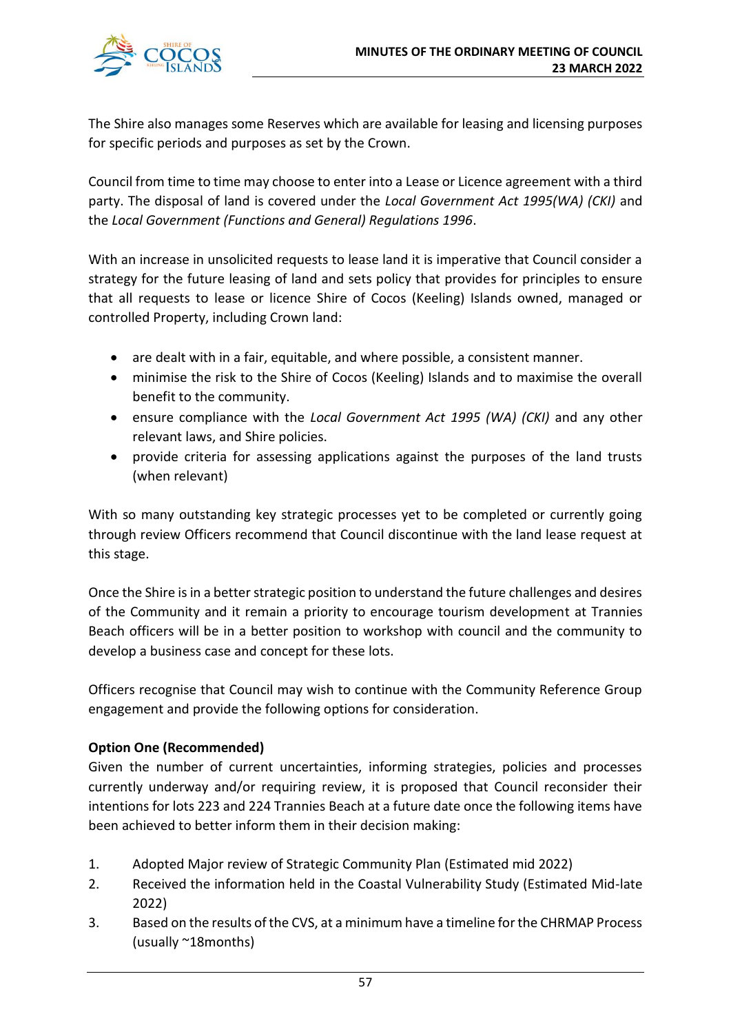The Shire also manages some Reserves which are available for leasing and licensing purposes for specific periods and purposes as set by the Crown.

Council from time to time may choose to enter into a Lease or Licence agreement with a third party. The disposal of land is covered under the *Local Government Act 1995(WA) (CKI)* and the *Local Government (Functions and General) Regulations 1996*.

With an increase in unsolicited requests to lease land it is imperative that Council consider a strategy for the future leasing of land and sets policy that provides for principles to ensure that all requests to lease or licence Shire of Cocos (Keeling) Islands owned, managed or controlled Property, including Crown land:

- are dealt with in a fair, equitable, and where possible, a consistent manner.
- minimise the risk to the Shire of Cocos (Keeling) Islands and to maximise the overall benefit to the community.
- ensure compliance with the *Local Government Act 1995 (WA) (CKI)* and any other relevant laws, and Shire policies.
- provide criteria for assessing applications against the purposes of the land trusts (when relevant)

With so many outstanding key strategic processes yet to be completed or currently going through review Officers recommend that Council discontinue with the land lease request at this stage.

Once the Shire is in a better strategic position to understand the future challenges and desires of the Community and it remain a priority to encourage tourism development at Trannies Beach officers will be in a better position to workshop with council and the community to develop a business case and concept for these lots.

Officers recognise that Council may wish to continue with the Community Reference Group engagement and provide the following options for consideration.

**Option One (Recommended)**

Given the number of current uncertainties, informing strategies, policies and processes currently underway and/or requiring review, it is proposed that Council reconsider their intentions for lots 223 and 224 Trannies Beach at a future date once the following items have been achieved to better inform them in their decision making:

1. Adopted Major review of Strategic Community Plan (Estimated mid 2022)
2. Received the information held in the Coastal Vulnerability Study (Estimated Mid-late 2022)
3. Based on the results of the CVS, at a minimum have a timeline for the CHRMAP Process (usually ~18months)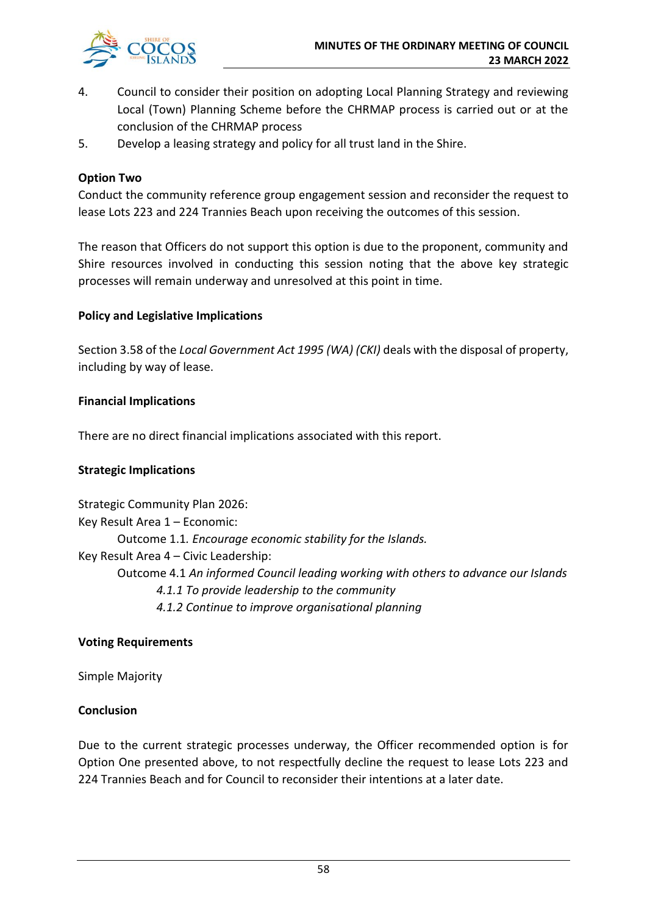4. Council to consider their position on adopting Local Planning Strategy and reviewing Local (Town) Planning Scheme before the CHRMAP process is carried out or at the conclusion of the CHRMAP process
5. Develop a leasing strategy and policy for all trust land in the Shire.

**Option Two**

Conduct the community reference group engagement session and reconsider the request to lease Lots 223 and 224 Trannies Beach upon receiving the outcomes of this session.

The reason that Officers do not support this option is due to the proponent, community and Shire resources involved in conducting this session noting that the above key strategic processes will remain underway and unresolved at this point in time.

**Policy and Legislative Implications**

Section 3.58 of the *Local Government Act 1995 (WA) (CKI)* deals with the disposal of property, including by way of lease.

**Financial Implications**

There are no direct financial implications associated with this report.

**Strategic Implications**

Strategic Community Plan 2026:

Key Result Area 1 – Economic:

Outcome 1.1. *Encourage economic stability for the Islands.*

Key Result Area 4 – Civic Leadership:

Outcome 4.1 *An informed Council leading working with others to advance our Islands*

*4.1.1 To provide leadership to the community*

*4.1.2 Continue to improve organisational planning*

**Voting Requirements**

Simple Majority

**Conclusion**

Due to the current strategic processes underway, the Officer recommended option is for Option One presented above, to not respectfully decline the request to lease Lots 223 and 224 Trannies Beach and for Council to reconsider their intentions at a later date.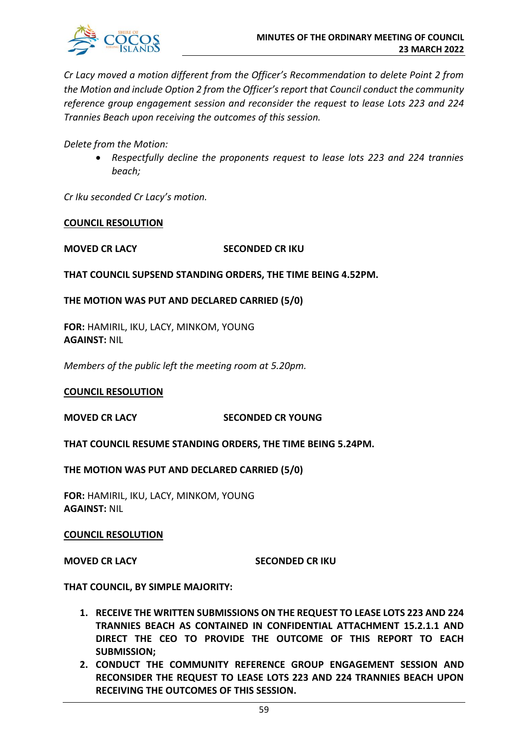*Cr Lacy moved a motion different from the Officer's Recommendation to delete Point 2 from the Motion and include Option 2 from the Officer's report that Council conduct the community reference group engagement session and reconsider the request to lease Lots 223 and 224 Trannies Beach upon receiving the outcomes of this session.*

*Delete from the Motion:*

- *Respectfully decline the proponents request to lease lots 223 and 224 trannies beach;*

*Cr Iku seconded Cr Lacy's motion.*

**COUNCIL RESOLUTION**

**MOVED CR LACY** **SECONDED CR IKU**

**THAT COUNCIL SUPSEND STANDING ORDERS, THE TIME BEING 4.52PM.**

**THE MOTION WAS PUT AND DECLARED CARRIED (5/0)**

**FOR:** HAMIRIL, IKU, LACY, MINKOM, YOUNG
**AGAINST:** NIL

*Members of the public left the meeting room at 5.20pm.*

**COUNCIL RESOLUTION**

**MOVED CR LACY** **SECONDED CR YOUNG**

**THAT COUNCIL RESUME STANDING ORDERS, THE TIME BEING 5.24PM.**

**THE MOTION WAS PUT AND DECLARED CARRIED (5/0)**

**FOR:** HAMIRIL, IKU, LACY, MINKOM, YOUNG
**AGAINST:** NIL

**COUNCIL RESOLUTION**

**MOVED CR LACY** **SECONDED CR IKU**

**THAT COUNCIL, BY SIMPLE MAJORITY:**

1. **RECEIVE THE WRITTEN SUBMISSIONS ON THE REQUEST TO LEASE LOTS 223 AND 224 TRANNIES BEACH AS CONTAINED IN CONFIDENTIAL ATTACHMENT 15.2.1.1 AND DIRECT THE CEO TO PROVIDE THE OUTCOME OF THIS REPORT TO EACH SUBMISSION;**
2. **CONDUCT THE COMMUNITY REFERENCE GROUP ENGAGEMENT SESSION AND RECONSIDER THE REQUEST TO LEASE LOTS 223 AND 224 TRANNIES BEACH UPON RECEIVING THE OUTCOMES OF THIS SESSION.**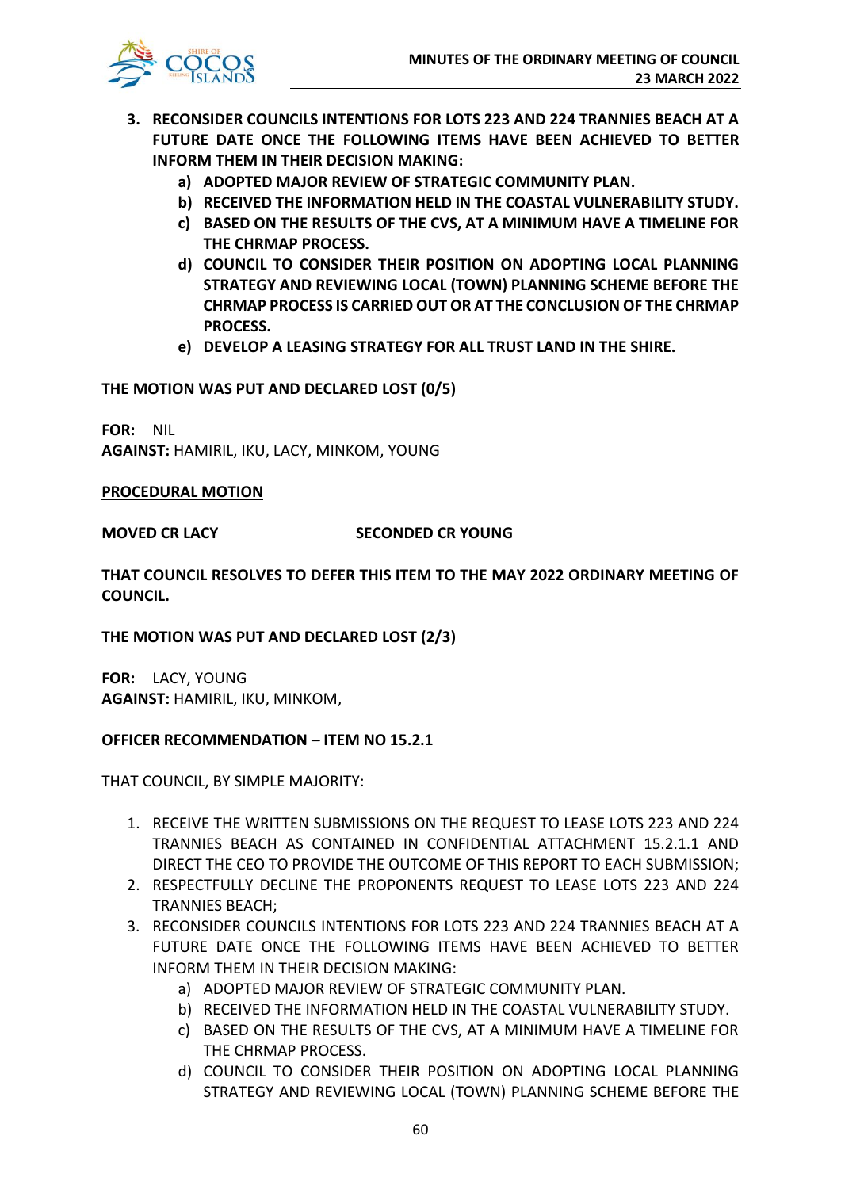3. **RECONSIDER COUNCILS INTENTIONS FOR LOTS 223 AND 224 TRANNIES BEACH AT A FUTURE DATE ONCE THE FOLLOWING ITEMS HAVE BEEN ACHIEVED TO BETTER INFORM THEM IN THEIR DECISION MAKING:**
   a) **ADOPTED MAJOR REVIEW OF STRATEGIC COMMUNITY PLAN.**
   b) **RECEIVED THE INFORMATION HELD IN THE COASTAL VULNERABILITY STUDY.**
   c) **BASED ON THE RESULTS OF THE CVS, AT A MINIMUM HAVE A TIMELINE FOR THE CHRMAP PROCESS.**
   d) **COUNCIL TO CONSIDER THEIR POSITION ON ADOPTING LOCAL PLANNING STRATEGY AND REVIEWING LOCAL (TOWN) PLANNING SCHEME BEFORE THE CHRMAP PROCESS IS CARRIED OUT OR AT THE CONCLUSION OF THE CHRMAP PROCESS.**
   e) **DEVELOP A LEASING STRATEGY FOR ALL TRUST LAND IN THE SHIRE.**

**THE MOTION WAS PUT AND DECLARED LOST (0/5)**

**FOR:** NIL
**AGAINST:** HAMIRIL, IKU, LACY, MINKOM, YOUNG

**<u>PROCEDURAL MOTION</u>**

**MOVED CR LACY** **SECONDED CR YOUNG**

**THAT COUNCIL RESOLVES TO DEFER THIS ITEM TO THE MAY 2022 ORDINARY MEETING OF COUNCIL.**

**THE MOTION WAS PUT AND DECLARED LOST (2/3)**

**FOR:** LACY, YOUNG
**AGAINST:** HAMIRIL, IKU, MINKOM,

**OFFICER RECOMMENDATION – ITEM NO 15.2.1**

THAT COUNCIL, BY SIMPLE MAJORITY:

1. RECEIVE THE WRITTEN SUBMISSIONS ON THE REQUEST TO LEASE LOTS 223 AND 224 TRANNIES BEACH AS CONTAINED IN CONFIDENTIAL ATTACHMENT 15.2.1.1 AND DIRECT THE CEO TO PROVIDE THE OUTCOME OF THIS REPORT TO EACH SUBMISSION;
2. RESPECTFULLY DECLINE THE PROPONENTS REQUEST TO LEASE LOTS 223 AND 224 TRANNIES BEACH;
3. RECONSIDER COUNCILS INTENTIONS FOR LOTS 223 AND 224 TRANNIES BEACH AT A FUTURE DATE ONCE THE FOLLOWING ITEMS HAVE BEEN ACHIEVED TO BETTER INFORM THEM IN THEIR DECISION MAKING:
   a) ADOPTED MAJOR REVIEW OF STRATEGIC COMMUNITY PLAN.
   b) RECEIVED THE INFORMATION HELD IN THE COASTAL VULNERABILITY STUDY.
   c) BASED ON THE RESULTS OF THE CVS, AT A MINIMUM HAVE A TIMELINE FOR THE CHRMAP PROCESS.
   d) COUNCIL TO CONSIDER THEIR POSITION ON ADOPTING LOCAL PLANNING STRATEGY AND REVIEWING LOCAL (TOWN) PLANNING SCHEME BEFORE THE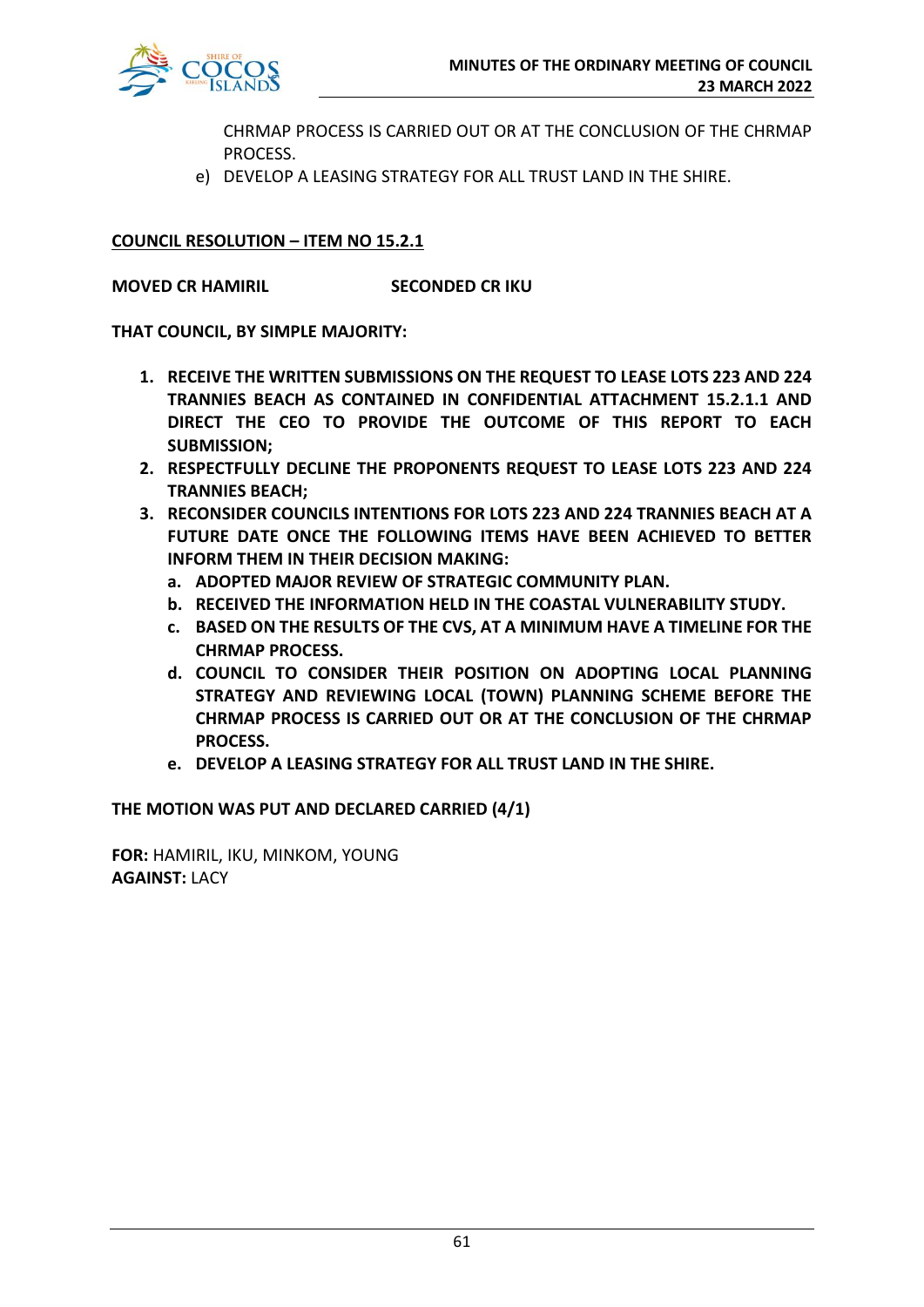CHRMAP PROCESS IS CARRIED OUT OR AT THE CONCLUSION OF THE CHRMAP PROCESS.

e) DEVELOP A LEASING STRATEGY FOR ALL TRUST LAND IN THE SHIRE.

**COUNCIL RESOLUTION – ITEM NO 15.2.1**

**MOVED CR HAMIRIL** **SECONDED CR IKU**

**THAT COUNCIL, BY SIMPLE MAJORITY:**

1. **RECEIVE THE WRITTEN SUBMISSIONS ON THE REQUEST TO LEASE LOTS 223 AND 224 TRANNIES BEACH AS CONTAINED IN CONFIDENTIAL ATTACHMENT 15.2.1.1 AND DIRECT THE CEO TO PROVIDE THE OUTCOME OF THIS REPORT TO EACH SUBMISSION;**
2. **RESPECTFULLY DECLINE THE PROPONENTS REQUEST TO LEASE LOTS 223 AND 224 TRANNIES BEACH;**
3. **RECONSIDER COUNCILS INTENTIONS FOR LOTS 223 AND 224 TRANNIES BEACH AT A FUTURE DATE ONCE THE FOLLOWING ITEMS HAVE BEEN ACHIEVED TO BETTER INFORM THEM IN THEIR DECISION MAKING:**
   a. **ADOPTED MAJOR REVIEW OF STRATEGIC COMMUNITY PLAN.**
   b. **RECEIVED THE INFORMATION HELD IN THE COASTAL VULNERABILITY STUDY.**
   c. **BASED ON THE RESULTS OF THE CVS, AT A MINIMUM HAVE A TIMELINE FOR THE CHRMAP PROCESS.**
   d. **COUNCIL TO CONSIDER THEIR POSITION ON ADOPTING LOCAL PLANNING STRATEGY AND REVIEWING LOCAL (TOWN) PLANNING SCHEME BEFORE THE CHRMAP PROCESS IS CARRIED OUT OR AT THE CONCLUSION OF THE CHRMAP PROCESS.**
   e. **DEVELOP A LEASING STRATEGY FOR ALL TRUST LAND IN THE SHIRE.**

**THE MOTION WAS PUT AND DECLARED CARRIED (4/1)**

**FOR:** HAMIRIL, IKU, MINKOM, YOUNG
**AGAINST:** LACY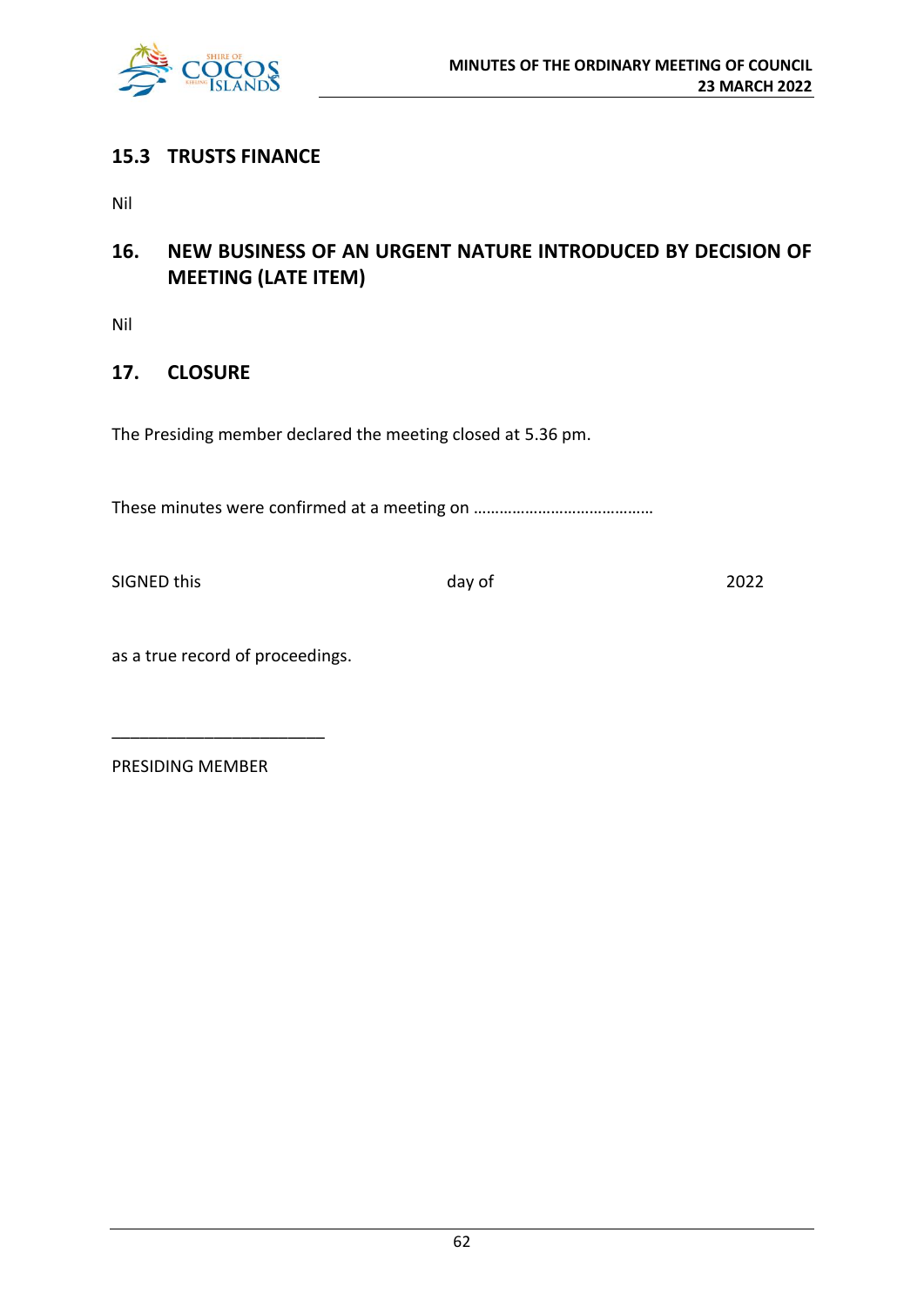## 15.3 TRUSTS FINANCE

Nil

## 16. NEW BUSINESS OF AN URGENT NATURE INTRODUCED BY DECISION OF MEETING (LATE ITEM)

Nil

## 17. CLOSURE

The Presiding member declared the meeting closed at 5.36 pm.

These minutes were confirmed at a meeting on ……………………………………

SIGNED this day of 2022

as a true record of proceedings.

_______________________

PRESIDING MEMBER